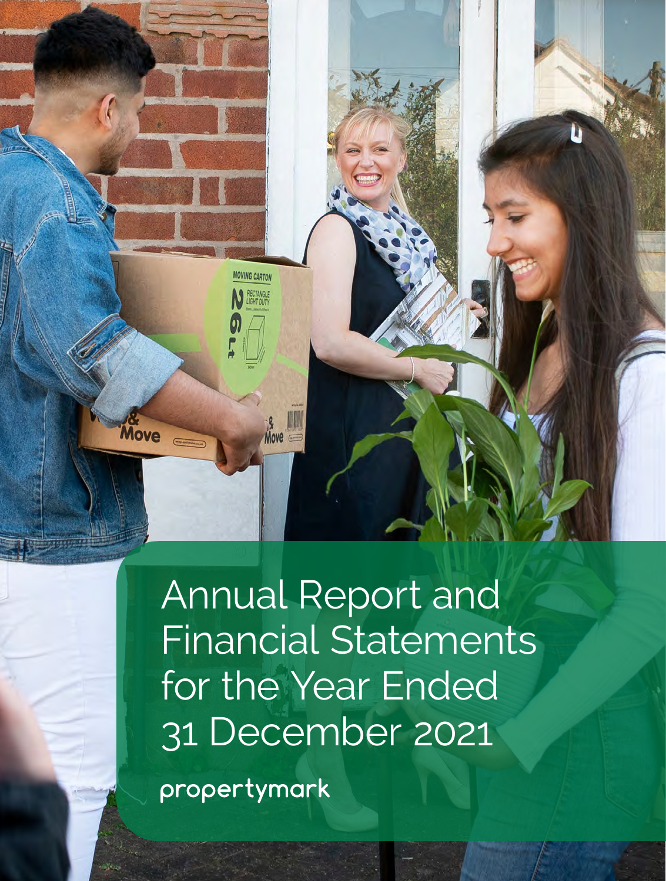# Annual Report and Financial Statements for the Year Ended 31 December 2021

propertymark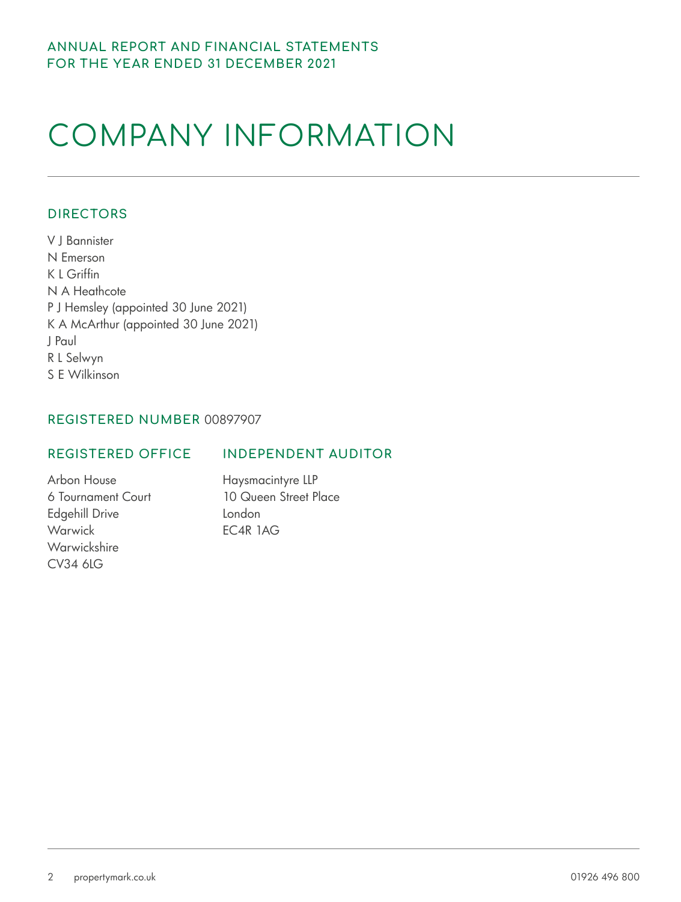ANNUAL REPORT AND FINANCIAL STATEMENTS
FOR THE YEAR ENDED 31 DECEMBER 2021

# COMPANY INFORMATION

## DIRECTORS

V J Bannister
N Emerson
K L Griffin
N A Heathcote
P J Hemsley (appointed 30 June 2021)
K A McArthur (appointed 30 June 2021)
J Paul
R L Selwyn
S E Wilkinson

## REGISTERED NUMBER 00897907

## REGISTERED OFFICE

Arbon House
6 Tournament Court
Edgehill Drive
Warwick
Warwickshire
CV34 6LG

## INDEPENDENT AUDITOR

Haysmacintyre LLP
10 Queen Street Place
London
EC4R 1AG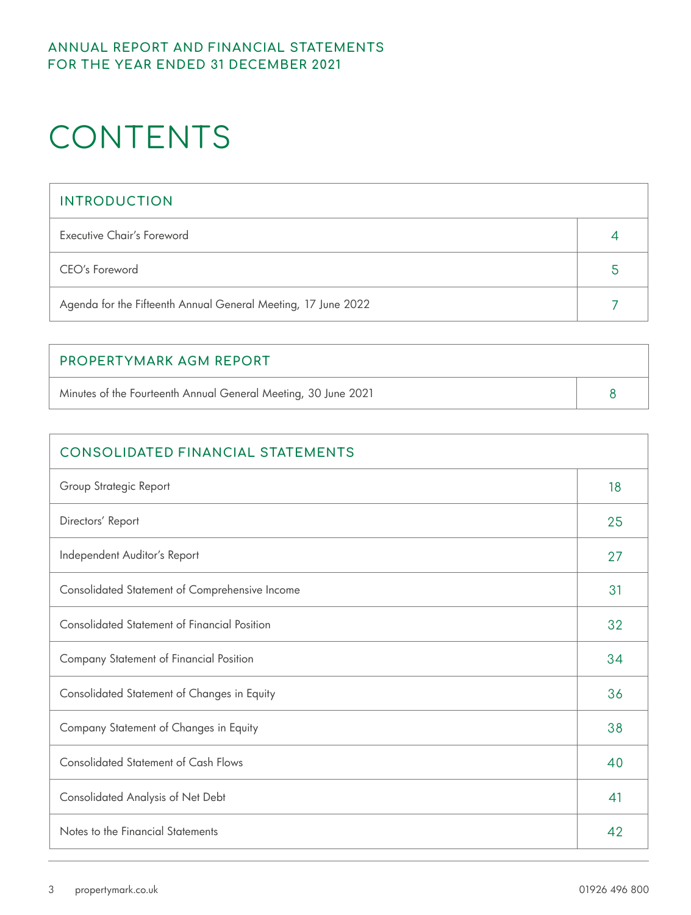ANNUAL REPORT AND FINANCIAL STATEMENTS
FOR THE YEAR ENDED 31 DECEMBER 2021

# CONTENTS

| INTRODUCTION | |
|---|---|
| Executive Chair's Foreword | 4 |
| CEO's Foreword | 5 |
| Agenda for the Fifteenth Annual General Meeting, 17 June 2022 | 7 |

| PROPERTYMARK AGM REPORT | |
|---|---|
| Minutes of the Fourteenth Annual General Meeting, 30 June 2021 | 8 |

| CONSOLIDATED FINANCIAL STATEMENTS | |
|---|---|
| Group Strategic Report | 18 |
| Directors' Report | 25 |
| Independent Auditor's Report | 27 |
| Consolidated Statement of Comprehensive Income | 31 |
| Consolidated Statement of Financial Position | 32 |
| Company Statement of Financial Position | 34 |
| Consolidated Statement of Changes in Equity | 36 |
| Company Statement of Changes in Equity | 38 |
| Consolidated Statement of Cash Flows | 40 |
| Consolidated Analysis of Net Debt | 41 |
| Notes to the Financial Statements | 42 |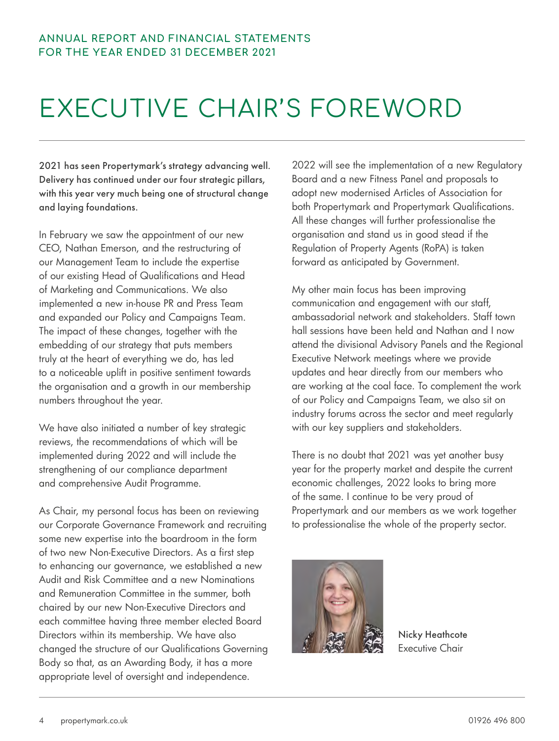# EXECUTIVE CHAIR'S FOREWORD

**2021 has seen Propertymark's strategy advancing well. Delivery has continued under our four strategic pillars, with this year very much being one of structural change and laying foundations.**

In February we saw the appointment of our new CEO, Nathan Emerson, and the restructuring of our Management Team to include the expertise of our existing Head of Qualifications and Head of Marketing and Communications. We also implemented a new in-house PR and Press Team and expanded our Policy and Campaigns Team. The impact of these changes, together with the embedding of our strategy that puts members truly at the heart of everything we do, has led to a noticeable uplift in positive sentiment towards the organisation and a growth in our membership numbers throughout the year.

We have also initiated a number of key strategic reviews, the recommendations of which will be implemented during 2022 and will include the strengthening of our compliance department and comprehensive Audit Programme.

As Chair, my personal focus has been on reviewing our Corporate Governance Framework and recruiting some new expertise into the boardroom in the form of two new Non-Executive Directors. As a first step to enhancing our governance, we established a new Audit and Risk Committee and a new Nominations and Remuneration Committee in the summer, both chaired by our new Non-Executive Directors and each committee having three member elected Board Directors within its membership. We have also changed the structure of our Qualifications Governing Body so that, as an Awarding Body, it has a more appropriate level of oversight and independence.

2022 will see the implementation of a new Regulatory Board and a new Fitness Panel and proposals to adopt new modernised Articles of Association for both Propertymark and Propertymark Qualifications. All these changes will further professionalise the organisation and stand us in good stead if the Regulation of Property Agents (RoPA) is taken forward as anticipated by Government.

My other main focus has been improving communication and engagement with our staff, ambassadorial network and stakeholders. Staff town hall sessions have been held and Nathan and I now attend the divisional Advisory Panels and the Regional Executive Network meetings where we provide updates and hear directly from our members who are working at the coal face. To complement the work of our Policy and Campaigns Team, we also sit on industry forums across the sector and meet regularly with our key suppliers and stakeholders.

There is no doubt that 2021 was yet another busy year for the property market and despite the current economic challenges, 2022 looks to bring more of the same. I continue to be very proud of Propertymark and our members as we work together to professionalise the whole of the property sector.

Nicky Heathcote
Executive Chair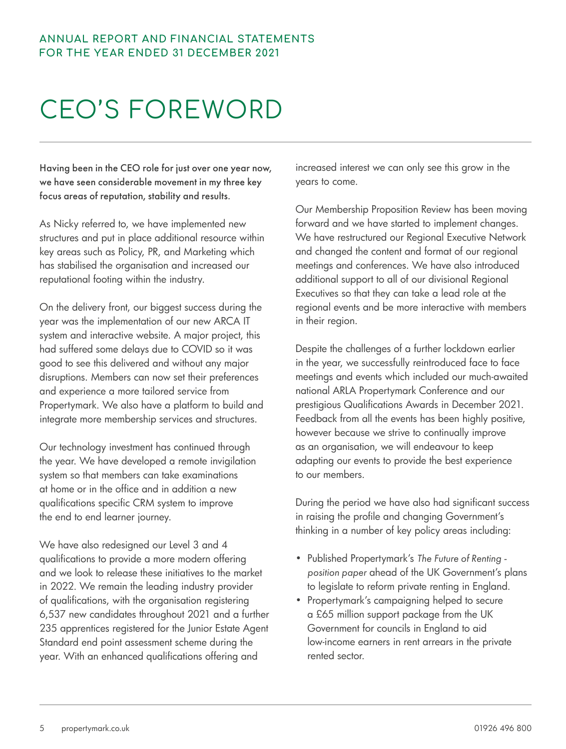# CEO'S FOREWORD

**Having been in the CEO role for just over one year now, we have seen considerable movement in my three key focus areas of reputation, stability and results.**

As Nicky referred to, we have implemented new structures and put in place additional resource within key areas such as Policy, PR, and Marketing which has stabilised the organisation and increased our reputational footing within the industry.

On the delivery front, our biggest success during the year was the implementation of our new ARCA IT system and interactive website. A major project, this had suffered some delays due to COVID so it was good to see this delivered and without any major disruptions. Members can now set their preferences and experience a more tailored service from Propertymark. We also have a platform to build and integrate more membership services and structures.

Our technology investment has continued through the year. We have developed a remote invigilation system so that members can take examinations at home or in the office and in addition a new qualifications specific CRM system to improve the end to end learner journey.

We have also redesigned our Level 3 and 4 qualifications to provide a more modern offering and we look to release these initiatives to the market in 2022. We remain the leading industry provider of qualifications, with the organisation registering 6,537 new candidates throughout 2021 and a further 235 apprentices registered for the Junior Estate Agent Standard end point assessment scheme during the year. With an enhanced qualifications offering and increased interest we can only see this grow in the years to come.

Our Membership Proposition Review has been moving forward and we have started to implement changes. We have restructured our Regional Executive Network and changed the content and format of our regional meetings and conferences. We have also introduced additional support to all of our divisional Regional Executives so that they can take a lead role at the regional events and be more interactive with members in their region.

Despite the challenges of a further lockdown earlier in the year, we successfully reintroduced face to face meetings and events which included our much-awaited national ARLA Propertymark Conference and our prestigious Qualifications Awards in December 2021. Feedback from all the events has been highly positive, however because we strive to continually improve as an organisation, we will endeavour to keep adapting our events to provide the best experience to our members.

During the period we have also had significant success in raising the profile and changing Government's thinking in a number of key policy areas including:

- Published Propertymark's *The Future of Renting - position paper* ahead of the UK Government's plans to legislate to reform private renting in England.
- Propertymark's campaigning helped to secure a £65 million support package from the UK Government for councils in England to aid low-income earners in rent arrears in the private rented sector.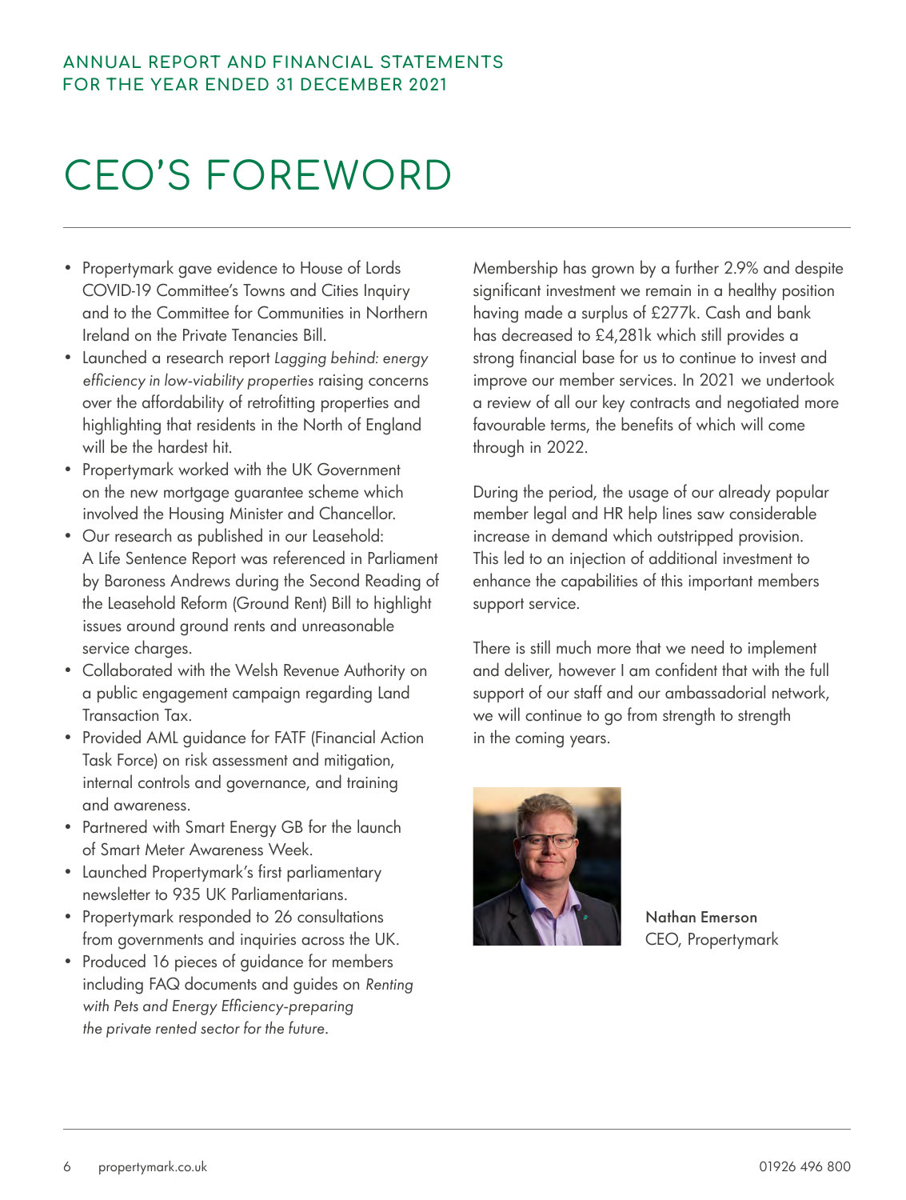# CEO'S FOREWORD

- Propertymark gave evidence to House of Lords COVID-19 Committee's Towns and Cities Inquiry and to the Committee for Communities in Northern Ireland on the Private Tenancies Bill.
- Launched a research report *Lagging behind: energy efficiency in low-viability properties* raising concerns over the affordability of retrofitting properties and highlighting that residents in the North of England will be the hardest hit.
- Propertymark worked with the UK Government on the new mortgage guarantee scheme which involved the Housing Minister and Chancellor.
- Our research as published in our Leasehold: A Life Sentence Report was referenced in Parliament by Baroness Andrews during the Second Reading of the Leasehold Reform (Ground Rent) Bill to highlight issues around ground rents and unreasonable service charges.
- Collaborated with the Welsh Revenue Authority on a public engagement campaign regarding Land Transaction Tax.
- Provided AML guidance for FATF (Financial Action Task Force) on risk assessment and mitigation, internal controls and governance, and training and awareness.
- Partnered with Smart Energy GB for the launch of Smart Meter Awareness Week.
- Launched Propertymark's first parliamentary newsletter to 935 UK Parliamentarians.
- Propertymark responded to 26 consultations from governments and inquiries across the UK.
- Produced 16 pieces of guidance for members including FAQ documents and guides on *Renting with Pets and Energy Efficiency-preparing the private rented sector for the future*.

Membership has grown by a further 2.9% and despite significant investment we remain in a healthy position having made a surplus of £277k. Cash and bank has decreased to £4,281k which still provides a strong financial base for us to continue to invest and improve our member services. In 2021 we undertook a review of all our key contracts and negotiated more favourable terms, the benefits of which will come through in 2022.

During the period, the usage of our already popular member legal and HR help lines saw considerable increase in demand which outstripped provision. This led to an injection of additional investment to enhance the capabilities of this important members support service.

There is still much more that we need to implement and deliver, however I am confident that with the full support of our staff and our ambassadorial network, we will continue to go from strength to strength in the coming years.

**Nathan Emerson**
CEO, Propertymark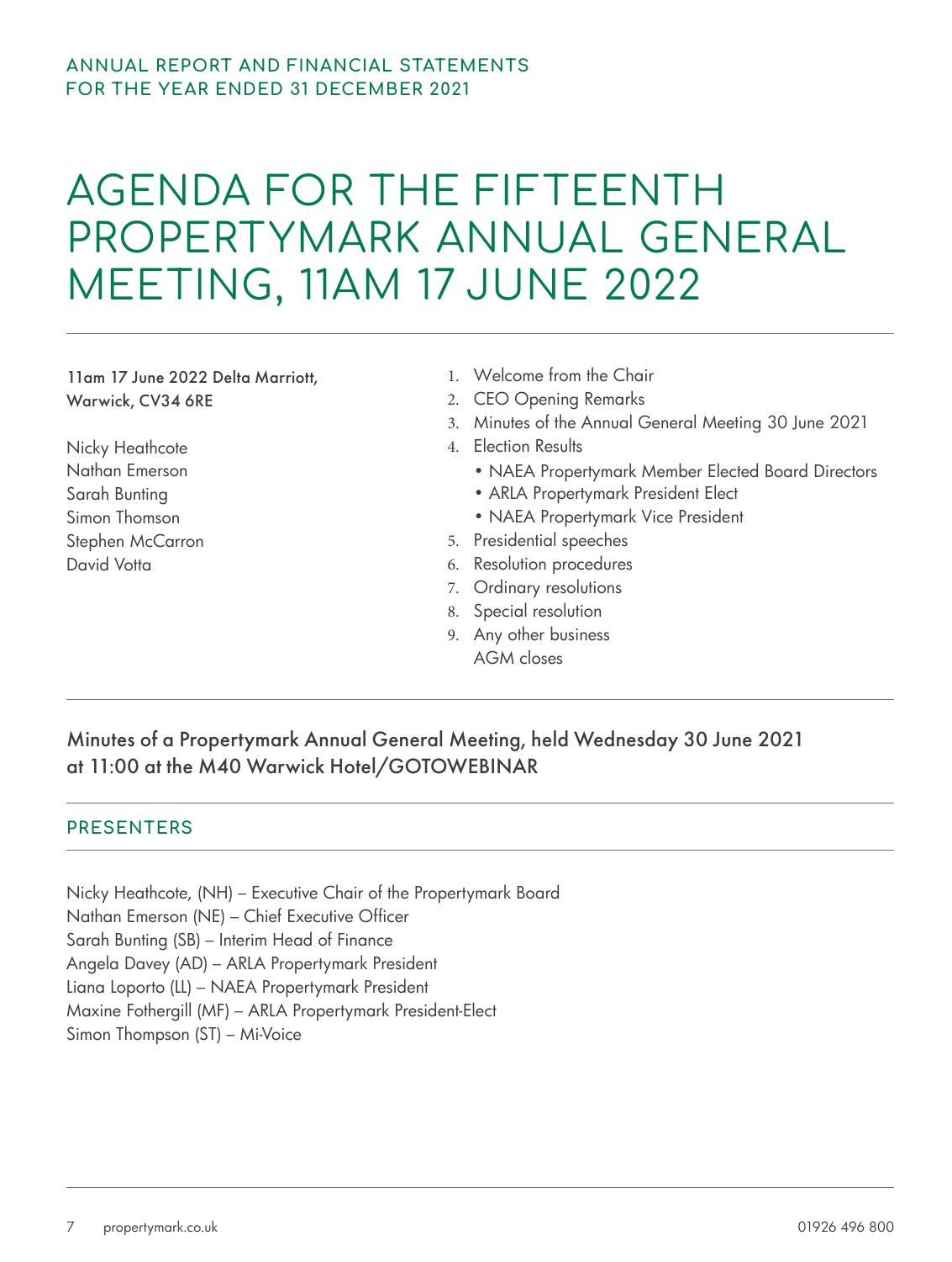# AGENDA FOR THE FIFTEENTH PROPERTYMARK ANNUAL GENERAL MEETING, 11AM 17 JUNE 2022

**11am 17 June 2022 Delta Marriott, Warwick, CV34 6RE**

Nicky Heathcote
Nathan Emerson
Sarah Bunting
Simon Thomson
Stephen McCarron
David Votta

1. Welcome from the Chair
2. CEO Opening Remarks
3. Minutes of the Annual General Meeting 30 June 2021
4. Election Results
   - NAEA Propertymark Member Elected Board Directors
   - ARLA Propertymark President Elect
   - NAEA Propertymark Vice President
5. Presidential speeches
6. Resolution procedures
7. Ordinary resolutions
8. Special resolution
9. Any other business

AGM closes

## Minutes of a Propertymark Annual General Meeting, held Wednesday 30 June 2021 at 11:00 at the M40 Warwick Hotel/GOTOWEBINAR

### PRESENTERS

Nicky Heathcote, (NH) – Executive Chair of the Propertymark Board
Nathan Emerson (NE) – Chief Executive Officer
Sarah Bunting (SB) – Interim Head of Finance
Angela Davey (AD) – ARLA Propertymark President
Liana Loporto (LL) – NAEA Propertymark President
Maxine Fothergill (MF) – ARLA Propertymark President-Elect
Simon Thompson (ST) – Mi-Voice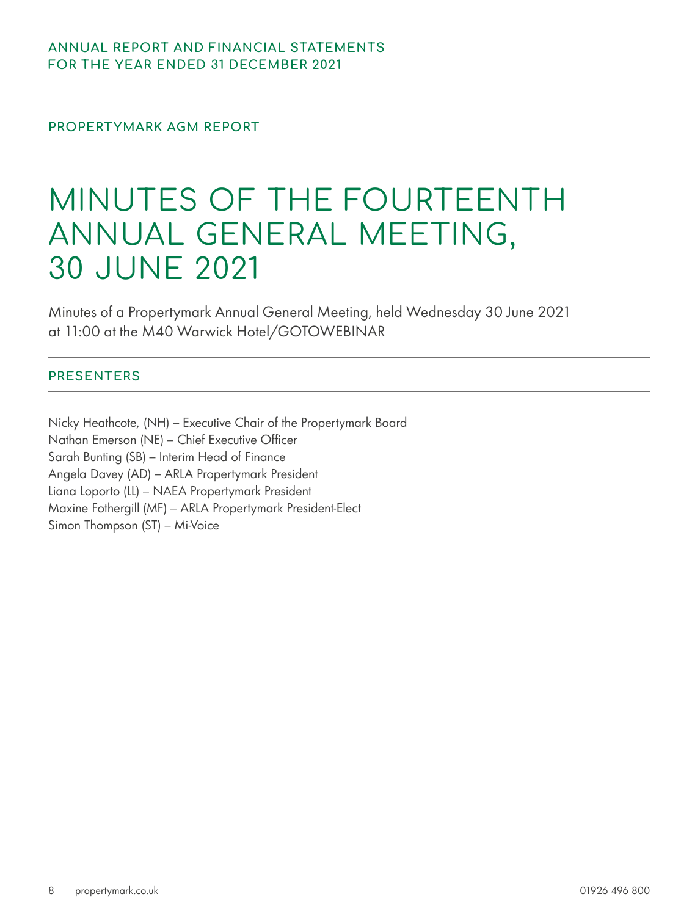ANNUAL REPORT AND FINANCIAL STATEMENTS
FOR THE YEAR ENDED 31 DECEMBER 2021

PROPERTYMARK AGM REPORT

# MINUTES OF THE FOURTEENTH ANNUAL GENERAL MEETING, 30 JUNE 2021

Minutes of a Propertymark Annual General Meeting, held Wednesday 30 June 2021 at 11:00 at the M40 Warwick Hotel/GOTOWEBINAR

## PRESENTERS

Nicky Heathcote, (NH) – Executive Chair of the Propertymark Board
Nathan Emerson (NE) – Chief Executive Officer
Sarah Bunting (SB) – Interim Head of Finance
Angela Davey (AD) – ARLA Propertymark President
Liana Loporto (LL) – NAEA Propertymark President
Maxine Fothergill (MF) – ARLA Propertymark President-Elect
Simon Thompson (ST) – Mi-Voice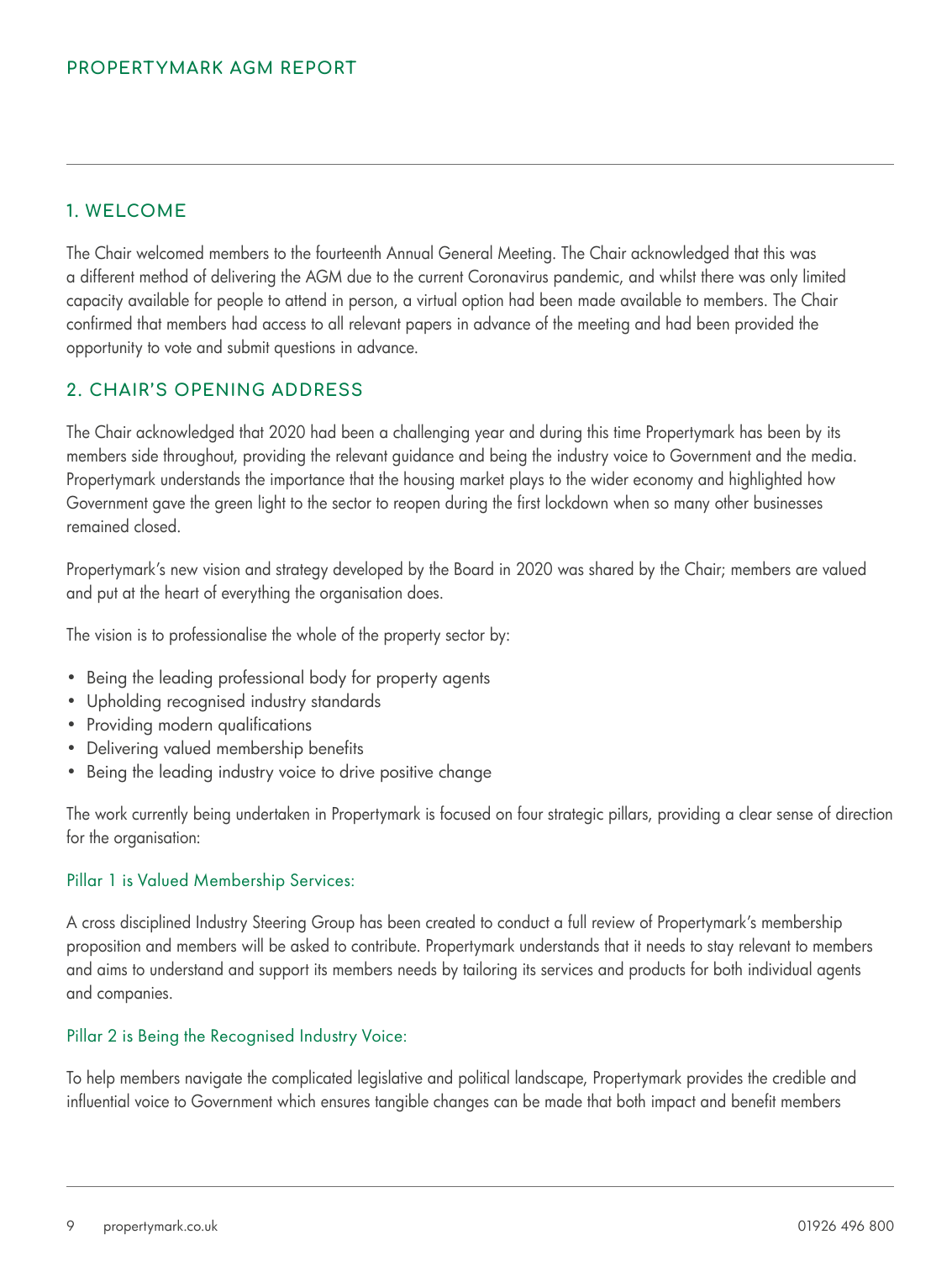## 1. WELCOME

The Chair welcomed members to the fourteenth Annual General Meeting. The Chair acknowledged that this was a different method of delivering the AGM due to the current Coronavirus pandemic, and whilst there was only limited capacity available for people to attend in person, a virtual option had been made available to members. The Chair confirmed that members had access to all relevant papers in advance of the meeting and had been provided the opportunity to vote and submit questions in advance.

## 2. CHAIR'S OPENING ADDRESS

The Chair acknowledged that 2020 had been a challenging year and during this time Propertymark has been by its members side throughout, providing the relevant guidance and being the industry voice to Government and the media. Propertymark understands the importance that the housing market plays to the wider economy and highlighted how Government gave the green light to the sector to reopen during the first lockdown when so many other businesses remained closed.

Propertymark's new vision and strategy developed by the Board in 2020 was shared by the Chair; members are valued and put at the heart of everything the organisation does.

The vision is to professionalise the whole of the property sector by:

- Being the leading professional body for property agents
- Upholding recognised industry standards
- Providing modern qualifications
- Delivering valued membership benefits
- Being the leading industry voice to drive positive change

The work currently being undertaken in Propertymark is focused on four strategic pillars, providing a clear sense of direction for the organisation:

### Pillar 1 is Valued Membership Services:

A cross disciplined Industry Steering Group has been created to conduct a full review of Propertymark's membership proposition and members will be asked to contribute. Propertymark understands that it needs to stay relevant to members and aims to understand and support its members needs by tailoring its services and products for both individual agents and companies.

### Pillar 2 is Being the Recognised Industry Voice:

To help members navigate the complicated legislative and political landscape, Propertymark provides the credible and influential voice to Government which ensures tangible changes can be made that both impact and benefit members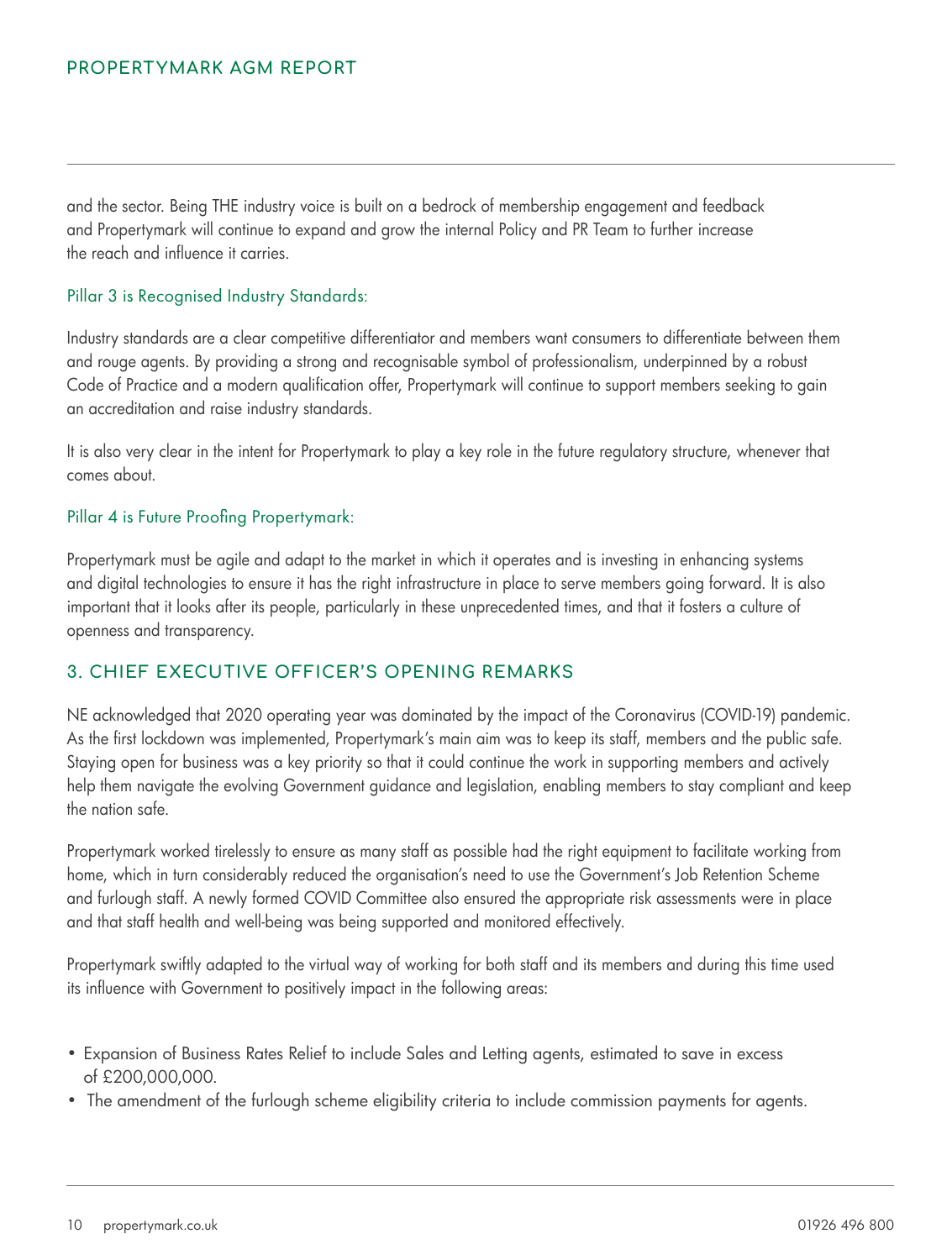and the sector. Being THE industry voice is built on a bedrock of membership engagement and feedback and Propertymark will continue to expand and grow the internal Policy and PR Team to further increase the reach and influence it carries.

Pillar 3 is Recognised Industry Standards:

Industry standards are a clear competitive differentiator and members want consumers to differentiate between them and rouge agents. By providing a strong and recognisable symbol of professionalism, underpinned by a robust Code of Practice and a modern qualification offer, Propertymark will continue to support members seeking to gain an accreditation and raise industry standards.

It is also very clear in the intent for Propertymark to play a key role in the future regulatory structure, whenever that comes about.

Pillar 4 is Future Proofing Propertymark:

Propertymark must be agile and adapt to the market in which it operates and is investing in enhancing systems and digital technologies to ensure it has the right infrastructure in place to serve members going forward. It is also important that it looks after its people, particularly in these unprecedented times, and that it fosters a culture of openness and transparency.

## 3. CHIEF EXECUTIVE OFFICER'S OPENING REMARKS

NE acknowledged that 2020 operating year was dominated by the impact of the Coronavirus (COVID-19) pandemic. As the first lockdown was implemented, Propertymark's main aim was to keep its staff, members and the public safe. Staying open for business was a key priority so that it could continue the work in supporting members and actively help them navigate the evolving Government guidance and legislation, enabling members to stay compliant and keep the nation safe.

Propertymark worked tirelessly to ensure as many staff as possible had the right equipment to facilitate working from home, which in turn considerably reduced the organisation's need to use the Government's Job Retention Scheme and furlough staff. A newly formed COVID Committee also ensured the appropriate risk assessments were in place and that staff health and well-being was being supported and monitored effectively.

Propertymark swiftly adapted to the virtual way of working for both staff and its members and during this time used its influence with Government to positively impact in the following areas:

- Expansion of Business Rates Relief to include Sales and Letting agents, estimated to save in excess of £200,000,000.
- The amendment of the furlough scheme eligibility criteria to include commission payments for agents.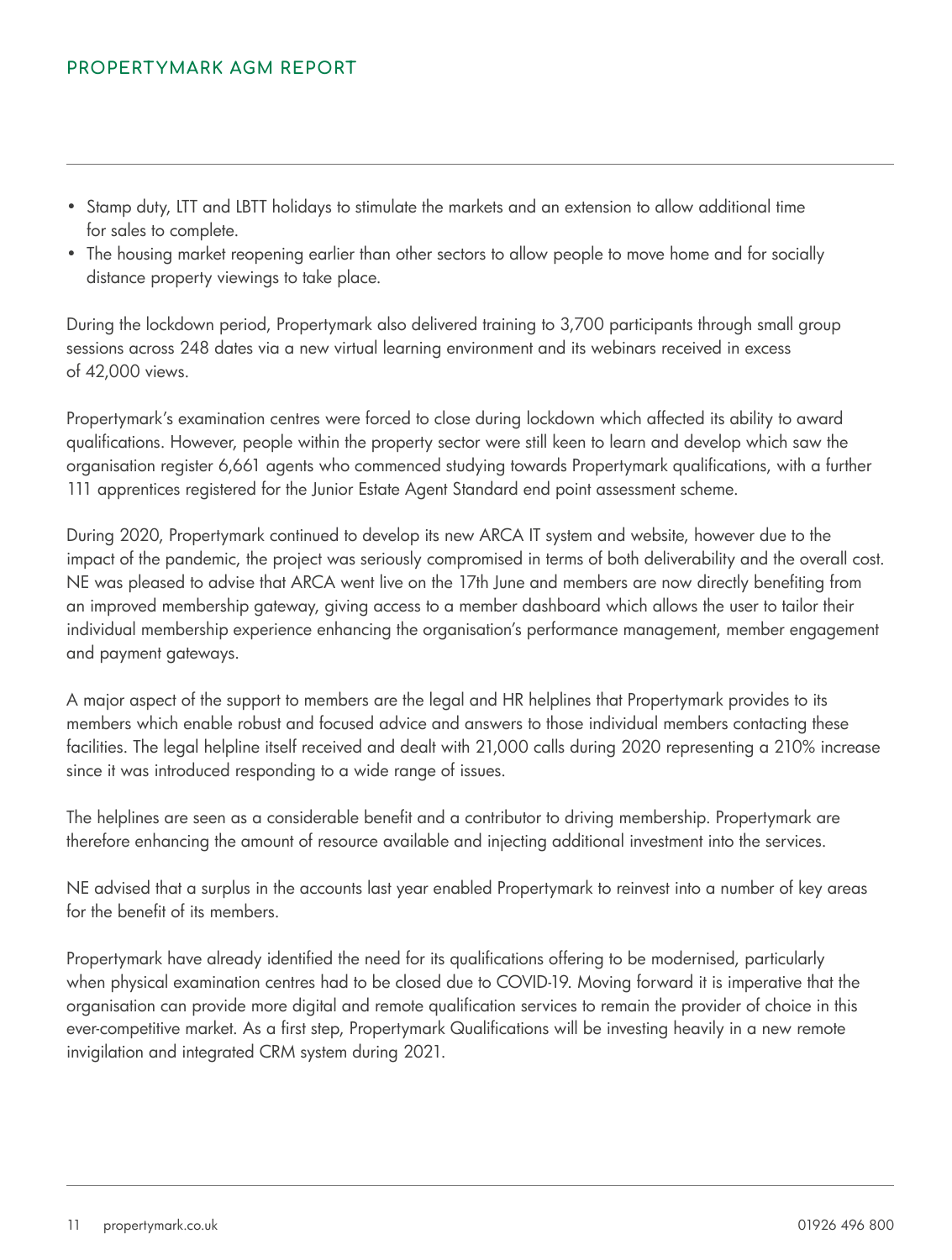- Stamp duty, LTT and LBTT holidays to stimulate the markets and an extension to allow additional time for sales to complete.
- The housing market reopening earlier than other sectors to allow people to move home and for socially distance property viewings to take place.

During the lockdown period, Propertymark also delivered training to 3,700 participants through small group sessions across 248 dates via a new virtual learning environment and its webinars received in excess of 42,000 views.

Propertymark's examination centres were forced to close during lockdown which affected its ability to award qualifications. However, people within the property sector were still keen to learn and develop which saw the organisation register 6,661 agents who commenced studying towards Propertymark qualifications, with a further 111 apprentices registered for the Junior Estate Agent Standard end point assessment scheme.

During 2020, Propertymark continued to develop its new ARCA IT system and website, however due to the impact of the pandemic, the project was seriously compromised in terms of both deliverability and the overall cost. NE was pleased to advise that ARCA went live on the 17th June and members are now directly benefiting from an improved membership gateway, giving access to a member dashboard which allows the user to tailor their individual membership experience enhancing the organisation's performance management, member engagement and payment gateways.

A major aspect of the support to members are the legal and HR helplines that Propertymark provides to its members which enable robust and focused advice and answers to those individual members contacting these facilities. The legal helpline itself received and dealt with 21,000 calls during 2020 representing a 210% increase since it was introduced responding to a wide range of issues.

The helplines are seen as a considerable benefit and a contributor to driving membership. Propertymark are therefore enhancing the amount of resource available and injecting additional investment into the services.

NE advised that a surplus in the accounts last year enabled Propertymark to reinvest into a number of key areas for the benefit of its members.

Propertymark have already identified the need for its qualifications offering to be modernised, particularly when physical examination centres had to be closed due to COVID-19. Moving forward it is imperative that the organisation can provide more digital and remote qualification services to remain the provider of choice in this ever-competitive market. As a first step, Propertymark Qualifications will be investing heavily in a new remote invigilation and integrated CRM system during 2021.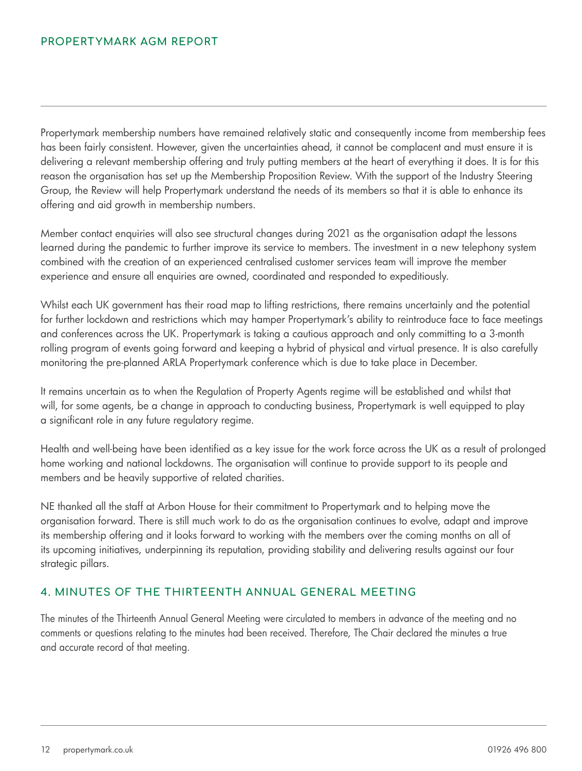Propertymark membership numbers have remained relatively static and consequently income from membership fees has been fairly consistent. However, given the uncertainties ahead, it cannot be complacent and must ensure it is delivering a relevant membership offering and truly putting members at the heart of everything it does. It is for this reason the organisation has set up the Membership Proposition Review. With the support of the Industry Steering Group, the Review will help Propertymark understand the needs of its members so that it is able to enhance its offering and aid growth in membership numbers.

Member contact enquiries will also see structural changes during 2021 as the organisation adapt the lessons learned during the pandemic to further improve its service to members. The investment in a new telephony system combined with the creation of an experienced centralised customer services team will improve the member experience and ensure all enquiries are owned, coordinated and responded to expeditiously.

Whilst each UK government has their road map to lifting restrictions, there remains uncertainly and the potential for further lockdown and restrictions which may hamper Propertymark's ability to reintroduce face to face meetings and conferences across the UK. Propertymark is taking a cautious approach and only committing to a 3-month rolling program of events going forward and keeping a hybrid of physical and virtual presence. It is also carefully monitoring the pre-planned ARLA Propertymark conference which is due to take place in December.

It remains uncertain as to when the Regulation of Property Agents regime will be established and whilst that will, for some agents, be a change in approach to conducting business, Propertymark is well equipped to play a significant role in any future regulatory regime.

Health and well-being have been identified as a key issue for the work force across the UK as a result of prolonged home working and national lockdowns. The organisation will continue to provide support to its people and members and be heavily supportive of related charities.

NE thanked all the staff at Arbon House for their commitment to Propertymark and to helping move the organisation forward. There is still much work to do as the organisation continues to evolve, adapt and improve its membership offering and it looks forward to working with the members over the coming months on all of its upcoming initiatives, underpinning its reputation, providing stability and delivering results against our four strategic pillars.

## 4. MINUTES OF THE THIRTEENTH ANNUAL GENERAL MEETING

The minutes of the Thirteenth Annual General Meeting were circulated to members in advance of the meeting and no comments or questions relating to the minutes had been received. Therefore, The Chair declared the minutes a true and accurate record of that meeting.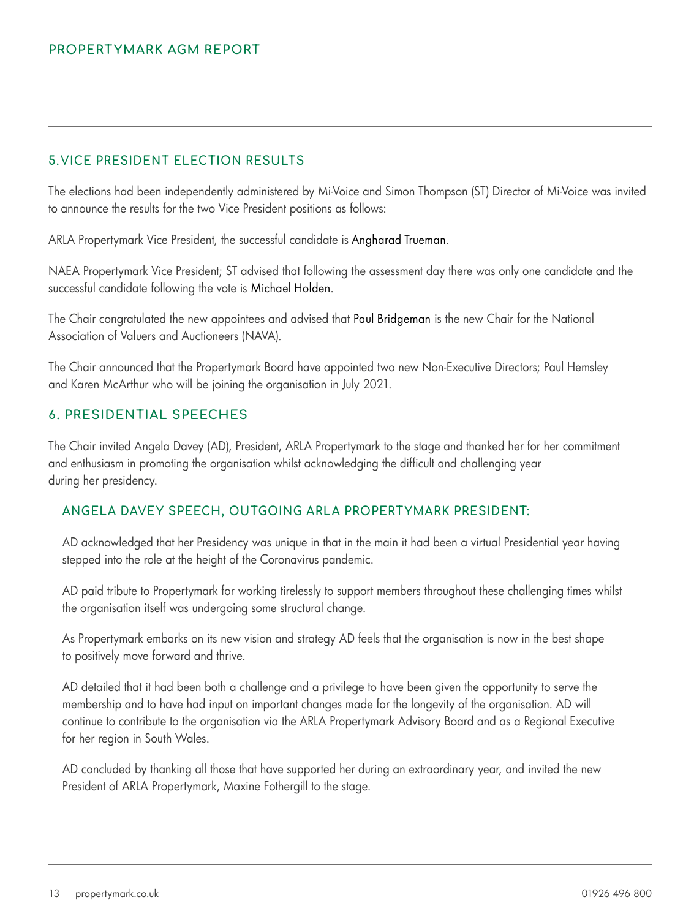## 5. VICE PRESIDENT ELECTION RESULTS

The elections had been independently administered by Mi-Voice and Simon Thompson (ST) Director of Mi-Voice was invited to announce the results for the two Vice President positions as follows:

ARLA Propertymark Vice President, the successful candidate is Angharad Trueman.

NAEA Propertymark Vice President; ST advised that following the assessment day there was only one candidate and the successful candidate following the vote is Michael Holden.

The Chair congratulated the new appointees and advised that Paul Bridgeman is the new Chair for the National Association of Valuers and Auctioneers (NAVA).

The Chair announced that the Propertymark Board have appointed two new Non-Executive Directors; Paul Hemsley and Karen McArthur who will be joining the organisation in July 2021.

## 6. PRESIDENTIAL SPEECHES

The Chair invited Angela Davey (AD), President, ARLA Propertymark to the stage and thanked her for her commitment and enthusiasm in promoting the organisation whilst acknowledging the difficult and challenging year during her presidency.

### ANGELA DAVEY SPEECH, OUTGOING ARLA PROPERTYMARK PRESIDENT:

AD acknowledged that her Presidency was unique in that in the main it had been a virtual Presidential year having stepped into the role at the height of the Coronavirus pandemic.

AD paid tribute to Propertymark for working tirelessly to support members throughout these challenging times whilst the organisation itself was undergoing some structural change.

As Propertymark embarks on its new vision and strategy AD feels that the organisation is now in the best shape to positively move forward and thrive.

AD detailed that it had been both a challenge and a privilege to have been given the opportunity to serve the membership and to have had input on important changes made for the longevity of the organisation. AD will continue to contribute to the organisation via the ARLA Propertymark Advisory Board and as a Regional Executive for her region in South Wales.

AD concluded by thanking all those that have supported her during an extraordinary year, and invited the new President of ARLA Propertymark, Maxine Fothergill to the stage.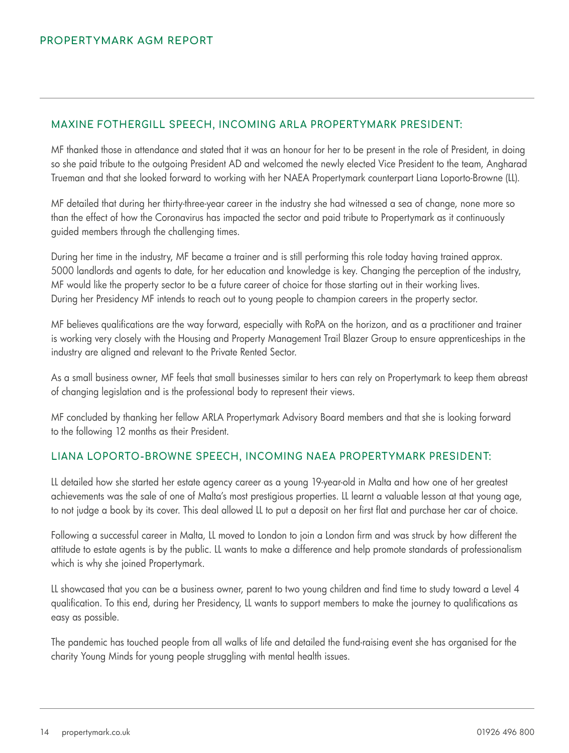## MAXINE FOTHERGILL SPEECH, INCOMING ARLA PROPERTYMARK PRESIDENT:

MF thanked those in attendance and stated that it was an honour for her to be present in the role of President, in doing so she paid tribute to the outgoing President AD and welcomed the newly elected Vice President to the team, Angharad Trueman and that she looked forward to working with her NAEA Propertymark counterpart Liana Loporto-Browne (LL).

MF detailed that during her thirty-three-year career in the industry she had witnessed a sea of change, none more so than the effect of how the Coronavirus has impacted the sector and paid tribute to Propertymark as it continuously guided members through the challenging times.

During her time in the industry, MF became a trainer and is still performing this role today having trained approx. 5000 landlords and agents to date, for her education and knowledge is key. Changing the perception of the industry, MF would like the property sector to be a future career of choice for those starting out in their working lives. During her Presidency MF intends to reach out to young people to champion careers in the property sector.

MF believes qualifications are the way forward, especially with RoPA on the horizon, and as a practitioner and trainer is working very closely with the Housing and Property Management Trail Blazer Group to ensure apprenticeships in the industry are aligned and relevant to the Private Rented Sector.

As a small business owner, MF feels that small businesses similar to hers can rely on Propertymark to keep them abreast of changing legislation and is the professional body to represent their views.

MF concluded by thanking her fellow ARLA Propertymark Advisory Board members and that she is looking forward to the following 12 months as their President.

## LIANA LOPORTO-BROWNE SPEECH, INCOMING NAEA PROPERTYMARK PRESIDENT:

LL detailed how she started her estate agency career as a young 19-year-old in Malta and how one of her greatest achievements was the sale of one of Malta's most prestigious properties. LL learnt a valuable lesson at that young age, to not judge a book by its cover. This deal allowed LL to put a deposit on her first flat and purchase her car of choice.

Following a successful career in Malta, LL moved to London to join a London firm and was struck by how different the attitude to estate agents is by the public. LL wants to make a difference and help promote standards of professionalism which is why she joined Propertymark.

LL showcased that you can be a business owner, parent to two young children and find time to study toward a Level 4 qualification. To this end, during her Presidency, LL wants to support members to make the journey to qualifications as easy as possible.

The pandemic has touched people from all walks of life and detailed the fund-raising event she has organised for the charity Young Minds for young people struggling with mental health issues.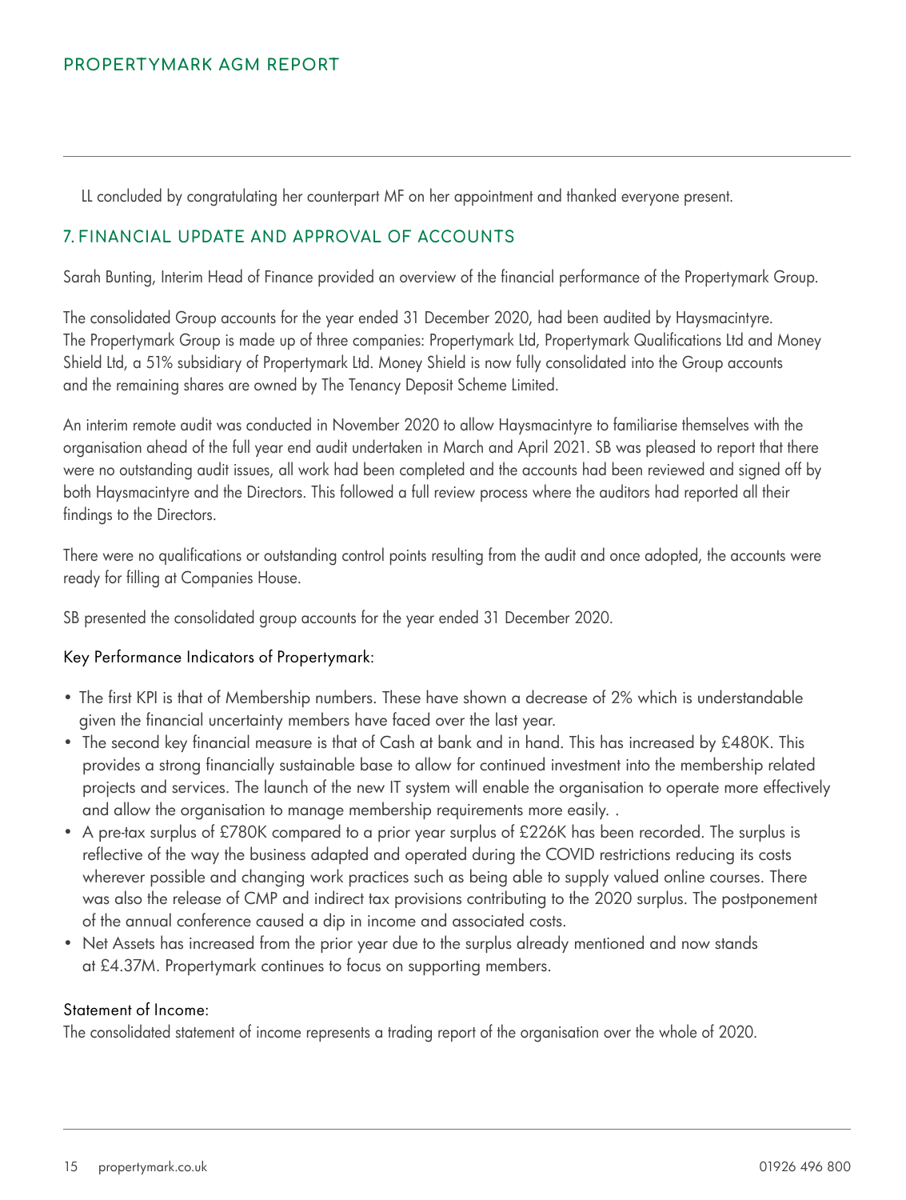LL concluded by congratulating her counterpart MF on her appointment and thanked everyone present.

## 7. FINANCIAL UPDATE AND APPROVAL OF ACCOUNTS

Sarah Bunting, Interim Head of Finance provided an overview of the financial performance of the Propertymark Group.

The consolidated Group accounts for the year ended 31 December 2020, had been audited by Haysmacintyre. The Propertymark Group is made up of three companies: Propertymark Ltd, Propertymark Qualifications Ltd and Money Shield Ltd, a 51% subsidiary of Propertymark Ltd. Money Shield is now fully consolidated into the Group accounts and the remaining shares are owned by The Tenancy Deposit Scheme Limited.

An interim remote audit was conducted in November 2020 to allow Haysmacintyre to familiarise themselves with the organisation ahead of the full year end audit undertaken in March and April 2021. SB was pleased to report that there were no outstanding audit issues, all work had been completed and the accounts had been reviewed and signed off by both Haysmacintyre and the Directors. This followed a full review process where the auditors had reported all their findings to the Directors.

There were no qualifications or outstanding control points resulting from the audit and once adopted, the accounts were ready for filling at Companies House.

SB presented the consolidated group accounts for the year ended 31 December 2020.

### Key Performance Indicators of Propertymark:

- The first KPI is that of Membership numbers. These have shown a decrease of 2% which is understandable given the financial uncertainty members have faced over the last year.
- The second key financial measure is that of Cash at bank and in hand. This has increased by £480K. This provides a strong financially sustainable base to allow for continued investment into the membership related projects and services. The launch of the new IT system will enable the organisation to operate more effectively and allow the organisation to manage membership requirements more easily. .
- A pre-tax surplus of £780K compared to a prior year surplus of £226K has been recorded. The surplus is reflective of the way the business adapted and operated during the COVID restrictions reducing its costs wherever possible and changing work practices such as being able to supply valued online courses. There was also the release of CMP and indirect tax provisions contributing to the 2020 surplus. The postponement of the annual conference caused a dip in income and associated costs.
- Net Assets has increased from the prior year due to the surplus already mentioned and now stands at £4.37M. Propertymark continues to focus on supporting members.

### Statement of Income:

The consolidated statement of income represents a trading report of the organisation over the whole of 2020.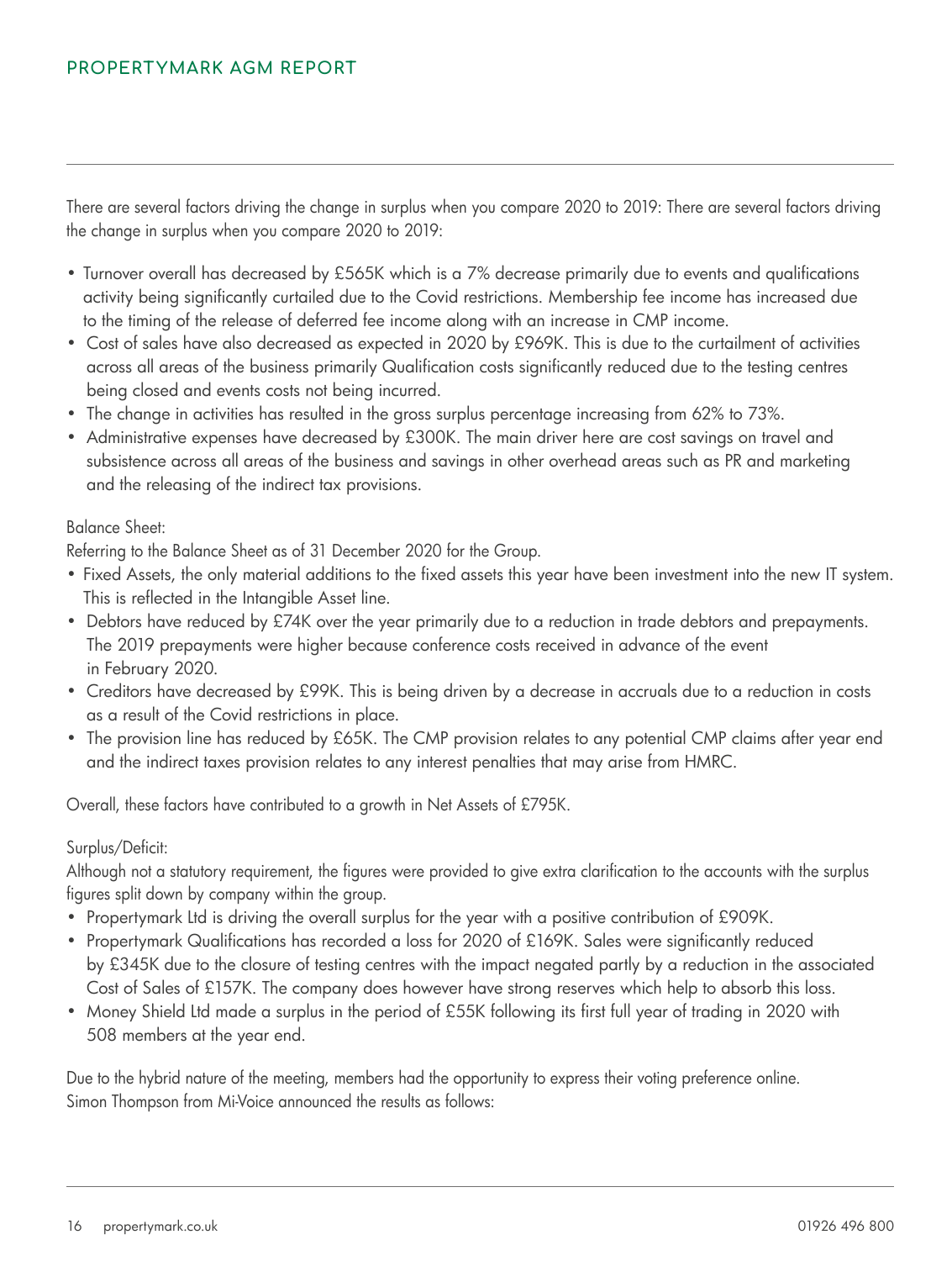There are several factors driving the change in surplus when you compare 2020 to 2019: There are several factors driving the change in surplus when you compare 2020 to 2019:

- Turnover overall has decreased by £565K which is a 7% decrease primarily due to events and qualifications activity being significantly curtailed due to the Covid restrictions. Membership fee income has increased due to the timing of the release of deferred fee income along with an increase in CMP income.
- Cost of sales have also decreased as expected in 2020 by £969K. This is due to the curtailment of activities across all areas of the business primarily Qualification costs significantly reduced due to the testing centres being closed and events costs not being incurred.
- The change in activities has resulted in the gross surplus percentage increasing from 62% to 73%.
- Administrative expenses have decreased by £300K. The main driver here are cost savings on travel and subsistence across all areas of the business and savings in other overhead areas such as PR and marketing and the releasing of the indirect tax provisions.

Balance Sheet:
Referring to the Balance Sheet as of 31 December 2020 for the Group.

- Fixed Assets, the only material additions to the fixed assets this year have been investment into the new IT system. This is reflected in the Intangible Asset line.
- Debtors have reduced by £74K over the year primarily due to a reduction in trade debtors and prepayments. The 2019 prepayments were higher because conference costs received in advance of the event in February 2020.
- Creditors have decreased by £99K. This is being driven by a decrease in accruals due to a reduction in costs as a result of the Covid restrictions in place.
- The provision line has reduced by £65K. The CMP provision relates to any potential CMP claims after year end and the indirect taxes provision relates to any interest penalties that may arise from HMRC.

Overall, these factors have contributed to a growth in Net Assets of £795K.

Surplus/Deficit:
Although not a statutory requirement, the figures were provided to give extra clarification to the accounts with the surplus figures split down by company within the group.

- Propertymark Ltd is driving the overall surplus for the year with a positive contribution of £909K.
- Propertymark Qualifications has recorded a loss for 2020 of £169K. Sales were significantly reduced by £345K due to the closure of testing centres with the impact negated partly by a reduction in the associated Cost of Sales of £157K. The company does however have strong reserves which help to absorb this loss.
- Money Shield Ltd made a surplus in the period of £55K following its first full year of trading in 2020 with 508 members at the year end.

Due to the hybrid nature of the meeting, members had the opportunity to express their voting preference online. Simon Thompson from Mi-Voice announced the results as follows: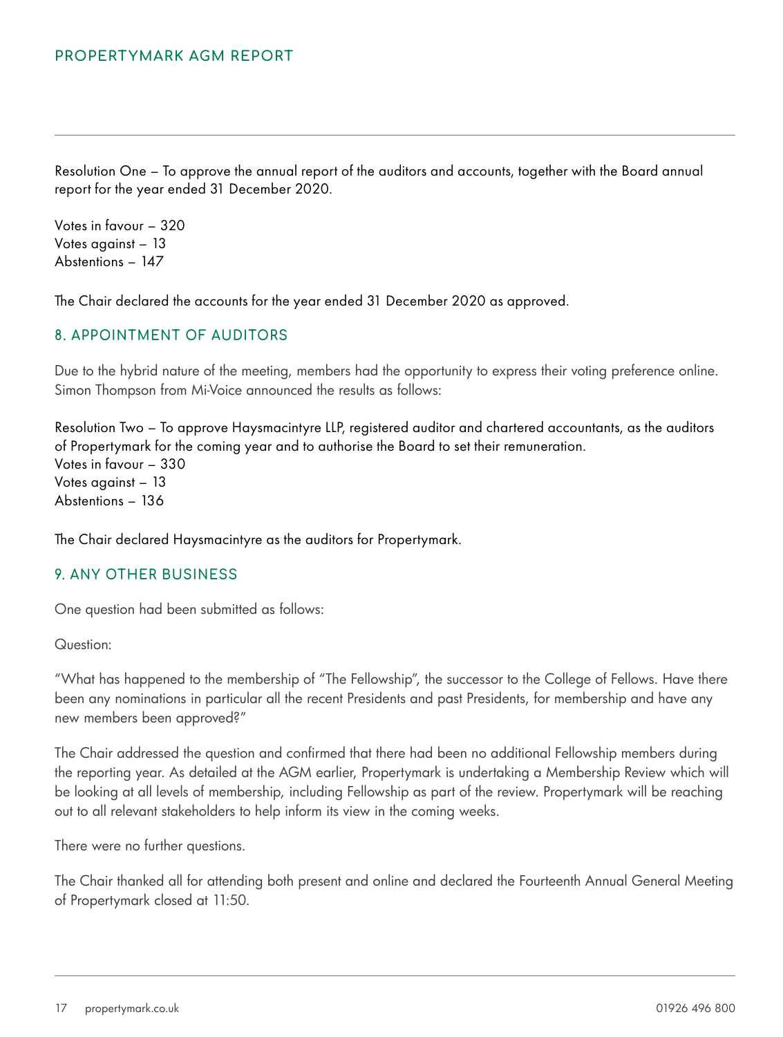Resolution One – To approve the annual report of the auditors and accounts, together with the Board annual report for the year ended 31 December 2020.

Votes in favour – 320
Votes against – 13
Abstentions – 147

The Chair declared the accounts for the year ended 31 December 2020 as approved.

## 8. APPOINTMENT OF AUDITORS

Due to the hybrid nature of the meeting, members had the opportunity to express their voting preference online. Simon Thompson from Mi-Voice announced the results as follows:

Resolution Two – To approve Haysmacintyre LLP, registered auditor and chartered accountants, as the auditors of Propertymark for the coming year and to authorise the Board to set their remuneration.
Votes in favour – 330
Votes against – 13
Abstentions – 136

The Chair declared Haysmacintyre as the auditors for Propertymark.

## 9. ANY OTHER BUSINESS

One question had been submitted as follows:

Question:

"What has happened to the membership of "The Fellowship", the successor to the College of Fellows. Have there been any nominations in particular all the recent Presidents and past Presidents, for membership and have any new members been approved?"

The Chair addressed the question and confirmed that there had been no additional Fellowship members during the reporting year. As detailed at the AGM earlier, Propertymark is undertaking a Membership Review which will be looking at all levels of membership, including Fellowship as part of the review. Propertymark will be reaching out to all relevant stakeholders to help inform its view in the coming weeks.

There were no further questions.

The Chair thanked all for attending both present and online and declared the Fourteenth Annual General Meeting of Propertymark closed at 11:50.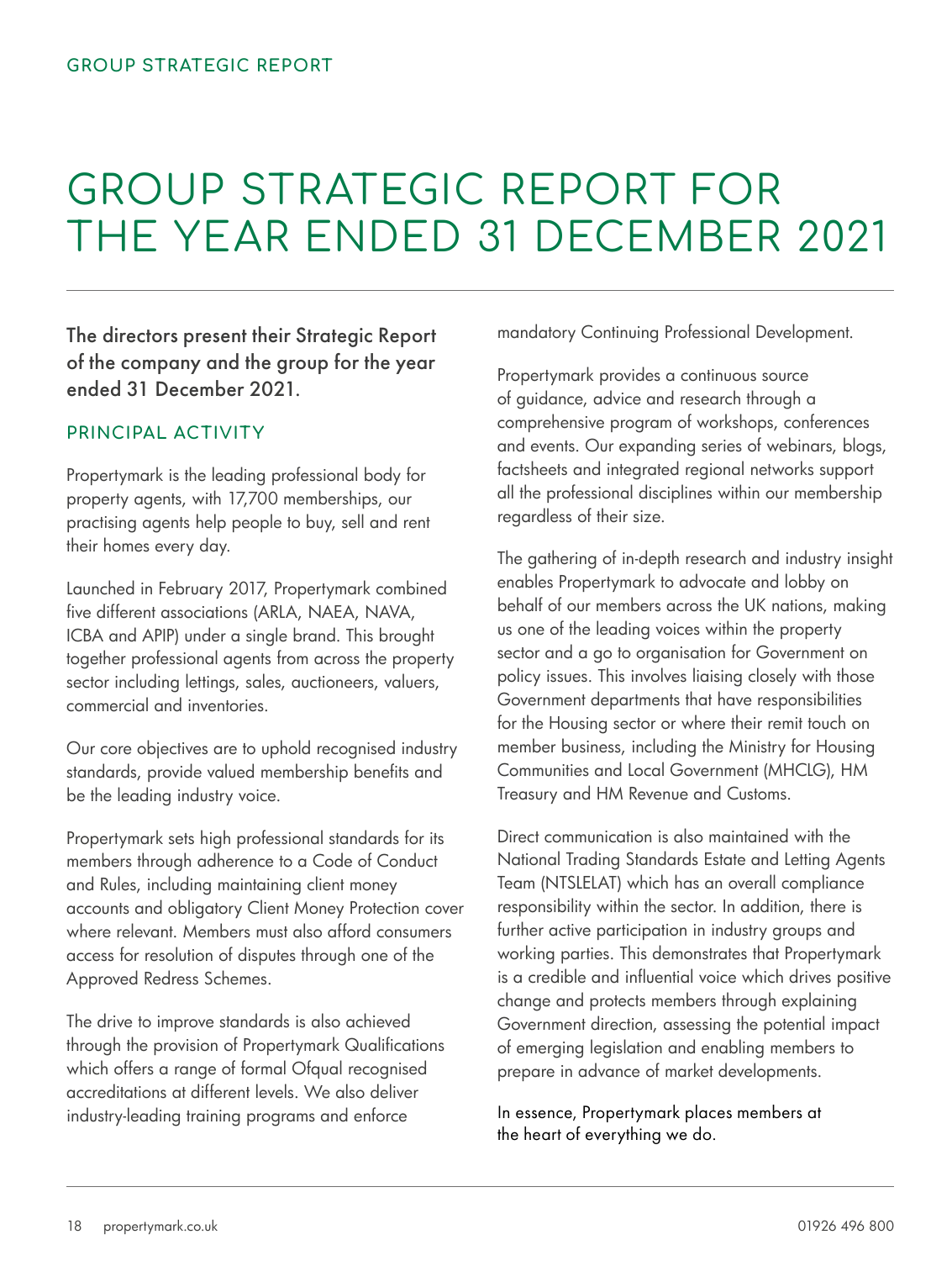# GROUP STRATEGIC REPORT FOR THE YEAR ENDED 31 DECEMBER 2021

**The directors present their Strategic Report of the company and the group for the year ended 31 December 2021.**

## PRINCIPAL ACTIVITY

Propertymark is the leading professional body for property agents, with 17,700 memberships, our practising agents help people to buy, sell and rent their homes every day.

Launched in February 2017, Propertymark combined five different associations (ARLA, NAEA, NAVA, ICBA and APIP) under a single brand. This brought together professional agents from across the property sector including lettings, sales, auctioneers, valuers, commercial and inventories.

Our core objectives are to uphold recognised industry standards, provide valued membership benefits and be the leading industry voice.

Propertymark sets high professional standards for its members through adherence to a Code of Conduct and Rules, including maintaining client money accounts and obligatory Client Money Protection cover where relevant. Members must also afford consumers access for resolution of disputes through one of the Approved Redress Schemes.

The drive to improve standards is also achieved through the provision of Propertymark Qualifications which offers a range of formal Ofqual recognised accreditations at different levels. We also deliver industry-leading training programs and enforce mandatory Continuing Professional Development.

Propertymark provides a continuous source of guidance, advice and research through a comprehensive program of workshops, conferences and events. Our expanding series of webinars, blogs, factsheets and integrated regional networks support all the professional disciplines within our membership regardless of their size.

The gathering of in-depth research and industry insight enables Propertymark to advocate and lobby on behalf of our members across the UK nations, making us one of the leading voices within the property sector and a go to organisation for Government on policy issues. This involves liaising closely with those Government departments that have responsibilities for the Housing sector or where their remit touch on member business, including the Ministry for Housing Communities and Local Government (MHCLG), HM Treasury and HM Revenue and Customs.

Direct communication is also maintained with the National Trading Standards Estate and Letting Agents Team (NTSLELAT) which has an overall compliance responsibility within the sector. In addition, there is further active participation in industry groups and working parties. This demonstrates that Propertymark is a credible and influential voice which drives positive change and protects members through explaining Government direction, assessing the potential impact of emerging legislation and enabling members to prepare in advance of market developments.

In essence, Propertymark places members at the heart of everything we do.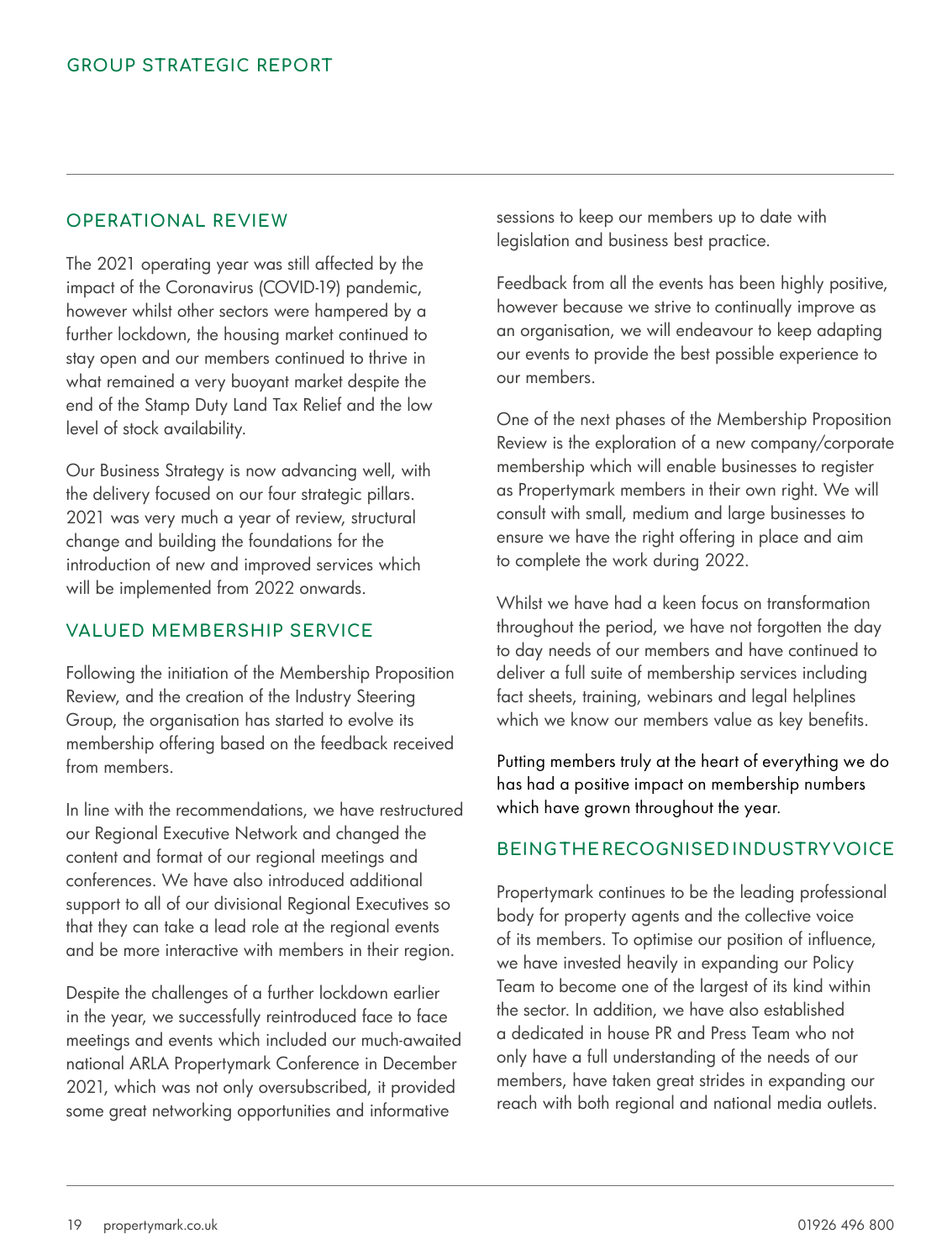## OPERATIONAL REVIEW

The 2021 operating year was still affected by the impact of the Coronavirus (COVID-19) pandemic, however whilst other sectors were hampered by a further lockdown, the housing market continued to stay open and our members continued to thrive in what remained a very buoyant market despite the end of the Stamp Duty Land Tax Relief and the low level of stock availability.

Our Business Strategy is now advancing well, with the delivery focused on our four strategic pillars. 2021 was very much a year of review, structural change and building the foundations for the introduction of new and improved services which will be implemented from 2022 onwards.

## VALUED MEMBERSHIP SERVICE

Following the initiation of the Membership Proposition Review, and the creation of the Industry Steering Group, the organisation has started to evolve its membership offering based on the feedback received from members.

In line with the recommendations, we have restructured our Regional Executive Network and changed the content and format of our regional meetings and conferences. We have also introduced additional support to all of our divisional Regional Executives so that they can take a lead role at the regional events and be more interactive with members in their region.

Despite the challenges of a further lockdown earlier in the year, we successfully reintroduced face to face meetings and events which included our much-awaited national ARLA Propertymark Conference in December 2021, which was not only oversubscribed, it provided some great networking opportunities and informative sessions to keep our members up to date with legislation and business best practice.

Feedback from all the events has been highly positive, however because we strive to continually improve as an organisation, we will endeavour to keep adapting our events to provide the best possible experience to our members.

One of the next phases of the Membership Proposition Review is the exploration of a new company/corporate membership which will enable businesses to register as Propertymark members in their own right. We will consult with small, medium and large businesses to ensure we have the right offering in place and aim to complete the work during 2022.

Whilst we have had a keen focus on transformation throughout the period, we have not forgotten the day to day needs of our members and have continued to deliver a full suite of membership services including fact sheets, training, webinars and legal helplines which we know our members value as key benefits.

Putting members truly at the heart of everything we do has had a positive impact on membership numbers which have grown throughout the year.

## BEING THE RECOGNISED INDUSTRY VOICE

Propertymark continues to be the leading professional body for property agents and the collective voice of its members. To optimise our position of influence, we have invested heavily in expanding our Policy Team to become one of the largest of its kind within the sector. In addition, we have also established a dedicated in house PR and Press Team who not only have a full understanding of the needs of our members, have taken great strides in expanding our reach with both regional and national media outlets.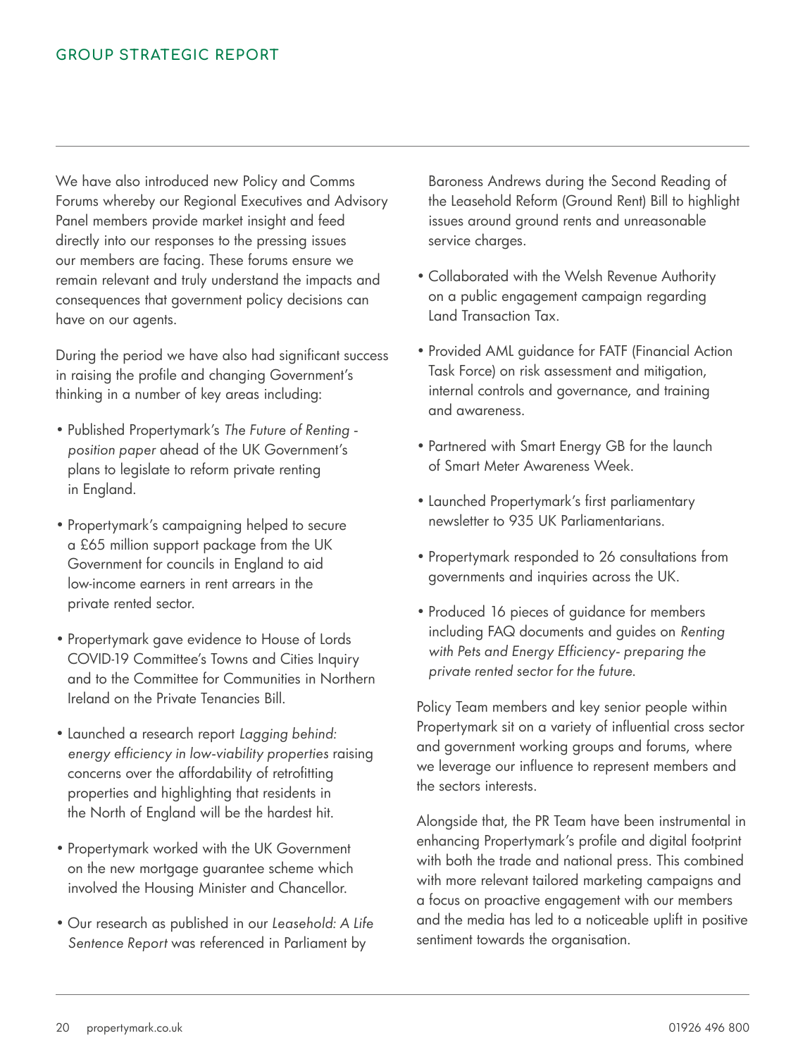We have also introduced new Policy and Comms Forums whereby our Regional Executives and Advisory Panel members provide market insight and feed directly into our responses to the pressing issues our members are facing. These forums ensure we remain relevant and truly understand the impacts and consequences that government policy decisions can have on our agents.

During the period we have also had significant success in raising the profile and changing Government's thinking in a number of key areas including:

- Published Propertymark's *The Future of Renting - position paper* ahead of the UK Government's plans to legislate to reform private renting in England.
- Propertymark's campaigning helped to secure a £65 million support package from the UK Government for councils in England to aid low-income earners in rent arrears in the private rented sector.
- Propertymark gave evidence to House of Lords COVID-19 Committee's Towns and Cities Inquiry and to the Committee for Communities in Northern Ireland on the Private Tenancies Bill.
- Launched a research report *Lagging behind: energy efficiency in low-viability properties* raising concerns over the affordability of retrofitting properties and highlighting that residents in the North of England will be the hardest hit.
- Propertymark worked with the UK Government on the new mortgage guarantee scheme which involved the Housing Minister and Chancellor.
- Our research as published in our *Leasehold: A Life Sentence Report* was referenced in Parliament by Baroness Andrews during the Second Reading of the Leasehold Reform (Ground Rent) Bill to highlight issues around ground rents and unreasonable service charges.
- Collaborated with the Welsh Revenue Authority on a public engagement campaign regarding Land Transaction Tax.
- Provided AML guidance for FATF (Financial Action Task Force) on risk assessment and mitigation, internal controls and governance, and training and awareness.
- Partnered with Smart Energy GB for the launch of Smart Meter Awareness Week.
- Launched Propertymark's first parliamentary newsletter to 935 UK Parliamentarians.
- Propertymark responded to 26 consultations from governments and inquiries across the UK.
- Produced 16 pieces of guidance for members including FAQ documents and guides on *Renting with Pets and Energy Efficiency- preparing the private rented sector for the future.*

Policy Team members and key senior people within Propertymark sit on a variety of influential cross sector and government working groups and forums, where we leverage our influence to represent members and the sectors interests.

Alongside that, the PR Team have been instrumental in enhancing Propertymark's profile and digital footprint with both the trade and national press. This combined with more relevant tailored marketing campaigns and a focus on proactive engagement with our members and the media has led to a noticeable uplift in positive sentiment towards the organisation.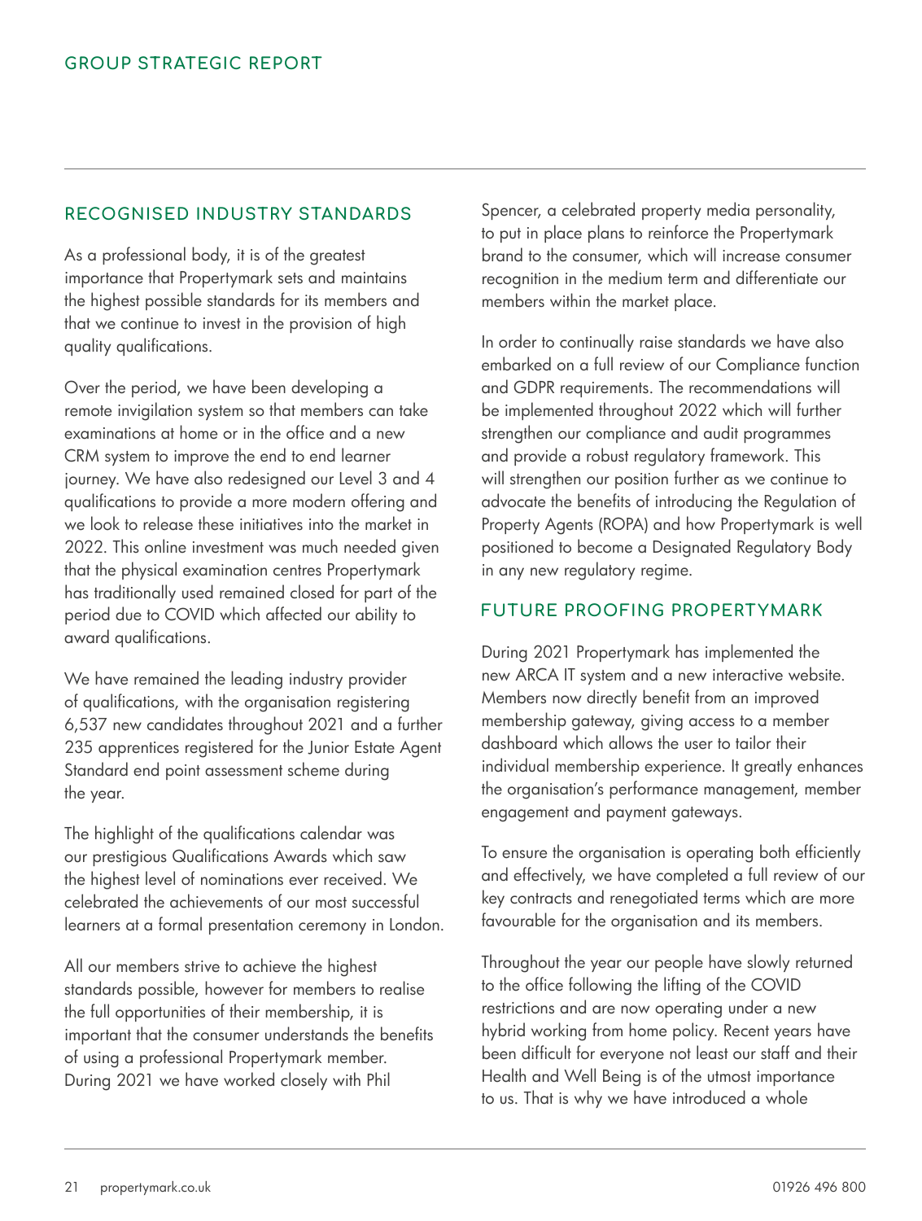## RECOGNISED INDUSTRY STANDARDS

As a professional body, it is of the greatest importance that Propertymark sets and maintains the highest possible standards for its members and that we continue to invest in the provision of high quality qualifications.

Over the period, we have been developing a remote invigilation system so that members can take examinations at home or in the office and a new CRM system to improve the end to end learner journey. We have also redesigned our Level 3 and 4 qualifications to provide a more modern offering and we look to release these initiatives into the market in 2022. This online investment was much needed given that the physical examination centres Propertymark has traditionally used remained closed for part of the period due to COVID which affected our ability to award qualifications.

We have remained the leading industry provider of qualifications, with the organisation registering 6,537 new candidates throughout 2021 and a further 235 apprentices registered for the Junior Estate Agent Standard end point assessment scheme during the year.

The highlight of the qualifications calendar was our prestigious Qualifications Awards which saw the highest level of nominations ever received. We celebrated the achievements of our most successful learners at a formal presentation ceremony in London.

All our members strive to achieve the highest standards possible, however for members to realise the full opportunities of their membership, it is important that the consumer understands the benefits of using a professional Propertymark member. During 2021 we have worked closely with Phil Spencer, a celebrated property media personality, to put in place plans to reinforce the Propertymark brand to the consumer, which will increase consumer recognition in the medium term and differentiate our members within the market place.

In order to continually raise standards we have also embarked on a full review of our Compliance function and GDPR requirements. The recommendations will be implemented throughout 2022 which will further strengthen our compliance and audit programmes and provide a robust regulatory framework. This will strengthen our position further as we continue to advocate the benefits of introducing the Regulation of Property Agents (ROPA) and how Propertymark is well positioned to become a Designated Regulatory Body in any new regulatory regime.

## FUTURE PROOFING PROPERTYMARK

During 2021 Propertymark has implemented the new ARCA IT system and a new interactive website. Members now directly benefit from an improved membership gateway, giving access to a member dashboard which allows the user to tailor their individual membership experience. It greatly enhances the organisation's performance management, member engagement and payment gateways.

To ensure the organisation is operating both efficiently and effectively, we have completed a full review of our key contracts and renegotiated terms which are more favourable for the organisation and its members.

Throughout the year our people have slowly returned to the office following the lifting of the COVID restrictions and are now operating under a new hybrid working from home policy. Recent years have been difficult for everyone not least our staff and their Health and Well Being is of the utmost importance to us. That is why we have introduced a whole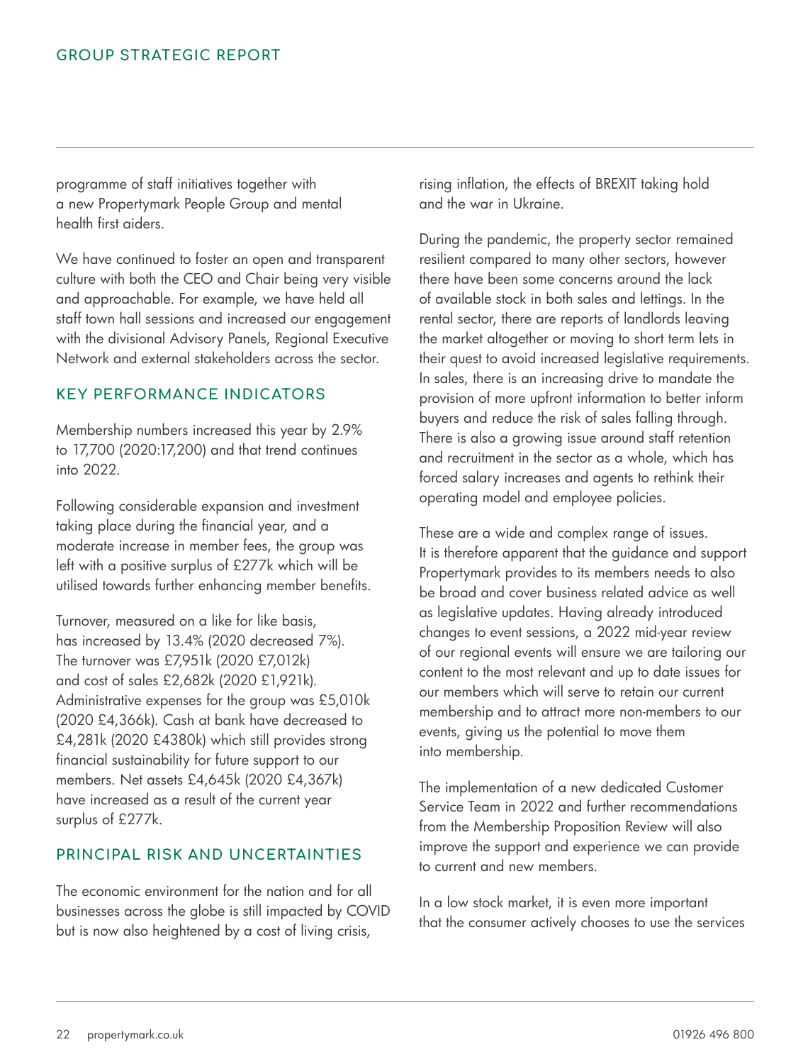programme of staff initiatives together with a new Propertymark People Group and mental health first aiders.

We have continued to foster an open and transparent culture with both the CEO and Chair being very visible and approachable. For example, we have held all staff town hall sessions and increased our engagement with the divisional Advisory Panels, Regional Executive Network and external stakeholders across the sector.

## KEY PERFORMANCE INDICATORS

Membership numbers increased this year by 2.9% to 17,700 (2020:17,200) and that trend continues into 2022.

Following considerable expansion and investment taking place during the financial year, and a moderate increase in member fees, the group was left with a positive surplus of £277k which will be utilised towards further enhancing member benefits.

Turnover, measured on a like for like basis, has increased by 13.4% (2020 decreased 7%). The turnover was £7,951k (2020 £7,012k) and cost of sales £2,682k (2020 £1,921k). Administrative expenses for the group was £5,010k (2020 £4,366k). Cash at bank have decreased to £4,281k (2020 £4380k) which still provides strong financial sustainability for future support to our members. Net assets £4,645k (2020 £4,367k) have increased as a result of the current year surplus of £277k.

## PRINCIPAL RISK AND UNCERTAINTIES

The economic environment for the nation and for all businesses across the globe is still impacted by COVID but is now also heightened by a cost of living crisis, rising inflation, the effects of BREXIT taking hold and the war in Ukraine.

During the pandemic, the property sector remained resilient compared to many other sectors, however there have been some concerns around the lack of available stock in both sales and lettings. In the rental sector, there are reports of landlords leaving the market altogether or moving to short term lets in their quest to avoid increased legislative requirements. In sales, there is an increasing drive to mandate the provision of more upfront information to better inform buyers and reduce the risk of sales falling through. There is also a growing issue around staff retention and recruitment in the sector as a whole, which has forced salary increases and agents to rethink their operating model and employee policies.

These are a wide and complex range of issues. It is therefore apparent that the guidance and support Propertymark provides to its members needs to also be broad and cover business related advice as well as legislative updates. Having already introduced changes to event sessions, a 2022 mid-year review of our regional events will ensure we are tailoring our content to the most relevant and up to date issues for our members which will serve to retain our current membership and to attract more non-members to our events, giving us the potential to move them into membership.

The implementation of a new dedicated Customer Service Team in 2022 and further recommendations from the Membership Proposition Review will also improve the support and experience we can provide to current and new members.

In a low stock market, it is even more important that the consumer actively chooses to use the services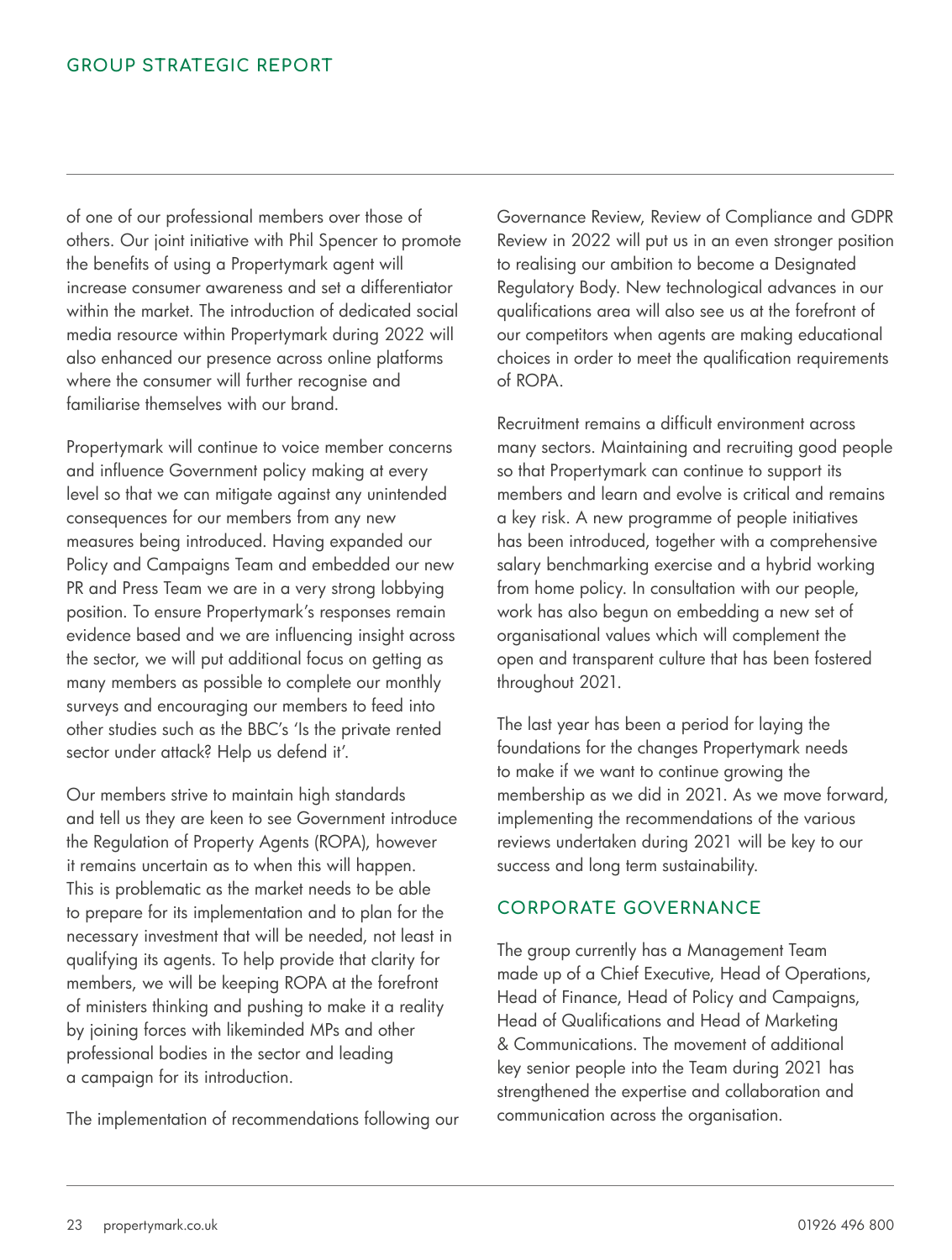of one of our professional members over those of others. Our joint initiative with Phil Spencer to promote the benefits of using a Propertymark agent will increase consumer awareness and set a differentiator within the market. The introduction of dedicated social media resource within Propertymark during 2022 will also enhanced our presence across online platforms where the consumer will further recognise and familiarise themselves with our brand.

Propertymark will continue to voice member concerns and influence Government policy making at every level so that we can mitigate against any unintended consequences for our members from any new measures being introduced. Having expanded our Policy and Campaigns Team and embedded our new PR and Press Team we are in a very strong lobbying position. To ensure Propertymark's responses remain evidence based and we are influencing insight across the sector, we will put additional focus on getting as many members as possible to complete our monthly surveys and encouraging our members to feed into other studies such as the BBC's 'Is the private rented sector under attack? Help us defend it'.

Our members strive to maintain high standards and tell us they are keen to see Government introduce the Regulation of Property Agents (ROPA), however it remains uncertain as to when this will happen. This is problematic as the market needs to be able to prepare for its implementation and to plan for the necessary investment that will be needed, not least in qualifying its agents. To help provide that clarity for members, we will be keeping ROPA at the forefront of ministers thinking and pushing to make it a reality by joining forces with likeminded MPs and other professional bodies in the sector and leading a campaign for its introduction.

The implementation of recommendations following our Governance Review, Review of Compliance and GDPR Review in 2022 will put us in an even stronger position to realising our ambition to become a Designated Regulatory Body. New technological advances in our qualifications area will also see us at the forefront of our competitors when agents are making educational choices in order to meet the qualification requirements of ROPA.

Recruitment remains a difficult environment across many sectors. Maintaining and recruiting good people so that Propertymark can continue to support its members and learn and evolve is critical and remains a key risk. A new programme of people initiatives has been introduced, together with a comprehensive salary benchmarking exercise and a hybrid working from home policy. In consultation with our people, work has also begun on embedding a new set of organisational values which will complement the open and transparent culture that has been fostered throughout 2021.

The last year has been a period for laying the foundations for the changes Propertymark needs to make if we want to continue growing the membership as we did in 2021. As we move forward, implementing the recommendations of the various reviews undertaken during 2021 will be key to our success and long term sustainability.

## CORPORATE GOVERNANCE

The group currently has a Management Team made up of a Chief Executive, Head of Operations, Head of Finance, Head of Policy and Campaigns, Head of Qualifications and Head of Marketing & Communications. The movement of additional key senior people into the Team during 2021 has strengthened the expertise and collaboration and communication across the organisation.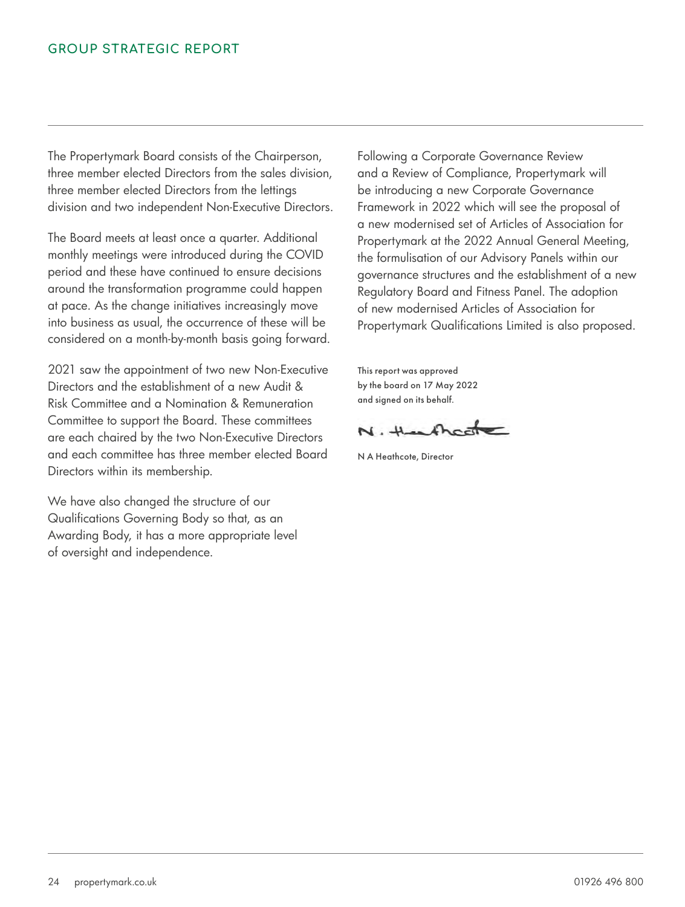The Propertymark Board consists of the Chairperson, three member elected Directors from the sales division, three member elected Directors from the lettings division and two independent Non-Executive Directors.

The Board meets at least once a quarter. Additional monthly meetings were introduced during the COVID period and these have continued to ensure decisions around the transformation programme could happen at pace. As the change initiatives increasingly move into business as usual, the occurrence of these will be considered on a month-by-month basis going forward.

2021 saw the appointment of two new Non-Executive Directors and the establishment of a new Audit & Risk Committee and a Nomination & Remuneration Committee to support the Board. These committees are each chaired by the two Non-Executive Directors and each committee has three member elected Board Directors within its membership.

We have also changed the structure of our Qualifications Governing Body so that, as an Awarding Body, it has a more appropriate level of oversight and independence.

Following a Corporate Governance Review and a Review of Compliance, Propertymark will be introducing a new Corporate Governance Framework in 2022 which will see the proposal of a new modernised set of Articles of Association for Propertymark at the 2022 Annual General Meeting, the formulisation of our Advisory Panels within our governance structures and the establishment of a new Regulatory Board and Fitness Panel. The adoption of new modernised Articles of Association for Propertymark Qualifications Limited is also proposed.

This report was approved by the board on 17 May 2022 and signed on its behalf.

N. Heathcote

N A Heathcote, Director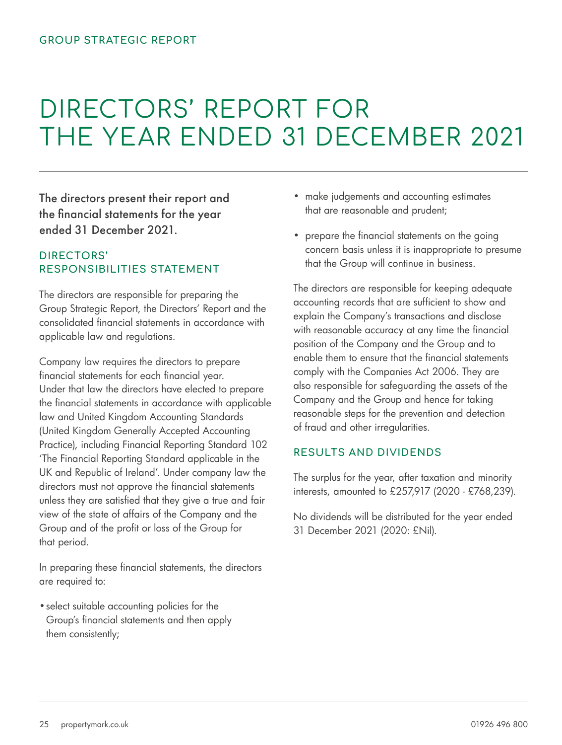# DIRECTORS' REPORT FOR THE YEAR ENDED 31 DECEMBER 2021

**The directors present their report and the financial statements for the year ended 31 December 2021.**

## DIRECTORS' RESPONSIBILITIES STATEMENT

The directors are responsible for preparing the Group Strategic Report, the Directors' Report and the consolidated financial statements in accordance with applicable law and regulations.

Company law requires the directors to prepare financial statements for each financial year. Under that law the directors have elected to prepare the financial statements in accordance with applicable law and United Kingdom Accounting Standards (United Kingdom Generally Accepted Accounting Practice), including Financial Reporting Standard 102 'The Financial Reporting Standard applicable in the UK and Republic of Ireland'. Under company law the directors must not approve the financial statements unless they are satisfied that they give a true and fair view of the state of affairs of the Company and the Group and of the profit or loss of the Group for that period.

In preparing these financial statements, the directors are required to:

- select suitable accounting policies for the Group's financial statements and then apply them consistently;
- make judgements and accounting estimates that are reasonable and prudent;
- prepare the financial statements on the going concern basis unless it is inappropriate to presume that the Group will continue in business.

The directors are responsible for keeping adequate accounting records that are sufficient to show and explain the Company's transactions and disclose with reasonable accuracy at any time the financial position of the Company and the Group and to enable them to ensure that the financial statements comply with the Companies Act 2006. They are also responsible for safeguarding the assets of the Company and the Group and hence for taking reasonable steps for the prevention and detection of fraud and other irregularities.

## RESULTS AND DIVIDENDS

The surplus for the year, after taxation and minority interests, amounted to £257,917 (2020 - £768,239).

No dividends will be distributed for the year ended 31 December 2021 (2020: £Nil).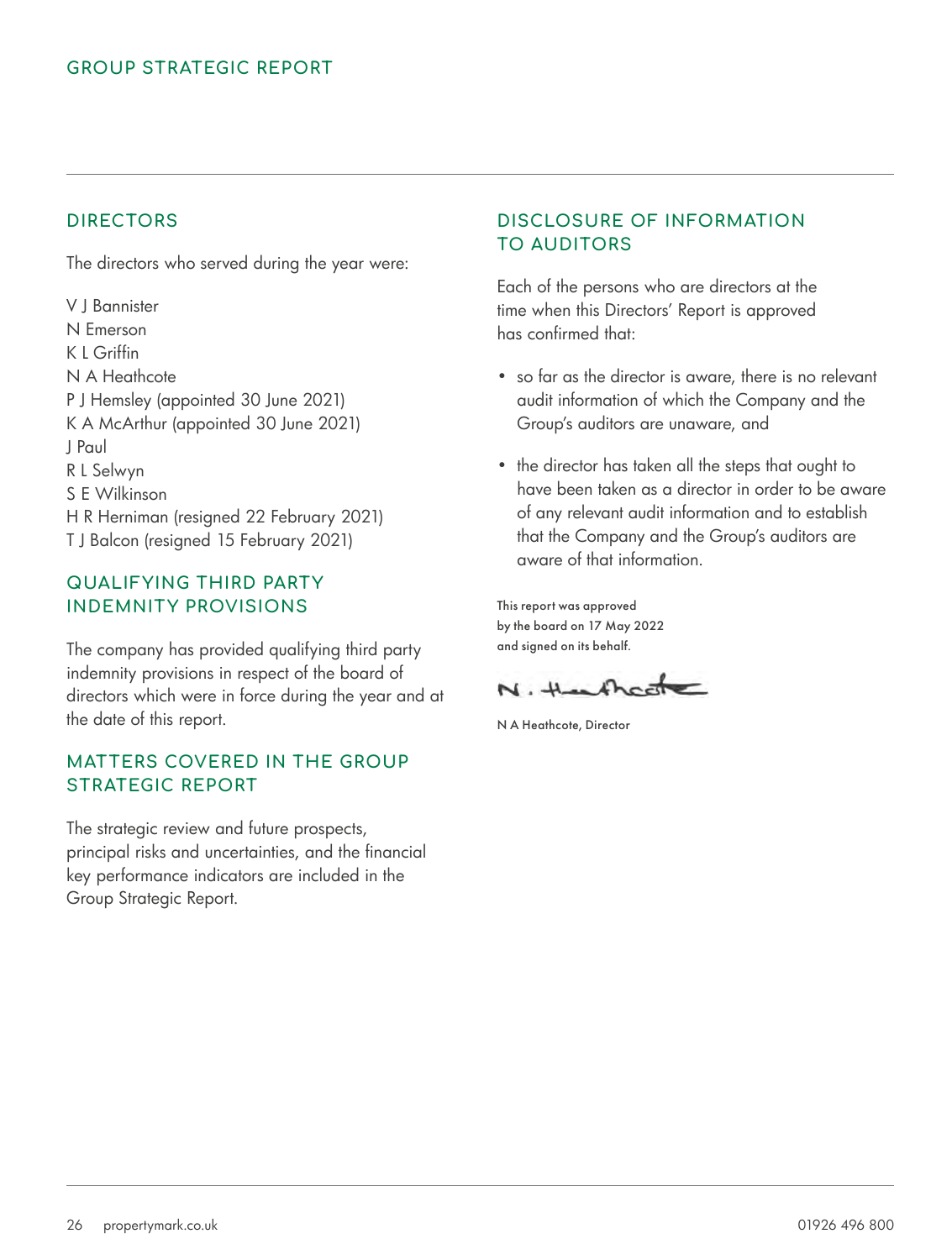## DIRECTORS

The directors who served during the year were:

V J Bannister  
N Emerson  
K L Griffin  
N A Heathcote  
P J Hemsley (appointed 30 June 2021)  
K A McArthur (appointed 30 June 2021)  
J Paul  
R L Selwyn  
S E Wilkinson  
H R Herniman (resigned 22 February 2021)  
T J Balcon (resigned 15 February 2021)

## QUALIFYING THIRD PARTY INDEMNITY PROVISIONS

The company has provided qualifying third party indemnity provisions in respect of the board of directors which were in force during the year and at the date of this report.

## MATTERS COVERED IN THE GROUP STRATEGIC REPORT

The strategic review and future prospects, principal risks and uncertainties, and the financial key performance indicators are included in the Group Strategic Report.

## DISCLOSURE OF INFORMATION TO AUDITORS

Each of the persons who are directors at the time when this Directors' Report is approved has confirmed that:

- so far as the director is aware, there is no relevant audit information of which the Company and the Group's auditors are unaware, and
- the director has taken all the steps that ought to have been taken as a director in order to be aware of any relevant audit information and to establish that the Company and the Group's auditors are aware of that information.

This report was approved by the board on 17 May 2022 and signed on its behalf.

N A Heathcote, Director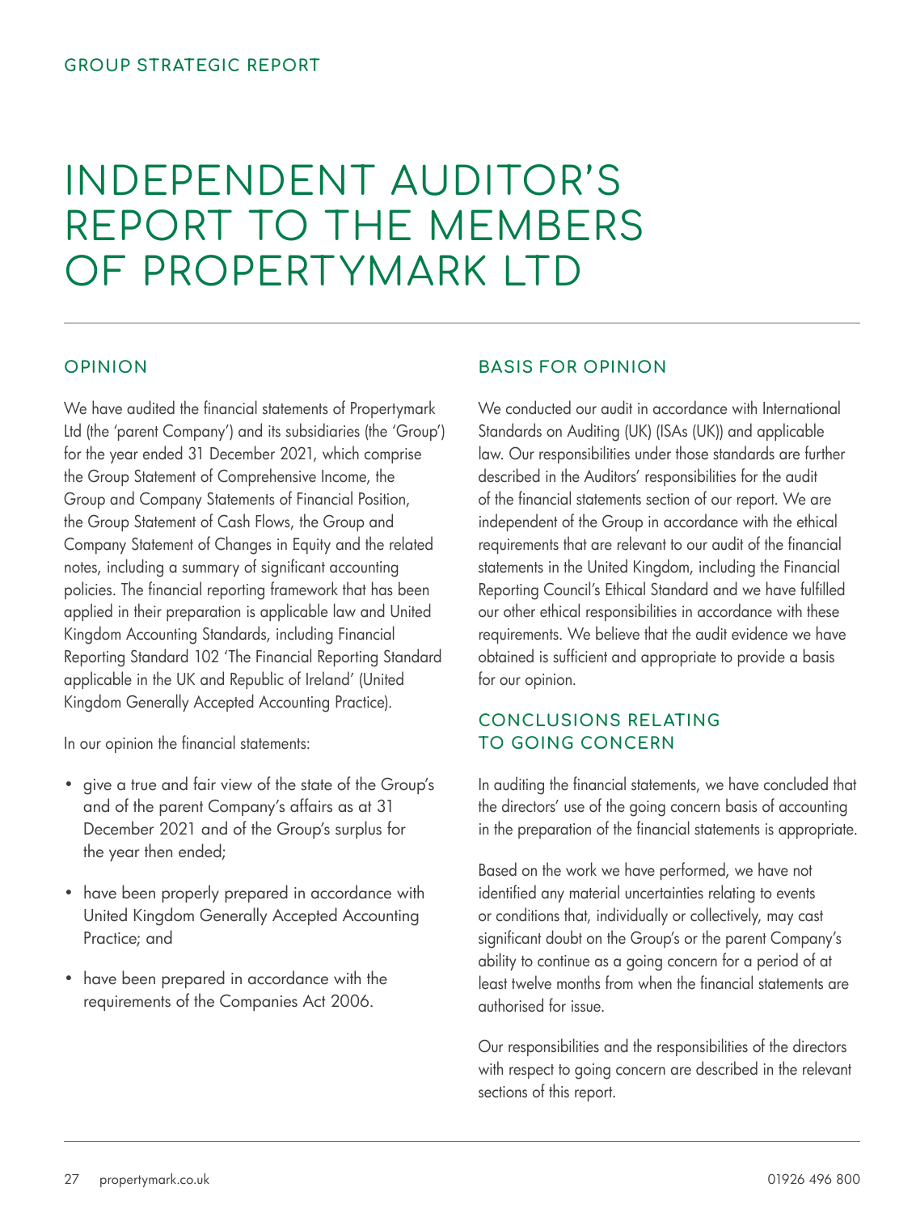# INDEPENDENT AUDITOR'S REPORT TO THE MEMBERS OF PROPERTYMARK LTD

## OPINION

We have audited the financial statements of Propertymark Ltd (the 'parent Company') and its subsidiaries (the 'Group') for the year ended 31 December 2021, which comprise the Group Statement of Comprehensive Income, the Group and Company Statements of Financial Position, the Group Statement of Cash Flows, the Group and Company Statement of Changes in Equity and the related notes, including a summary of significant accounting policies. The financial reporting framework that has been applied in their preparation is applicable law and United Kingdom Accounting Standards, including Financial Reporting Standard 102 'The Financial Reporting Standard applicable in the UK and Republic of Ireland' (United Kingdom Generally Accepted Accounting Practice).

In our opinion the financial statements:

- give a true and fair view of the state of the Group's and of the parent Company's affairs as at 31 December 2021 and of the Group's surplus for the year then ended;
- have been properly prepared in accordance with United Kingdom Generally Accepted Accounting Practice; and
- have been prepared in accordance with the requirements of the Companies Act 2006.

## BASIS FOR OPINION

We conducted our audit in accordance with International Standards on Auditing (UK) (ISAs (UK)) and applicable law. Our responsibilities under those standards are further described in the Auditors' responsibilities for the audit of the financial statements section of our report. We are independent of the Group in accordance with the ethical requirements that are relevant to our audit of the financial statements in the United Kingdom, including the Financial Reporting Council's Ethical Standard and we have fulfilled our other ethical responsibilities in accordance with these requirements. We believe that the audit evidence we have obtained is sufficient and appropriate to provide a basis for our opinion.

## CONCLUSIONS RELATING TO GOING CONCERN

In auditing the financial statements, we have concluded that the directors' use of the going concern basis of accounting in the preparation of the financial statements is appropriate.

Based on the work we have performed, we have not identified any material uncertainties relating to events or conditions that, individually or collectively, may cast significant doubt on the Group's or the parent Company's ability to continue as a going concern for a period of at least twelve months from when the financial statements are authorised for issue.

Our responsibilities and the responsibilities of the directors with respect to going concern are described in the relevant sections of this report.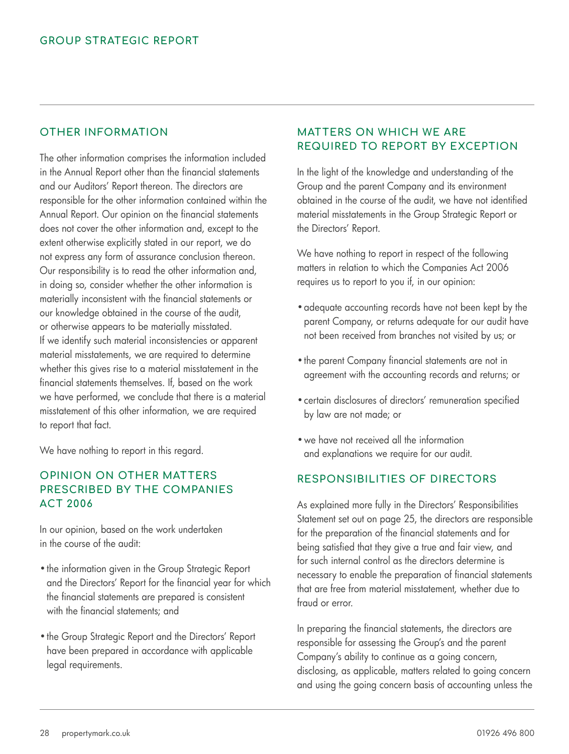## OTHER INFORMATION

The other information comprises the information included in the Annual Report other than the financial statements and our Auditors' Report thereon. The directors are responsible for the other information contained within the Annual Report. Our opinion on the financial statements does not cover the other information and, except to the extent otherwise explicitly stated in our report, we do not express any form of assurance conclusion thereon. Our responsibility is to read the other information and, in doing so, consider whether the other information is materially inconsistent with the financial statements or our knowledge obtained in the course of the audit, or otherwise appears to be materially misstated. If we identify such material inconsistencies or apparent material misstatements, we are required to determine whether this gives rise to a material misstatement in the financial statements themselves. If, based on the work we have performed, we conclude that there is a material misstatement of this other information, we are required to report that fact.

We have nothing to report in this regard.

## OPINION ON OTHER MATTERS PRESCRIBED BY THE COMPANIES ACT 2006

In our opinion, based on the work undertaken in the course of the audit:

- the information given in the Group Strategic Report and the Directors' Report for the financial year for which the financial statements are prepared is consistent with the financial statements; and
- the Group Strategic Report and the Directors' Report have been prepared in accordance with applicable legal requirements.

## MATTERS ON WHICH WE ARE REQUIRED TO REPORT BY EXCEPTION

In the light of the knowledge and understanding of the Group and the parent Company and its environment obtained in the course of the audit, we have not identified material misstatements in the Group Strategic Report or the Directors' Report.

We have nothing to report in respect of the following matters in relation to which the Companies Act 2006 requires us to report to you if, in our opinion:

- adequate accounting records have not been kept by the parent Company, or returns adequate for our audit have not been received from branches not visited by us; or
- the parent Company financial statements are not in agreement with the accounting records and returns; or
- certain disclosures of directors' remuneration specified by law are not made; or
- we have not received all the information and explanations we require for our audit.

## RESPONSIBILITIES OF DIRECTORS

As explained more fully in the Directors' Responsibilities Statement set out on page 25, the directors are responsible for the preparation of the financial statements and for being satisfied that they give a true and fair view, and for such internal control as the directors determine is necessary to enable the preparation of financial statements that are free from material misstatement, whether due to fraud or error.

In preparing the financial statements, the directors are responsible for assessing the Group's and the parent Company's ability to continue as a going concern, disclosing, as applicable, matters related to going concern and using the going concern basis of accounting unless the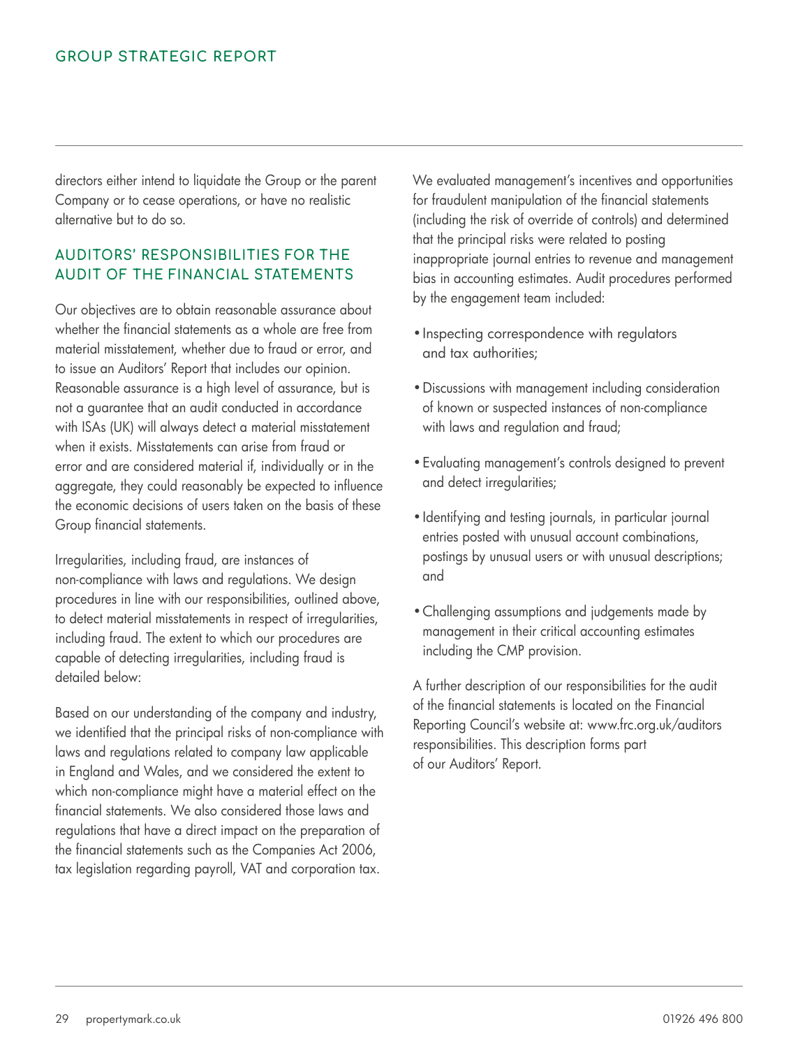directors either intend to liquidate the Group or the parent Company or to cease operations, or have no realistic alternative but to do so.

## AUDITORS' RESPONSIBILITIES FOR THE AUDIT OF THE FINANCIAL STATEMENTS

Our objectives are to obtain reasonable assurance about whether the financial statements as a whole are free from material misstatement, whether due to fraud or error, and to issue an Auditors' Report that includes our opinion. Reasonable assurance is a high level of assurance, but is not a guarantee that an audit conducted in accordance with ISAs (UK) will always detect a material misstatement when it exists. Misstatements can arise from fraud or error and are considered material if, individually or in the aggregate, they could reasonably be expected to influence the economic decisions of users taken on the basis of these Group financial statements.

Irregularities, including fraud, are instances of non-compliance with laws and regulations. We design procedures in line with our responsibilities, outlined above, to detect material misstatements in respect of irregularities, including fraud. The extent to which our procedures are capable of detecting irregularities, including fraud is detailed below:

Based on our understanding of the company and industry, we identified that the principal risks of non-compliance with laws and regulations related to company law applicable in England and Wales, and we considered the extent to which non-compliance might have a material effect on the financial statements. We also considered those laws and regulations that have a direct impact on the preparation of the financial statements such as the Companies Act 2006, tax legislation regarding payroll, VAT and corporation tax.

We evaluated management's incentives and opportunities for fraudulent manipulation of the financial statements (including the risk of override of controls) and determined that the principal risks were related to posting inappropriate journal entries to revenue and management bias in accounting estimates. Audit procedures performed by the engagement team included:

- Inspecting correspondence with regulators and tax authorities;
- Discussions with management including consideration of known or suspected instances of non-compliance with laws and regulation and fraud;
- Evaluating management's controls designed to prevent and detect irregularities;
- Identifying and testing journals, in particular journal entries posted with unusual account combinations, postings by unusual users or with unusual descriptions; and
- Challenging assumptions and judgements made by management in their critical accounting estimates including the CMP provision.

A further description of our responsibilities for the audit of the financial statements is located on the Financial Reporting Council's website at: www.frc.org.uk/auditors responsibilities. This description forms part of our Auditors' Report.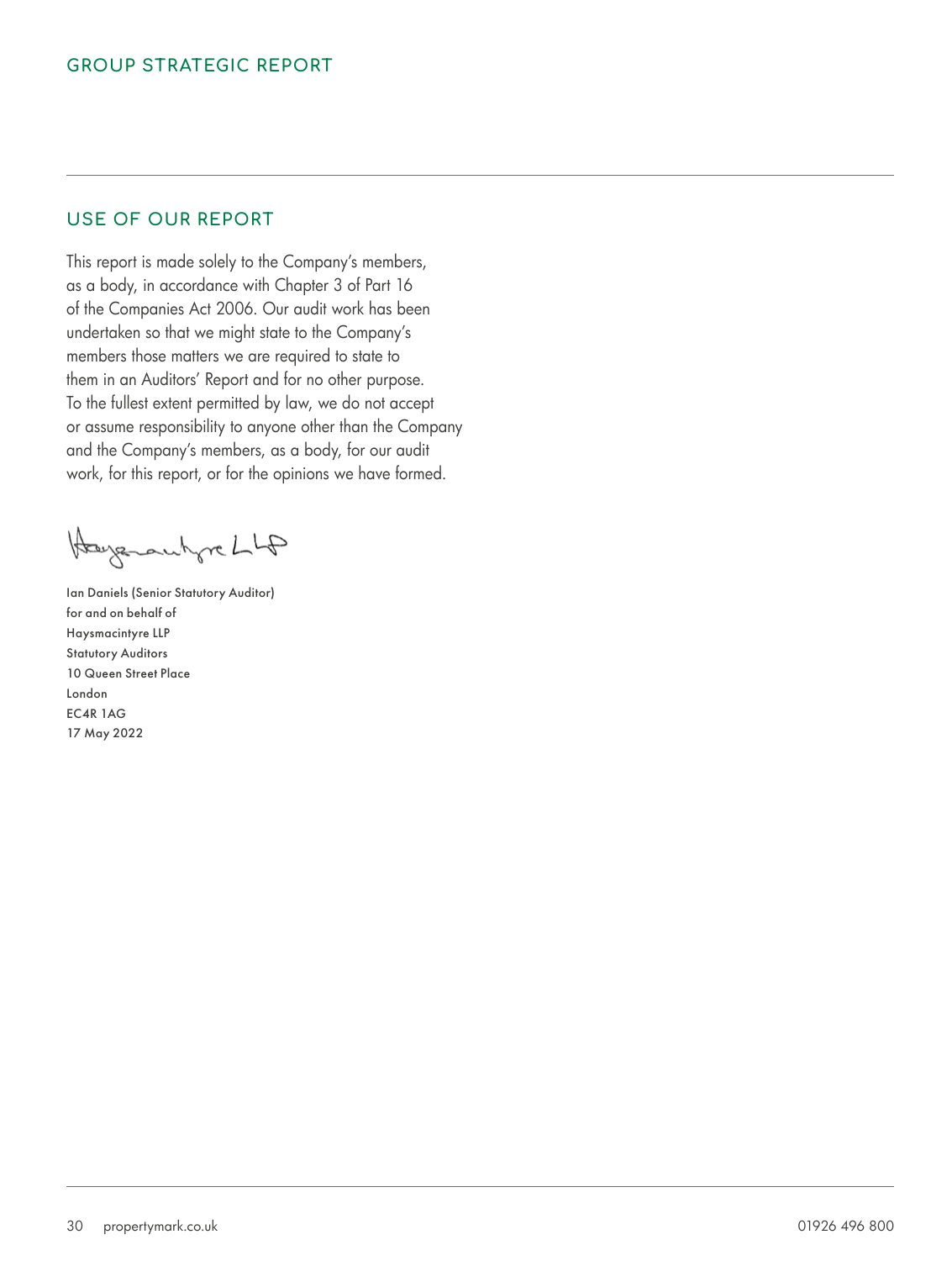## USE OF OUR REPORT

This report is made solely to the Company's members, as a body, in accordance with Chapter 3 of Part 16 of the Companies Act 2006. Our audit work has been undertaken so that we might state to the Company's members those matters we are required to state to them in an Auditors' Report and for no other purpose. To the fullest extent permitted by law, we do not accept or assume responsibility to anyone other than the Company and the Company's members, as a body, for our audit work, for this report, or for the opinions we have formed.

Haysmacintyre LLP

Ian Daniels (Senior Statutory Auditor)
for and on behalf of
Haysmacintyre LLP
Statutory Auditors
10 Queen Street Place
London
EC4R 1AG
17 May 2022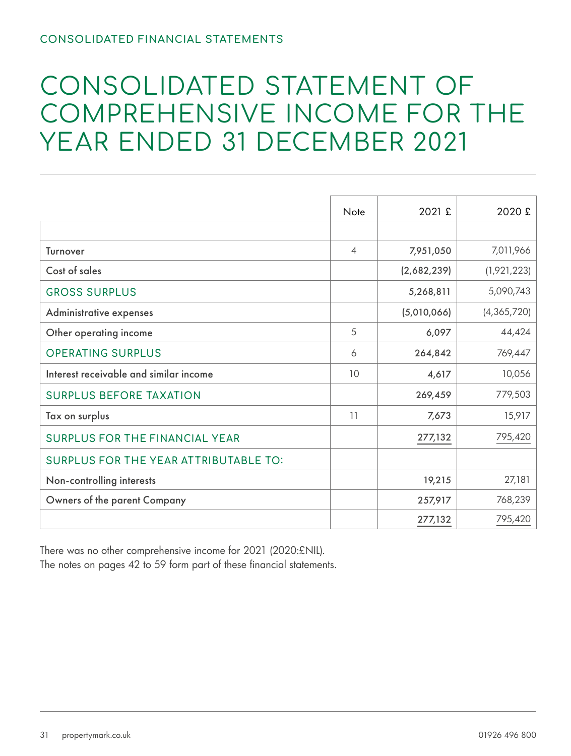CONSOLIDATED FINANCIAL STATEMENTS

# CONSOLIDATED STATEMENT OF COMPREHENSIVE INCOME FOR THE YEAR ENDED 31 DECEMBER 2021

| | Note | 2021 £ | 2020 £ |
|---|---|---|---|
| | | | |
| Turnover | 4 | **7,951,050** | 7,011,966 |
| Cost of sales | | **(2,682,239)** | (1,921,223) |
| GROSS SURPLUS | | **5,268,811** | 5,090,743 |
| Administrative expenses | | **(5,010,066)** | (4,365,720) |
| Other operating income | 5 | **6,097** | 44,424 |
| OPERATING SURPLUS | 6 | **264,842** | 769,447 |
| Interest receivable and similar income | 10 | **4,617** | 10,056 |
| SURPLUS BEFORE TAXATION | | **269,459** | 779,503 |
| Tax on surplus | 11 | **7,673** | 15,917 |
| SURPLUS FOR THE FINANCIAL YEAR | | **277,132** | 795,420 |
| SURPLUS FOR THE YEAR ATTRIBUTABLE TO: | | | |
| Non-controlling interests | | **19,215** | 27,181 |
| Owners of the parent Company | | **257,917** | 768,239 |
| | | **277,132** | 795,420 |

There was no other comprehensive income for 2021 (2020:£NIL).
The notes on pages 42 to 59 form part of these financial statements.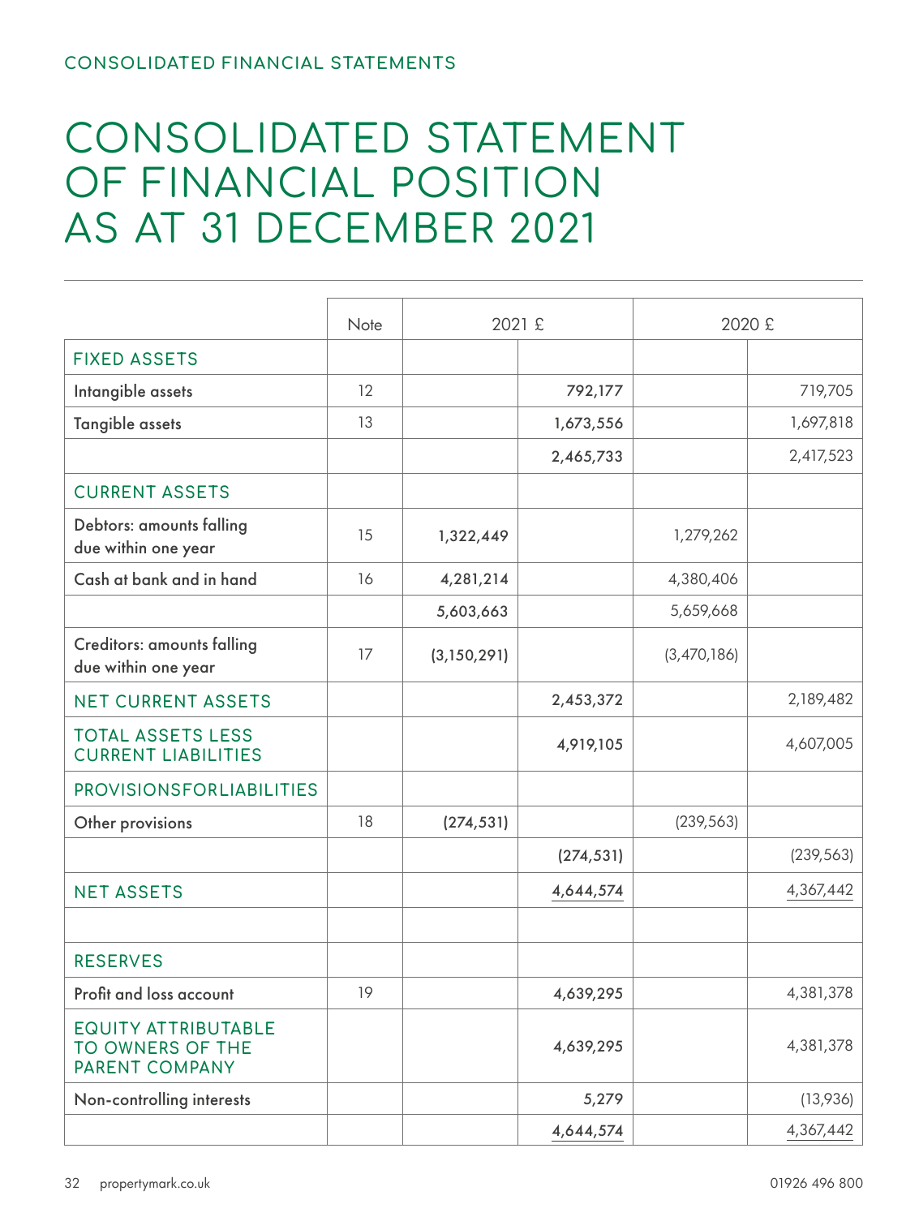CONSOLIDATED FINANCIAL STATEMENTS

# CONSOLIDATED STATEMENT OF FINANCIAL POSITION AS AT 31 DECEMBER 2021

| | Note | 2021 £ | | 2020 £ | |
|---|---|---|---|---|---|
| FIXED ASSETS | | | | | |
| Intangible assets | 12 | | 792,177 | | 719,705 |
| Tangible assets | 13 | | 1,673,556 | | 1,697,818 |
| | | | 2,465,733 | | 2,417,523 |
| CURRENT ASSETS | | | | | |
| Debtors: amounts falling due within one year | 15 | 1,322,449 | | 1,279,262 | |
| Cash at bank and in hand | 16 | 4,281,214 | | 4,380,406 | |
| | | 5,603,663 | | 5,659,668 | |
| Creditors: amounts falling due within one year | 17 | (3,150,291) | | (3,470,186) | |
| NET CURRENT ASSETS | | | 2,453,372 | | 2,189,482 |
| TOTAL ASSETS LESS CURRENT LIABILITIES | | | 4,919,105 | | 4,607,005 |
| PROVISIONSFORLIABILITIES | | | | | |
| Other provisions | 18 | (274,531) | | (239,563) | |
| | | | (274,531) | | (239,563) |
| NET ASSETS | | | 4,644,574 | | 4,367,442 |
| | | | | | |
| RESERVES | | | | | |
| Profit and loss account | 19 | | 4,639,295 | | 4,381,378 |
| EQUITY ATTRIBUTABLE TO OWNERS OF THE PARENT COMPANY | | | 4,639,295 | | 4,381,378 |
| Non-controlling interests | | | 5,279 | | (13,936) |
| | | | 4,644,574 | | 4,367,442 |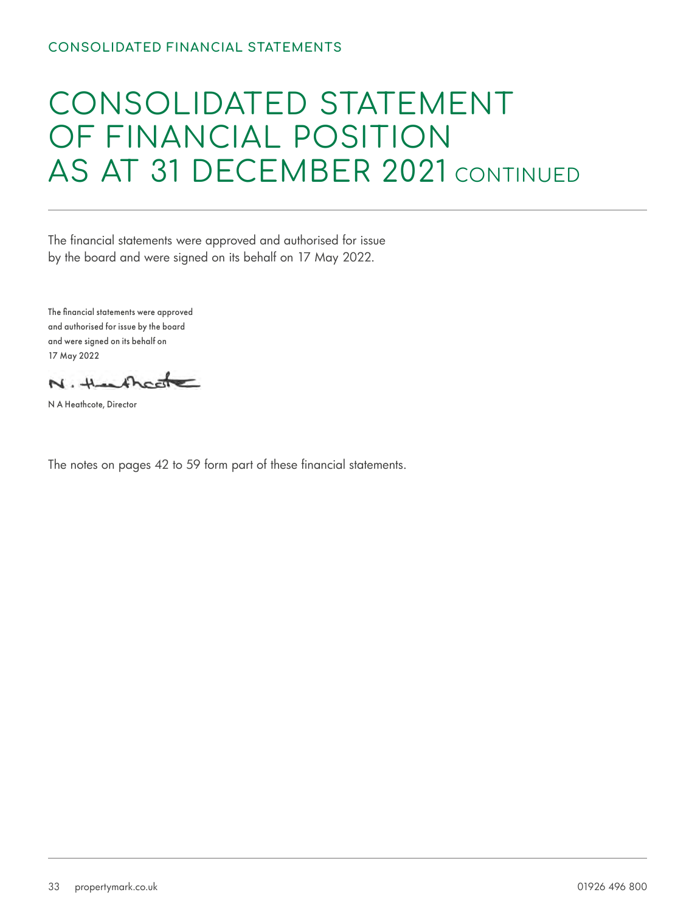CONSOLIDATED FINANCIAL STATEMENTS

# CONSOLIDATED STATEMENT OF FINANCIAL POSITION AS AT 31 DECEMBER 2021 CONTINUED

The financial statements were approved and authorised for issue by the board and were signed on its behalf on 17 May 2022.

The financial statements were approved and authorised for issue by the board and were signed on its behalf on 17 May 2022

N. Heathcote

N A Heathcote, Director

The notes on pages 42 to 59 form part of these financial statements.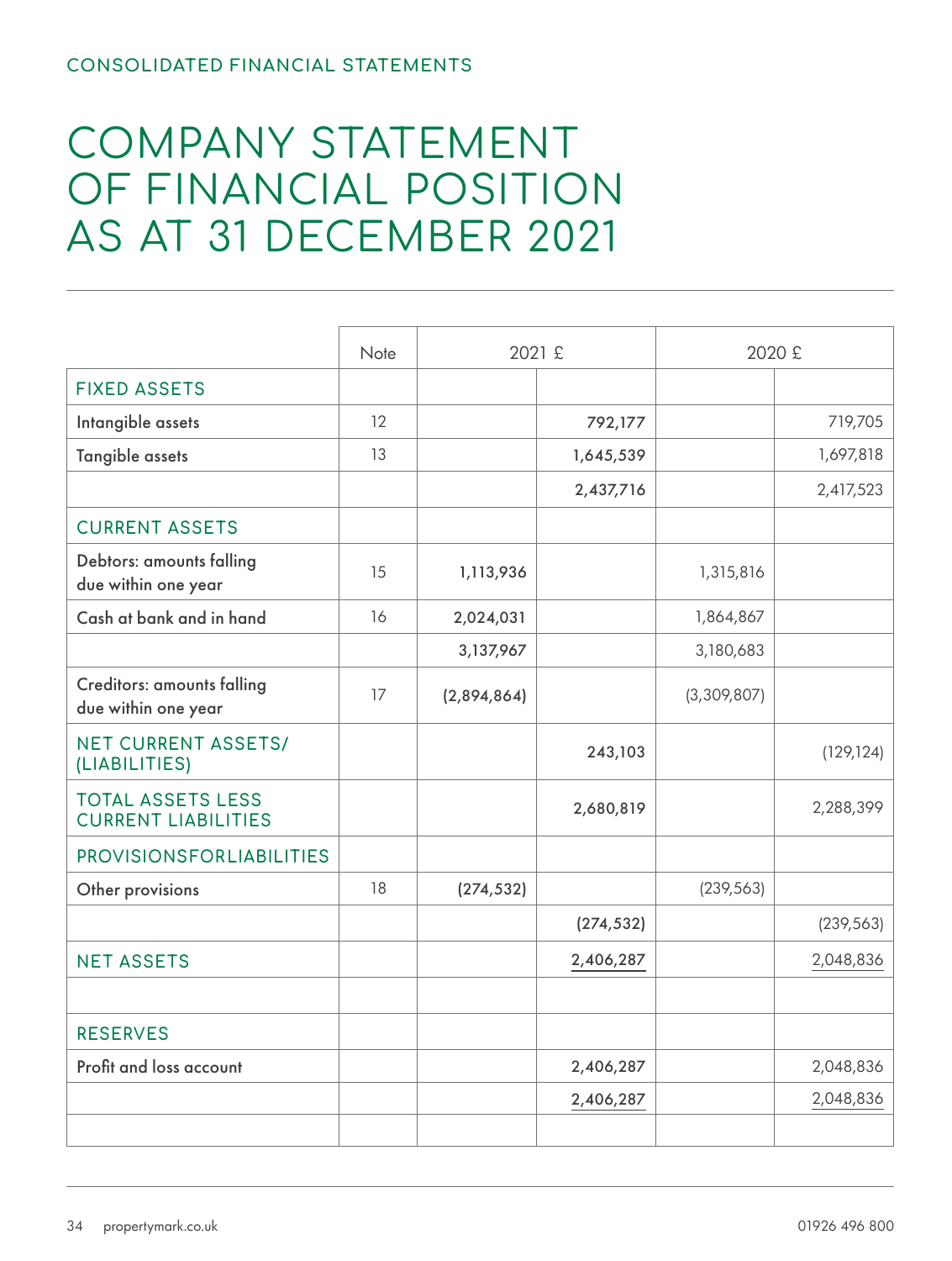CONSOLIDATED FINANCIAL STATEMENTS

# COMPANY STATEMENT OF FINANCIAL POSITION AS AT 31 DECEMBER 2021

| | Note | 2021 £ | | 2020 £ | |
|---|---|---|---|---|---|
| FIXED ASSETS | | | | | |
| Intangible assets | 12 | | 792,177 | | 719,705 |
| Tangible assets | 13 | | 1,645,539 | | 1,697,818 |
| | | | 2,437,716 | | 2,417,523 |
| CURRENT ASSETS | | | | | |
| Debtors: amounts falling due within one year | 15 | 1,113,936 | | 1,315,816 | |
| Cash at bank and in hand | 16 | 2,024,031 | | 1,864,867 | |
| | | 3,137,967 | | 3,180,683 | |
| Creditors: amounts falling due within one year | 17 | (2,894,864) | | (3,309,807) | |
| NET CURRENT ASSETS/ (LIABILITIES) | | | 243,103 | | (129,124) |
| TOTAL ASSETS LESS CURRENT LIABILITIES | | | 2,680,819 | | 2,288,399 |
| PROVISIONSFORLIABILITIES | | | | | |
| Other provisions | 18 | (274,532) | | (239,563) | |
| | | | (274,532) | | (239,563) |
| NET ASSETS | | | 2,406,287 | | 2,048,836 |
| | | | | | |
| RESERVES | | | | | |
| Profit and loss account | | | 2,406,287 | | 2,048,836 |
| | | | 2,406,287 | | 2,048,836 |
| | | | | | |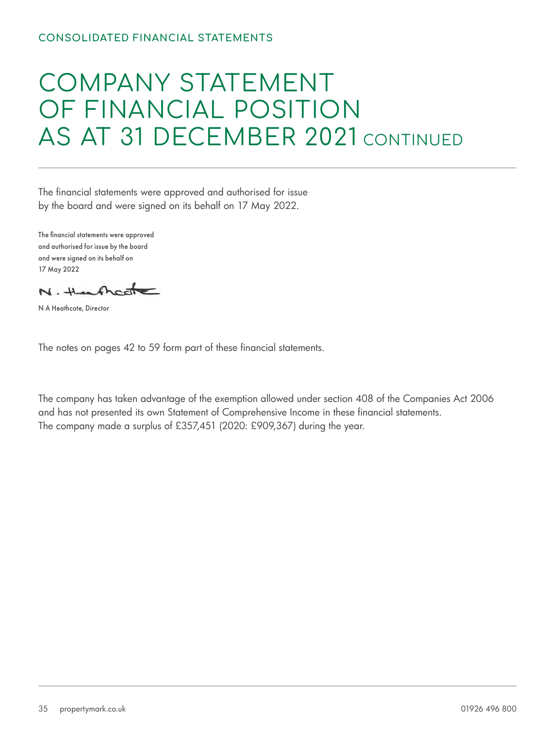CONSOLIDATED FINANCIAL STATEMENTS

# COMPANY STATEMENT OF FINANCIAL POSITION AS AT 31 DECEMBER 2021 CONTINUED

The financial statements were approved and authorised for issue by the board and were signed on its behalf on 17 May 2022.

The financial statements were approved and authorised for issue by the board and were signed on its behalf on 17 May 2022

N A Heathcote, Director

The notes on pages 42 to 59 form part of these financial statements.

The company has taken advantage of the exemption allowed under section 408 of the Companies Act 2006 and has not presented its own Statement of Comprehensive Income in these financial statements. The company made a surplus of £357,451 (2020: £909,367) during the year.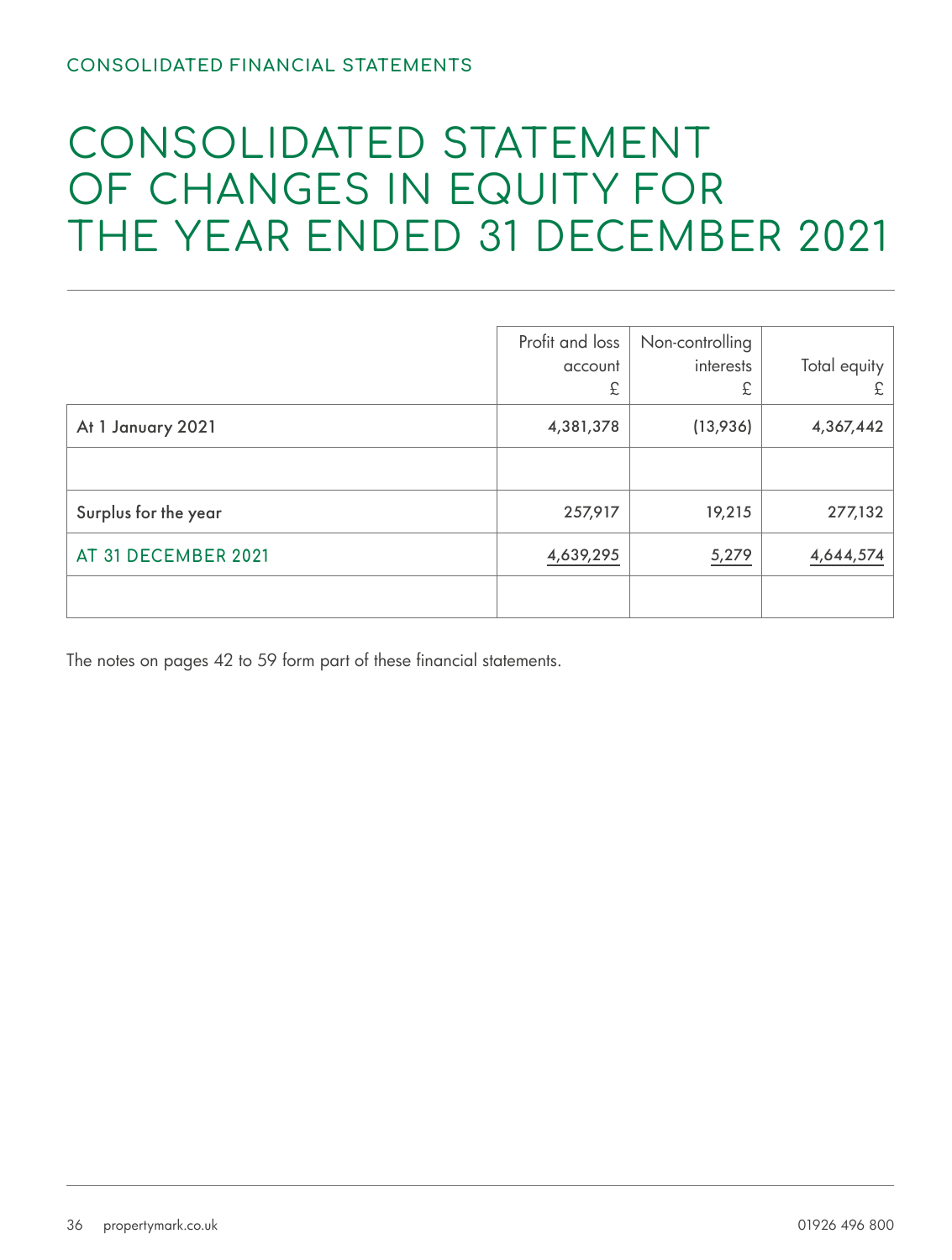CONSOLIDATED FINANCIAL STATEMENTS

# CONSOLIDATED STATEMENT OF CHANGES IN EQUITY FOR THE YEAR ENDED 31 DECEMBER 2021

| | Profit and loss account £ | Non-controlling interests £ | Total equity £ |
|---|---|---|---|
| At 1 January 2021 | 4,381,378 | (13,936) | 4,367,442 |
| | | | |
| Surplus for the year | 257,917 | 19,215 | 277,132 |
| AT 31 DECEMBER 2021 | 4,639,295 | 5,279 | 4,644,574 |
| | | | |

The notes on pages 42 to 59 form part of these financial statements.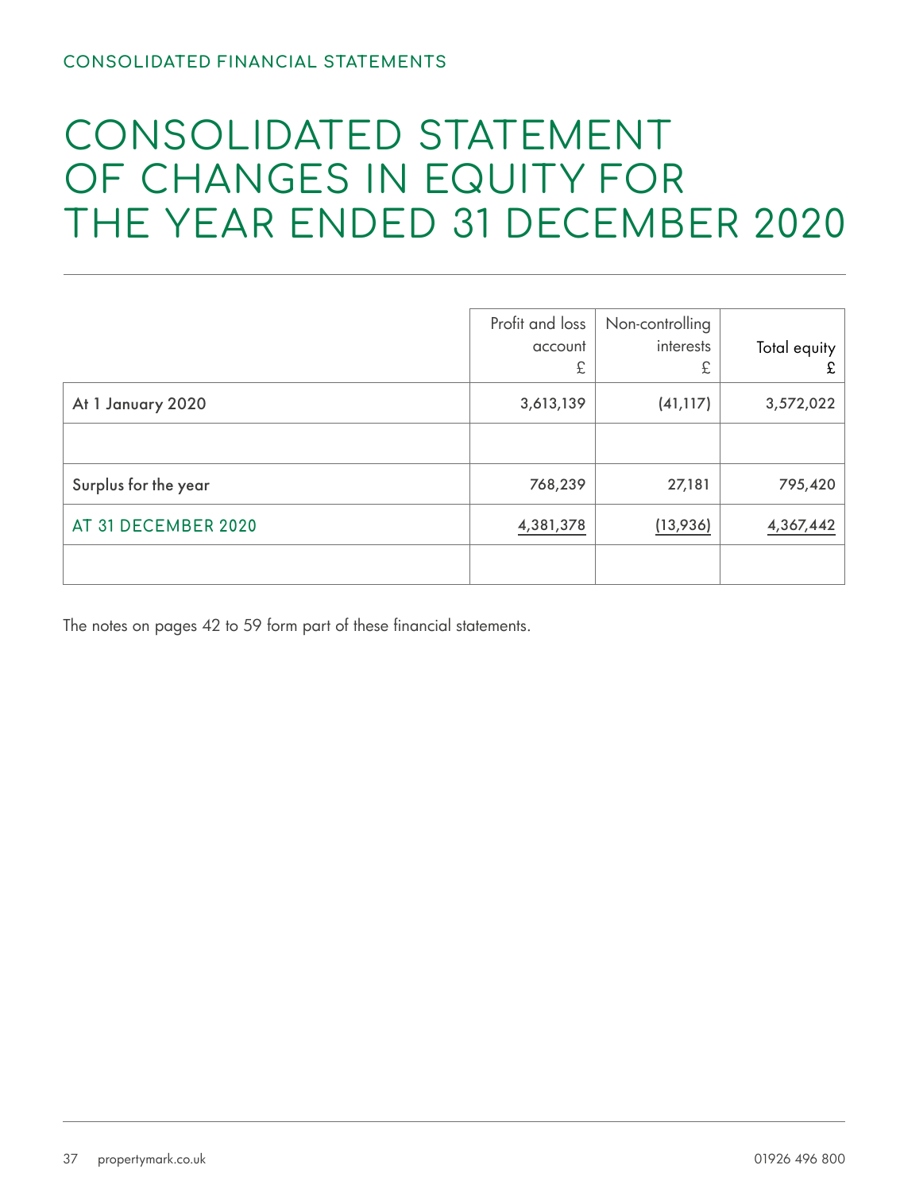CONSOLIDATED FINANCIAL STATEMENTS

# CONSOLIDATED STATEMENT OF CHANGES IN EQUITY FOR THE YEAR ENDED 31 DECEMBER 2020

| | Profit and loss account £ | Non-controlling interests £ | Total equity £ |
|---|---|---|---|
| At 1 January 2020 | 3,613,139 | (41,117) | 3,572,022 |
| | | | |
| Surplus for the year | 768,239 | 27,181 | 795,420 |
| AT 31 DECEMBER 2020 | 4,381,378 | (13,936) | 4,367,442 |
| | | | |

The notes on pages 42 to 59 form part of these financial statements.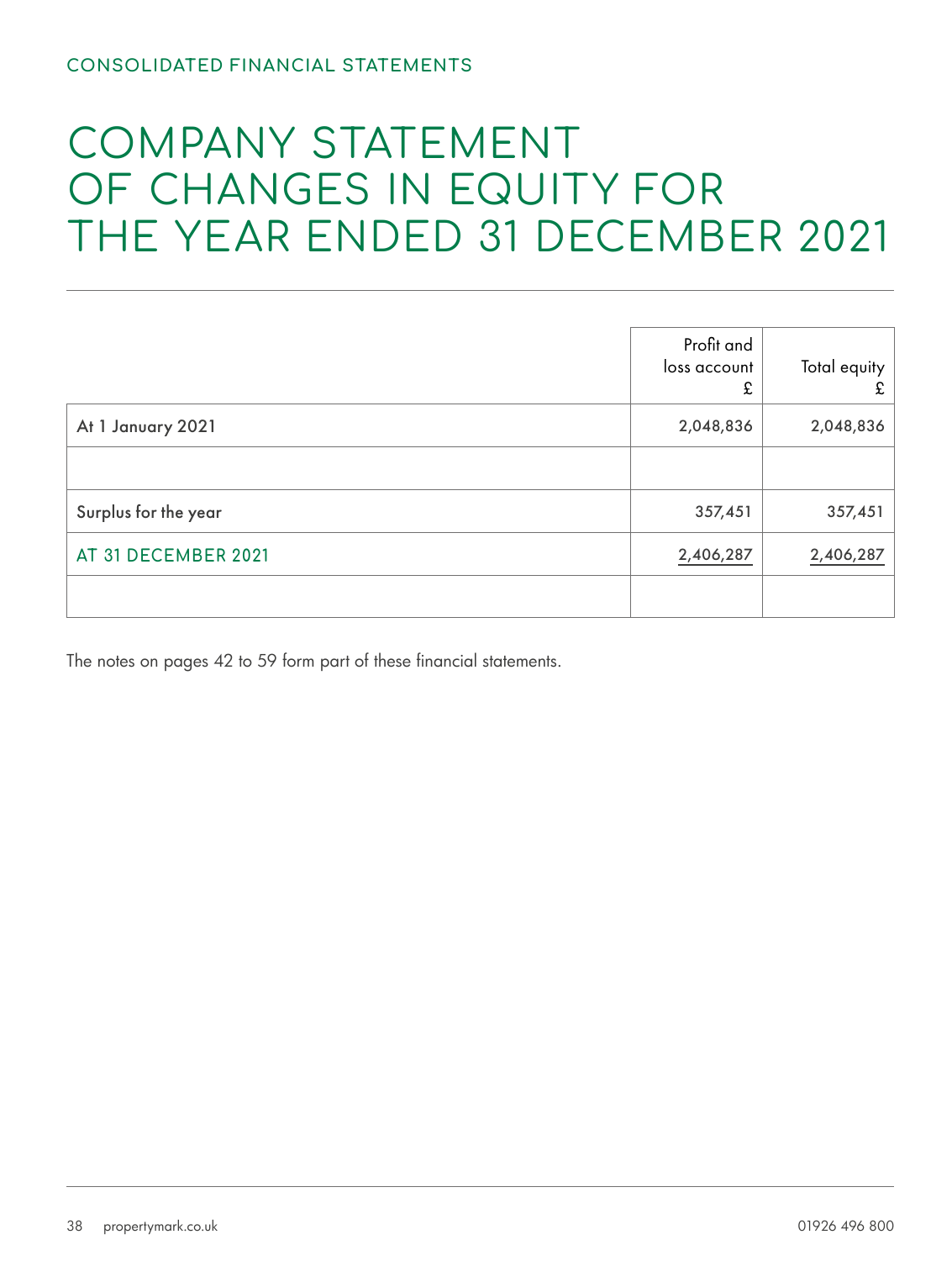CONSOLIDATED FINANCIAL STATEMENTS

# COMPANY STATEMENT OF CHANGES IN EQUITY FOR THE YEAR ENDED 31 DECEMBER 2021

| | Profit and loss account £ | Total equity £ |
|---|---|---|
| At 1 January 2021 | 2,048,836 | 2,048,836 |
| | | |
| Surplus for the year | 357,451 | 357,451 |
| AT 31 DECEMBER 2021 | 2,406,287 | 2,406,287 |
| | | |

The notes on pages 42 to 59 form part of these financial statements.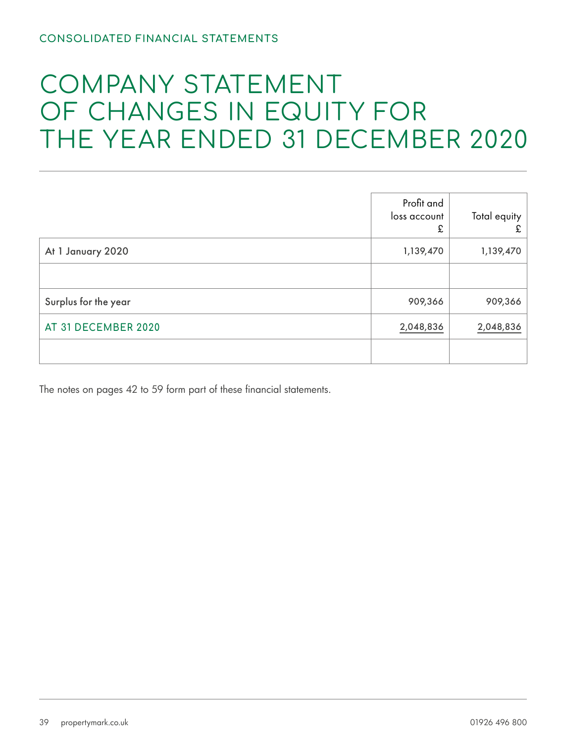CONSOLIDATED FINANCIAL STATEMENTS

# COMPANY STATEMENT OF CHANGES IN EQUITY FOR THE YEAR ENDED 31 DECEMBER 2020

| | Profit and loss account £ | Total equity £ |
|---|---|---|
| At 1 January 2020 | 1,139,470 | 1,139,470 |
| | | |
| Surplus for the year | 909,366 | 909,366 |
| AT 31 DECEMBER 2020 | 2,048,836 | 2,048,836 |
| | | |

The notes on pages 42 to 59 form part of these financial statements.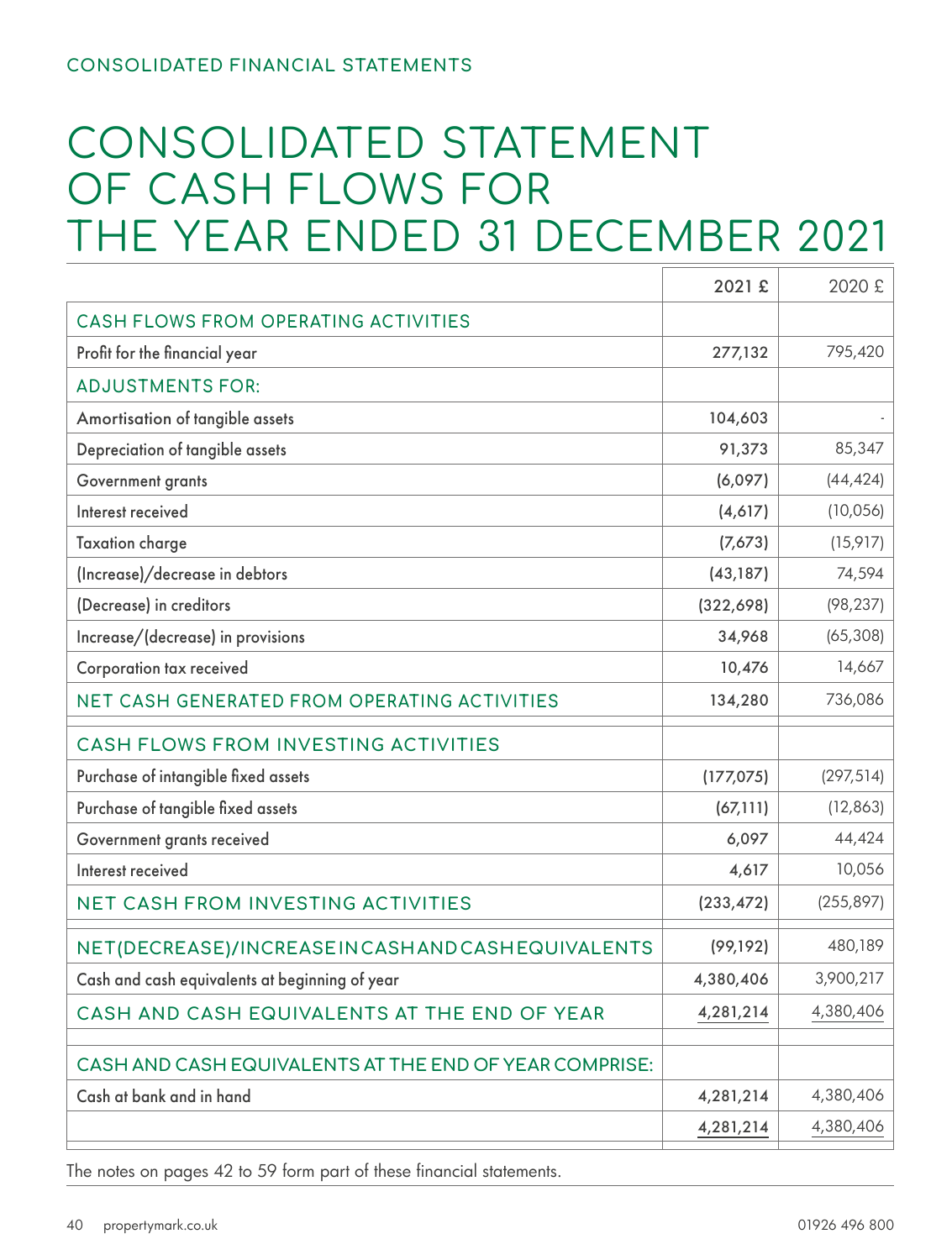CONSOLIDATED FINANCIAL STATEMENTS

# CONSOLIDATED STATEMENT OF CASH FLOWS FOR THE YEAR ENDED 31 DECEMBER 2021

| | 2021 £ | 2020 £ |
|---|---|---|
| CASH FLOWS FROM OPERATING ACTIVITIES | | |
| Profit for the financial year | 277,132 | 795,420 |
| ADJUSTMENTS FOR: | | |
| Amortisation of tangible assets | 104,603 | - |
| Depreciation of tangible assets | 91,373 | 85,347 |
| Government grants | (6,097) | (44,424) |
| Interest received | (4,617) | (10,056) |
| Taxation charge | (7,673) | (15,917) |
| (Increase)/decrease in debtors | (43,187) | 74,594 |
| (Decrease) in creditors | (322,698) | (98,237) |
| Increase/(decrease) in provisions | 34,968 | (65,308) |
| Corporation tax received | 10,476 | 14,667 |
| NET CASH GENERATED FROM OPERATING ACTIVITIES | 134,280 | 736,086 |
| CASH FLOWS FROM INVESTING ACTIVITIES | | |
| Purchase of intangible fixed assets | (177,075) | (297,514) |
| Purchase of tangible fixed assets | (67,111) | (12,863) |
| Government grants received | 6,097 | 44,424 |
| Interest received | 4,617 | 10,056 |
| NET CASH FROM INVESTING ACTIVITIES | (233,472) | (255,897) |
| NET(DECREASE)/INCREASE IN CASH AND CASH EQUIVALENTS | (99,192) | 480,189 |
| Cash and cash equivalents at beginning of year | 4,380,406 | 3,900,217 |
| CASH AND CASH EQUIVALENTS AT THE END OF YEAR | 4,281,214 | 4,380,406 |
| CASH AND CASH EQUIVALENTS AT THE END OF YEAR COMPRISE: | | |
| Cash at bank and in hand | 4,281,214 | 4,380,406 |
| | 4,281,214 | 4,380,406 |

The notes on pages 42 to 59 form part of these financial statements.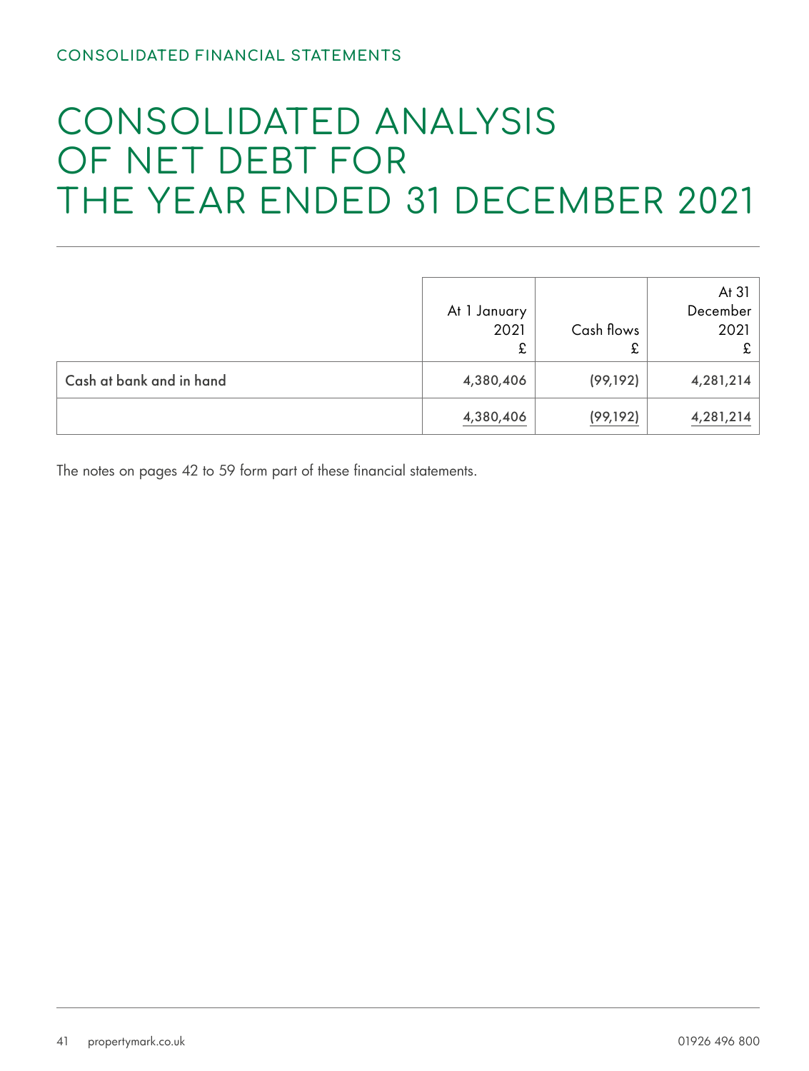CONSOLIDATED FINANCIAL STATEMENTS

# CONSOLIDATED ANALYSIS OF NET DEBT FOR THE YEAR ENDED 31 DECEMBER 2021

| | At 1 January 2021 £ | Cash flows £ | At 31 December 2021 £ |
|---|---|---|---|
| Cash at bank and in hand | 4,380,406 | (99,192) | 4,281,214 |
| | 4,380,406 | (99,192) | 4,281,214 |

The notes on pages 42 to 59 form part of these financial statements.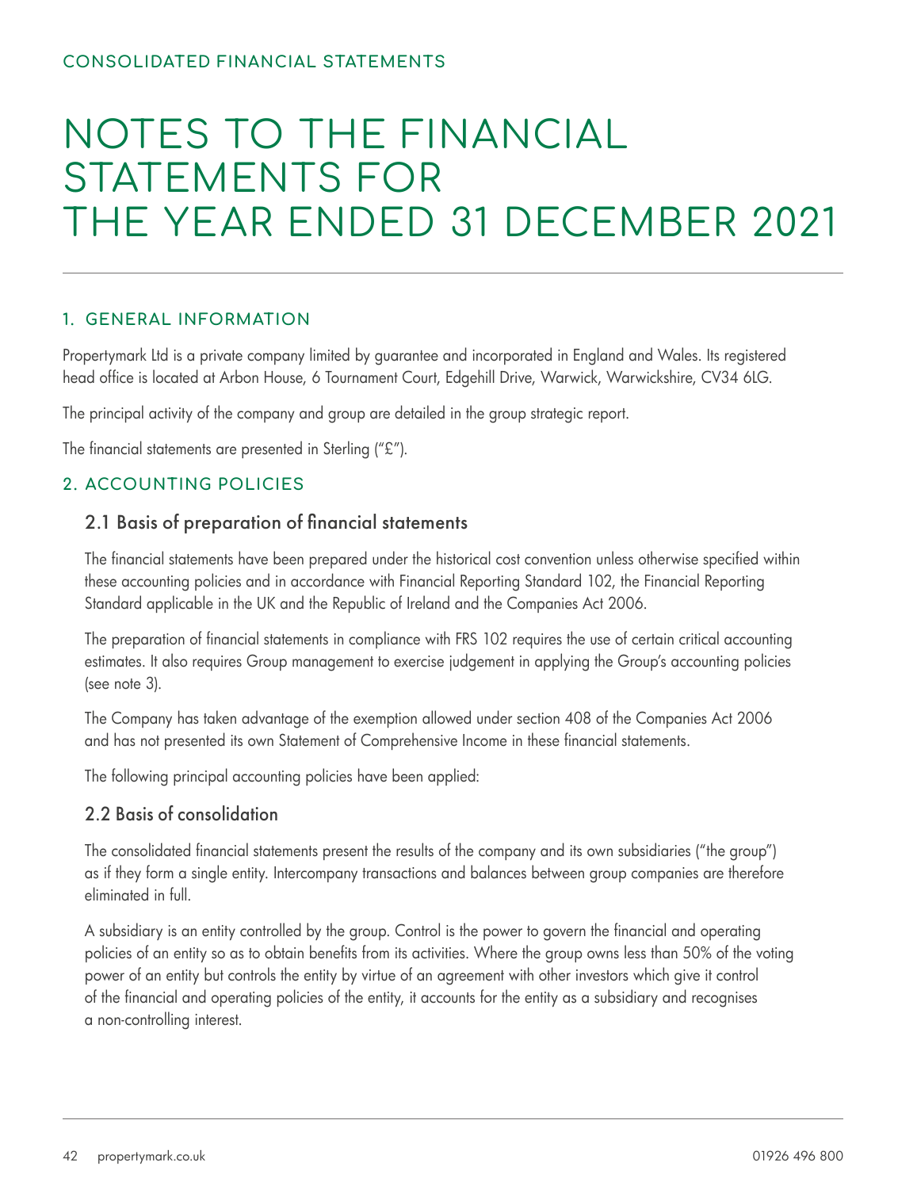CONSOLIDATED FINANCIAL STATEMENTS

# NOTES TO THE FINANCIAL STATEMENTS FOR THE YEAR ENDED 31 DECEMBER 2021

## 1. GENERAL INFORMATION

Propertymark Ltd is a private company limited by guarantee and incorporated in England and Wales. Its registered head office is located at Arbon House, 6 Tournament Court, Edgehill Drive, Warwick, Warwickshire, CV34 6LG.

The principal activity of the company and group are detailed in the group strategic report.

The financial statements are presented in Sterling ("£").

## 2. ACCOUNTING POLICIES

### 2.1 Basis of preparation of financial statements

The financial statements have been prepared under the historical cost convention unless otherwise specified within these accounting policies and in accordance with Financial Reporting Standard 102, the Financial Reporting Standard applicable in the UK and the Republic of Ireland and the Companies Act 2006.

The preparation of financial statements in compliance with FRS 102 requires the use of certain critical accounting estimates. It also requires Group management to exercise judgement in applying the Group's accounting policies (see note 3).

The Company has taken advantage of the exemption allowed under section 408 of the Companies Act 2006 and has not presented its own Statement of Comprehensive Income in these financial statements.

The following principal accounting policies have been applied:

### 2.2 Basis of consolidation

The consolidated financial statements present the results of the company and its own subsidiaries ("the group") as if they form a single entity. Intercompany transactions and balances between group companies are therefore eliminated in full.

A subsidiary is an entity controlled by the group. Control is the power to govern the financial and operating policies of an entity so as to obtain benefits from its activities. Where the group owns less than 50% of the voting power of an entity but controls the entity by virtue of an agreement with other investors which give it control of the financial and operating policies of the entity, it accounts for the entity as a subsidiary and recognises a non-controlling interest.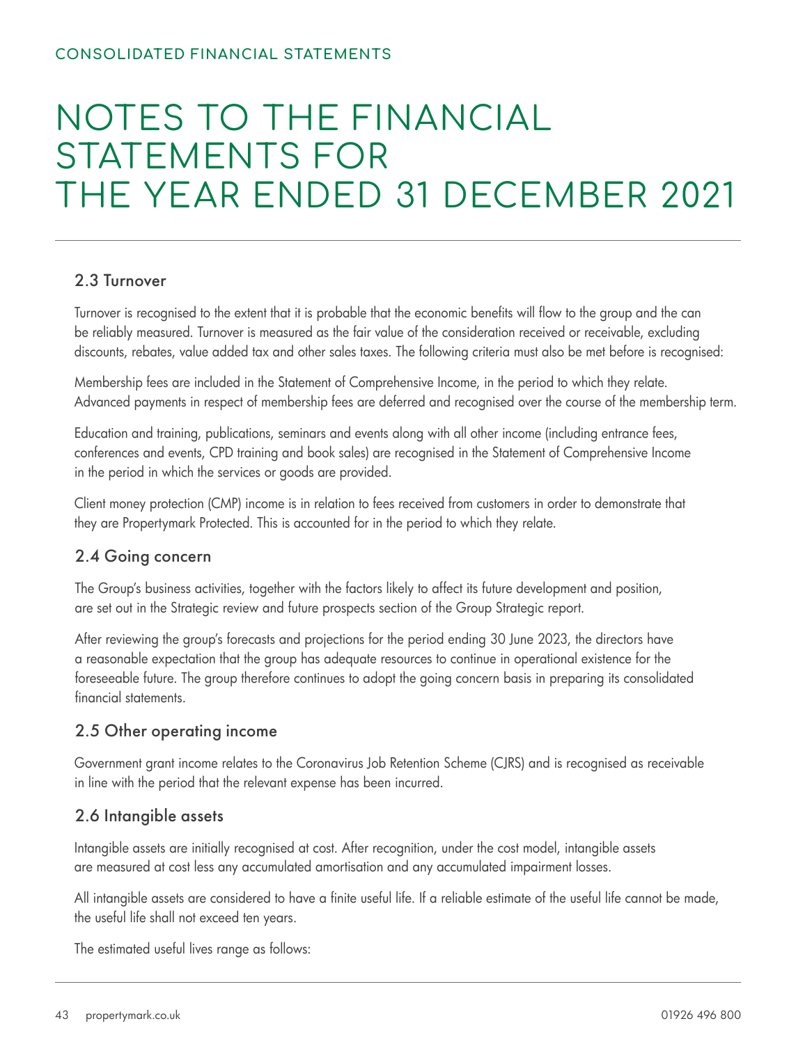CONSOLIDATED FINANCIAL STATEMENTS

# NOTES TO THE FINANCIAL STATEMENTS FOR THE YEAR ENDED 31 DECEMBER 2021

## 2.3 Turnover

Turnover is recognised to the extent that it is probable that the economic benefits will flow to the group and the can be reliably measured. Turnover is measured as the fair value of the consideration received or receivable, excluding discounts, rebates, value added tax and other sales taxes. The following criteria must also be met before is recognised:

Membership fees are included in the Statement of Comprehensive Income, in the period to which they relate. Advanced payments in respect of membership fees are deferred and recognised over the course of the membership term.

Education and training, publications, seminars and events along with all other income (including entrance fees, conferences and events, CPD training and book sales) are recognised in the Statement of Comprehensive Income in the period in which the services or goods are provided.

Client money protection (CMP) income is in relation to fees received from customers in order to demonstrate that they are Propertymark Protected. This is accounted for in the period to which they relate.

## 2.4 Going concern

The Group's business activities, together with the factors likely to affect its future development and position, are set out in the Strategic review and future prospects section of the Group Strategic report.

After reviewing the group's forecasts and projections for the period ending 30 June 2023, the directors have a reasonable expectation that the group has adequate resources to continue in operational existence for the foreseeable future. The group therefore continues to adopt the going concern basis in preparing its consolidated financial statements.

## 2.5 Other operating income

Government grant income relates to the Coronavirus Job Retention Scheme (CJRS) and is recognised as receivable in line with the period that the relevant expense has been incurred.

## 2.6 Intangible assets

Intangible assets are initially recognised at cost. After recognition, under the cost model, intangible assets are measured at cost less any accumulated amortisation and any accumulated impairment losses.

All intangible assets are considered to have a finite useful life. If a reliable estimate of the useful life cannot be made, the useful life shall not exceed ten years.

The estimated useful lives range as follows: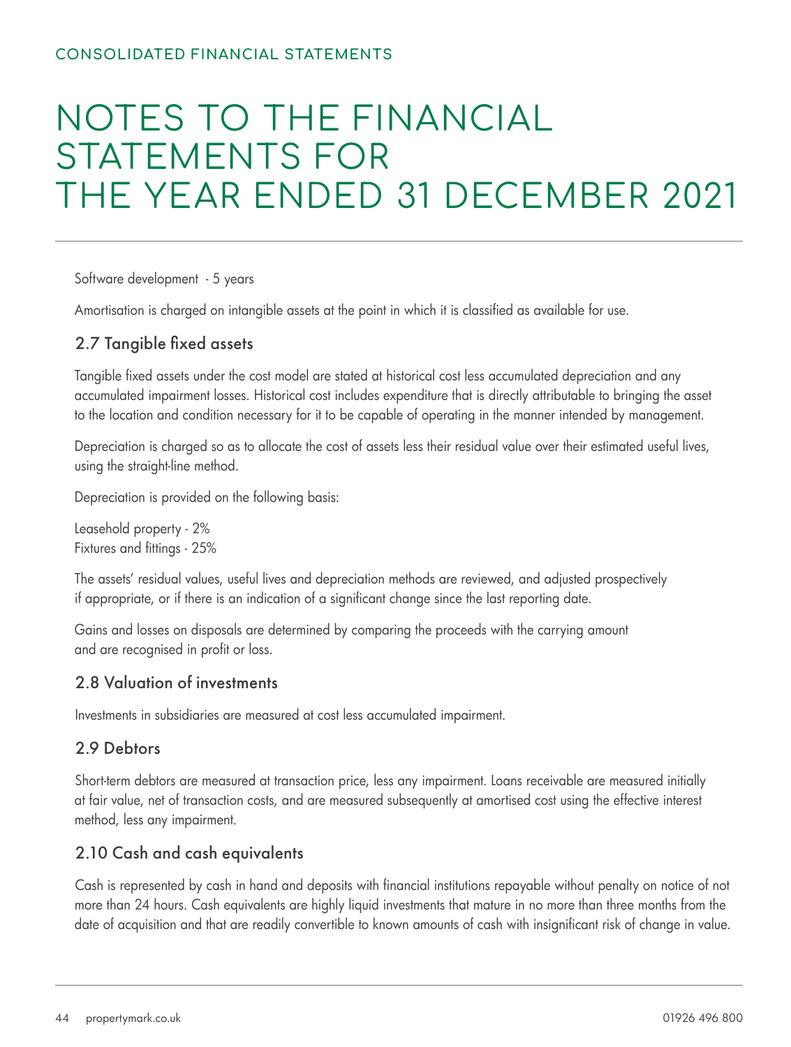# NOTES TO THE FINANCIAL STATEMENTS FOR THE YEAR ENDED 31 DECEMBER 2021

Software development - 5 years

Amortisation is charged on intangible assets at the point in which it is classified as available for use.

### 2.7 Tangible fixed assets

Tangible fixed assets under the cost model are stated at historical cost less accumulated depreciation and any accumulated impairment losses. Historical cost includes expenditure that is directly attributable to bringing the asset to the location and condition necessary for it to be capable of operating in the manner intended by management.

Depreciation is charged so as to allocate the cost of assets less their residual value over their estimated useful lives, using the straight-line method.

Depreciation is provided on the following basis:

Leasehold property - 2%
Fixtures and fittings - 25%

The assets' residual values, useful lives and depreciation methods are reviewed, and adjusted prospectively if appropriate, or if there is an indication of a significant change since the last reporting date.

Gains and losses on disposals are determined by comparing the proceeds with the carrying amount and are recognised in profit or loss.

### 2.8 Valuation of investments

Investments in subsidiaries are measured at cost less accumulated impairment.

### 2.9 Debtors

Short-term debtors are measured at transaction price, less any impairment. Loans receivable are measured initially at fair value, net of transaction costs, and are measured subsequently at amortised cost using the effective interest method, less any impairment.

### 2.10 Cash and cash equivalents

Cash is represented by cash in hand and deposits with financial institutions repayable without penalty on notice of not more than 24 hours. Cash equivalents are highly liquid investments that mature in no more than three months from the date of acquisition and that are readily convertible to known amounts of cash with insignificant risk of change in value.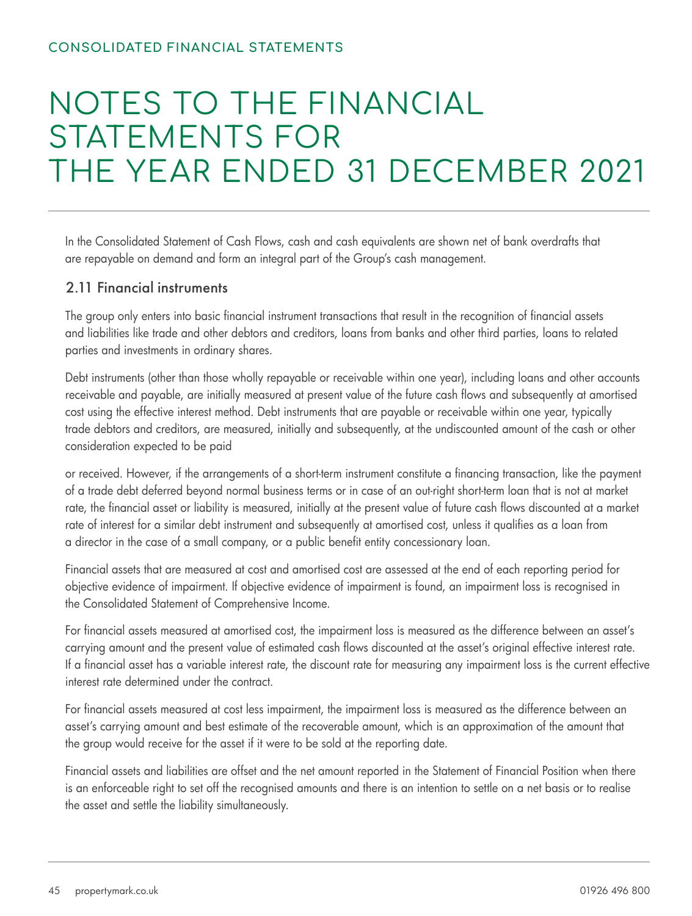In the Consolidated Statement of Cash Flows, cash and cash equivalents are shown net of bank overdrafts that are repayable on demand and form an integral part of the Group's cash management.

### 2.11 Financial instruments

The group only enters into basic financial instrument transactions that result in the recognition of financial assets and liabilities like trade and other debtors and creditors, loans from banks and other third parties, loans to related parties and investments in ordinary shares.

Debt instruments (other than those wholly repayable or receivable within one year), including loans and other accounts receivable and payable, are initially measured at present value of the future cash flows and subsequently at amortised cost using the effective interest method. Debt instruments that are payable or receivable within one year, typically trade debtors and creditors, are measured, initially and subsequently, at the undiscounted amount of the cash or other consideration expected to be paid

or received. However, if the arrangements of a short-term instrument constitute a financing transaction, like the payment of a trade debt deferred beyond normal business terms or in case of an out-right short-term loan that is not at market rate, the financial asset or liability is measured, initially at the present value of future cash flows discounted at a market rate of interest for a similar debt instrument and subsequently at amortised cost, unless it qualifies as a loan from a director in the case of a small company, or a public benefit entity concessionary loan.

Financial assets that are measured at cost and amortised cost are assessed at the end of each reporting period for objective evidence of impairment. If objective evidence of impairment is found, an impairment loss is recognised in the Consolidated Statement of Comprehensive Income.

For financial assets measured at amortised cost, the impairment loss is measured as the difference between an asset's carrying amount and the present value of estimated cash flows discounted at the asset's original effective interest rate. If a financial asset has a variable interest rate, the discount rate for measuring any impairment loss is the current effective interest rate determined under the contract.

For financial assets measured at cost less impairment, the impairment loss is measured as the difference between an asset's carrying amount and best estimate of the recoverable amount, which is an approximation of the amount that the group would receive for the asset if it were to be sold at the reporting date.

Financial assets and liabilities are offset and the net amount reported in the Statement of Financial Position when there is an enforceable right to set off the recognised amounts and there is an intention to settle on a net basis or to realise the asset and settle the liability simultaneously.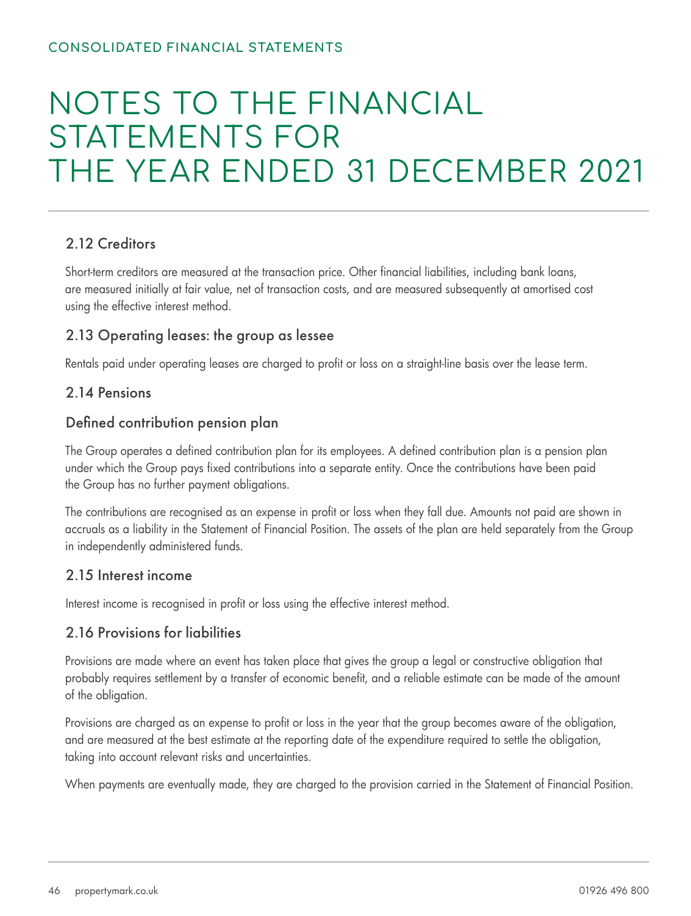# NOTES TO THE FINANCIAL STATEMENTS FOR THE YEAR ENDED 31 DECEMBER 2021

## 2.12 Creditors

Short-term creditors are measured at the transaction price. Other financial liabilities, including bank loans, are measured initially at fair value, net of transaction costs, and are measured subsequently at amortised cost using the effective interest method.

## 2.13 Operating leases: the group as lessee

Rentals paid under operating leases are charged to profit or loss on a straight-line basis over the lease term.

## 2.14 Pensions

### Defined contribution pension plan

The Group operates a defined contribution plan for its employees. A defined contribution plan is a pension plan under which the Group pays fixed contributions into a separate entity. Once the contributions have been paid the Group has no further payment obligations.

The contributions are recognised as an expense in profit or loss when they fall due. Amounts not paid are shown in accruals as a liability in the Statement of Financial Position. The assets of the plan are held separately from the Group in independently administered funds.

## 2.15 Interest income

Interest income is recognised in profit or loss using the effective interest method.

## 2.16 Provisions for liabilities

Provisions are made where an event has taken place that gives the group a legal or constructive obligation that probably requires settlement by a transfer of economic benefit, and a reliable estimate can be made of the amount of the obligation.

Provisions are charged as an expense to profit or loss in the year that the group becomes aware of the obligation, and are measured at the best estimate at the reporting date of the expenditure required to settle the obligation, taking into account relevant risks and uncertainties.

When payments are eventually made, they are charged to the provision carried in the Statement of Financial Position.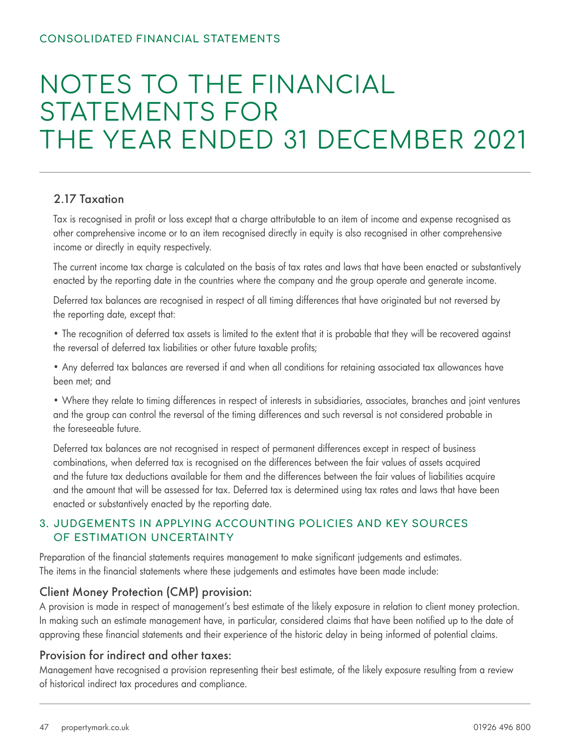# NOTES TO THE FINANCIAL STATEMENTS FOR THE YEAR ENDED 31 DECEMBER 2021

### 2.17 Taxation

Tax is recognised in profit or loss except that a charge attributable to an item of income and expense recognised as other comprehensive income or to an item recognised directly in equity is also recognised in other comprehensive income or directly in equity respectively.

The current income tax charge is calculated on the basis of tax rates and laws that have been enacted or substantively enacted by the reporting date in the countries where the company and the group operate and generate income.

Deferred tax balances are recognised in respect of all timing differences that have originated but not reversed by the reporting date, except that:

- The recognition of deferred tax assets is limited to the extent that it is probable that they will be recovered against the reversal of deferred tax liabilities or other future taxable profits;
- Any deferred tax balances are reversed if and when all conditions for retaining associated tax allowances have been met; and
- Where they relate to timing differences in respect of interests in subsidiaries, associates, branches and joint ventures and the group can control the reversal of the timing differences and such reversal is not considered probable in the foreseeable future.

Deferred tax balances are not recognised in respect of permanent differences except in respect of business combinations, when deferred tax is recognised on the differences between the fair values of assets acquired and the future tax deductions available for them and the differences between the fair values of liabilities acquire and the amount that will be assessed for tax. Deferred tax is determined using tax rates and laws that have been enacted or substantively enacted by the reporting date.

## 3. JUDGEMENTS IN APPLYING ACCOUNTING POLICIES AND KEY SOURCES OF ESTIMATION UNCERTAINTY

Preparation of the financial statements requires management to make significant judgements and estimates. The items in the financial statements where these judgements and estimates have been made include:

### Client Money Protection (CMP) provision:

A provision is made in respect of management's best estimate of the likely exposure in relation to client money protection. In making such an estimate management have, in particular, considered claims that have been notified up to the date of approving these financial statements and their experience of the historic delay in being informed of potential claims.

### Provision for indirect and other taxes:

Management have recognised a provision representing their best estimate, of the likely exposure resulting from a review of historical indirect tax procedures and compliance.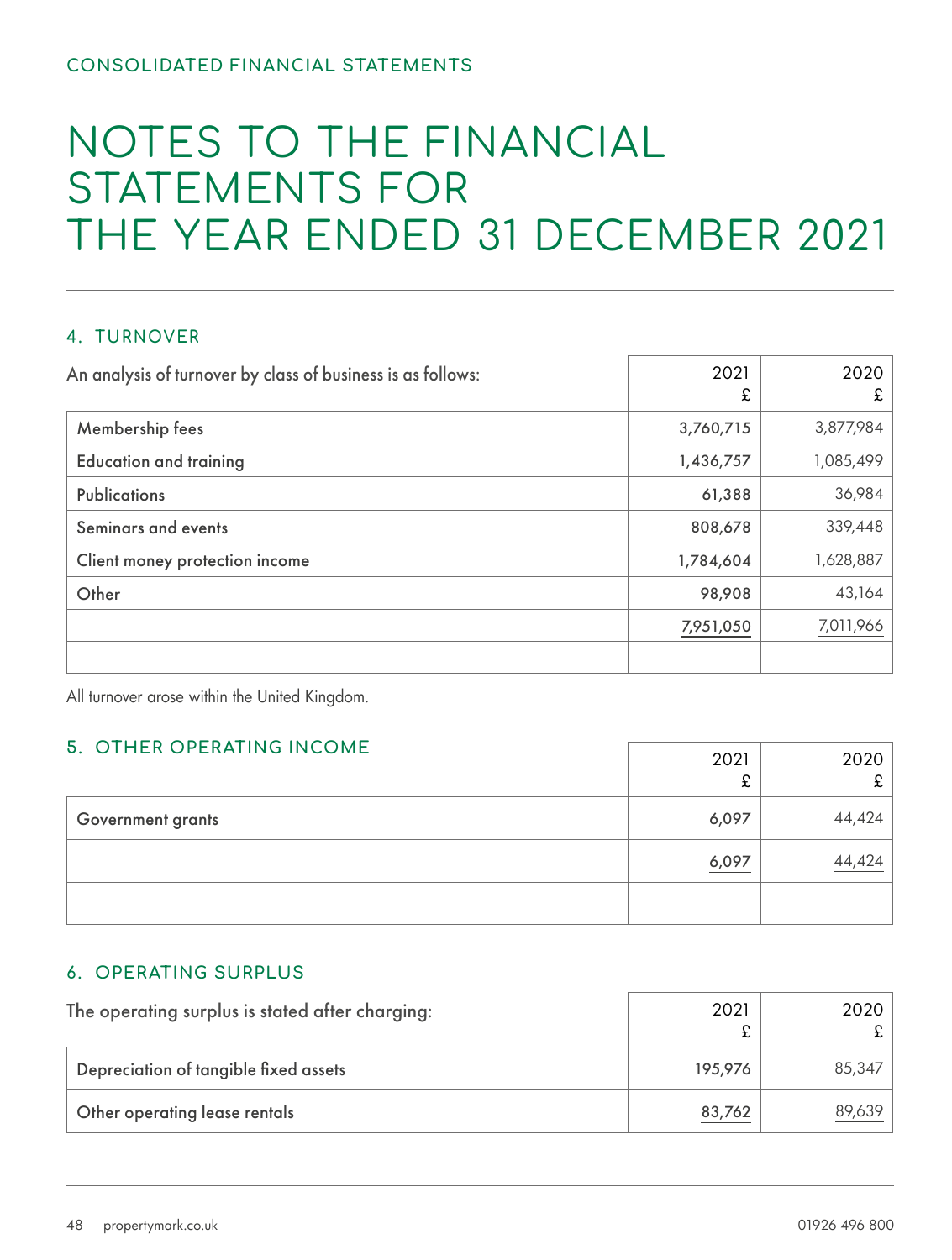CONSOLIDATED FINANCIAL STATEMENTS

# NOTES TO THE FINANCIAL STATEMENTS FOR THE YEAR ENDED 31 DECEMBER 2021

## 4. TURNOVER

| An analysis of turnover by class of business is as follows: | 2021 £ | 2020 £ |
|---|---|---|
| Membership fees | **3,760,715** | 3,877,984 |
| Education and training | **1,436,757** | 1,085,499 |
| Publications | **61,388** | 36,984 |
| Seminars and events | **808,678** | 339,448 |
| Client money protection income | **1,784,604** | 1,628,887 |
| Other | **98,908** | 43,164 |
| | **7,951,050** | 7,011,966 |

All turnover arose within the United Kingdom.

## 5. OTHER OPERATING INCOME

| | 2021 £ | 2020 £ |
|---|---|---|
| Government grants | **6,097** | 44,424 |
| | **6,097** | 44,424 |

## 6. OPERATING SURPLUS

| The operating surplus is stated after charging: | 2021 £ | 2020 £ |
|---|---|---|
| Depreciation of tangible fixed assets | **195,976** | 85,347 |
| Other operating lease rentals | **83,762** | 89,639 |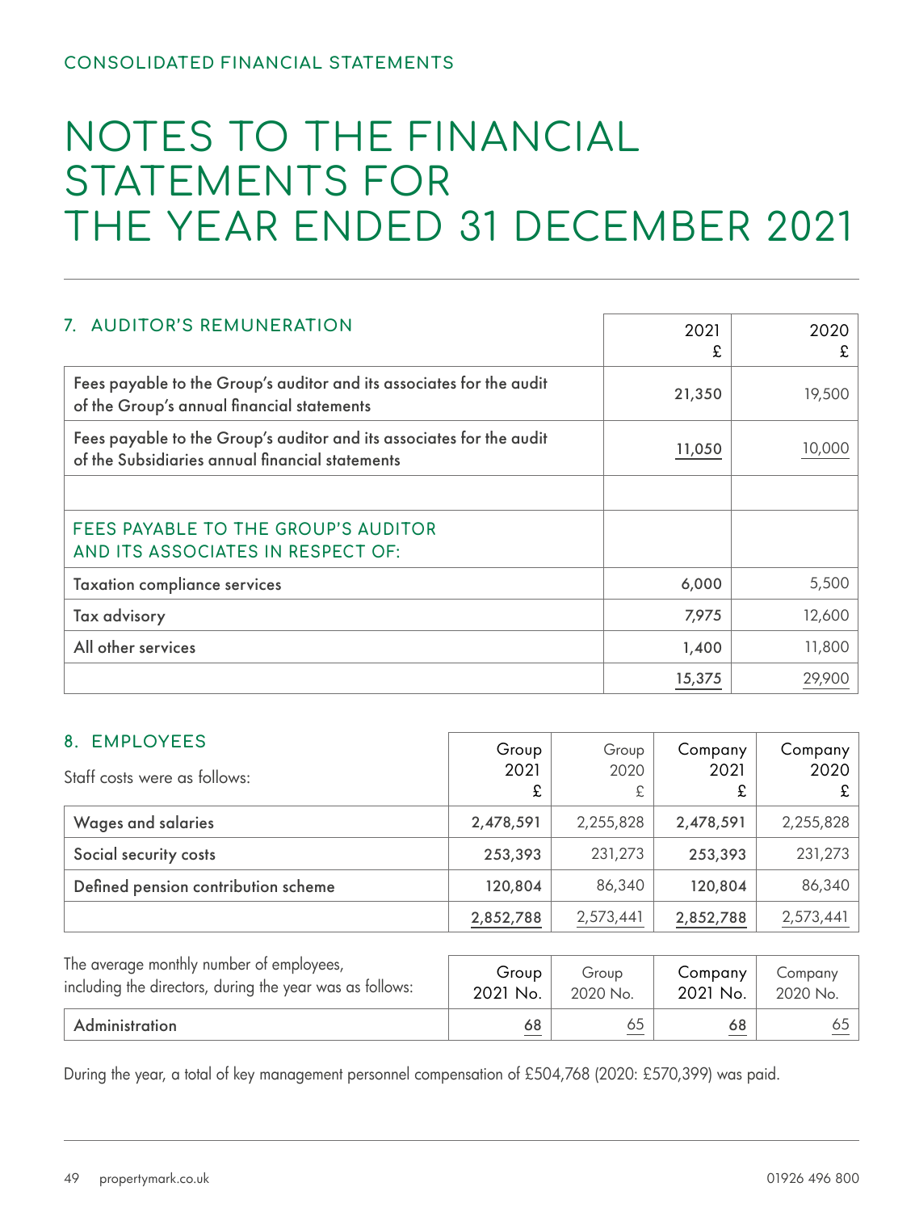# CONSOLIDATED FINANCIAL STATEMENTS

# NOTES TO THE FINANCIAL STATEMENTS FOR THE YEAR ENDED 31 DECEMBER 2021

## 7. AUDITOR'S REMUNERATION

| | 2021 £ | 2020 £ |
|---|---|---|
| Fees payable to the Group's auditor and its associates for the audit of the Group's annual financial statements | 21,350 | 19,500 |
| Fees payable to the Group's auditor and its associates for the audit of the Subsidiaries annual financial statements | 11,050 | 10,000 |
| | | |
| **FEES PAYABLE TO THE GROUP'S AUDITOR AND ITS ASSOCIATES IN RESPECT OF:** | | |
| Taxation compliance services | 6,000 | 5,500 |
| Tax advisory | 7,975 | 12,600 |
| All other services | 1,400 | 11,800 |
| | 15,375 | 29,900 |

## 8. EMPLOYEES

| Staff costs were as follows: | Group 2021 £ | Group 2020 £ | Company 2021 £ | Company 2020 £ |
|---|---|---|---|---|
| Wages and salaries | 2,478,591 | 2,255,828 | 2,478,591 | 2,255,828 |
| Social security costs | 253,393 | 231,273 | 253,393 | 231,273 |
| Defined pension contribution scheme | 120,804 | 86,340 | 120,804 | 86,340 |
| | 2,852,788 | 2,573,441 | 2,852,788 | 2,573,441 |

| The average monthly number of employees, including the directors, during the year was as follows: | Group 2021 No. | Group 2020 No. | Company 2021 No. | Company 2020 No. |
|---|---|---|---|---|
| Administration | 68 | 65 | 68 | 65 |

During the year, a total of key management personnel compensation of £504,768 (2020: £570,399) was paid.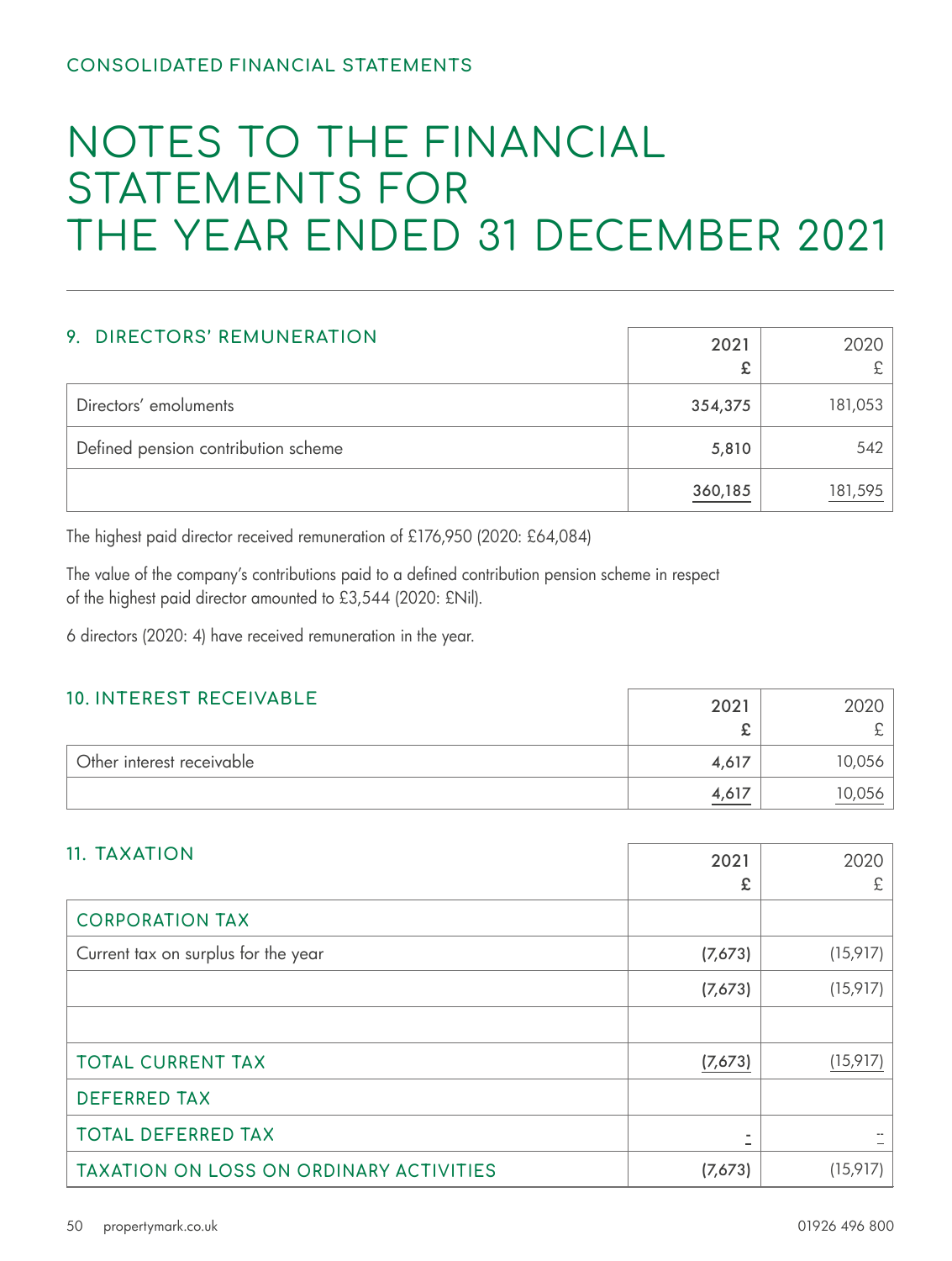CONSOLIDATED FINANCIAL STATEMENTS

# NOTES TO THE FINANCIAL STATEMENTS FOR THE YEAR ENDED 31 DECEMBER 2021

## 9. DIRECTORS' REMUNERATION

| | 2021<br>£ | 2020<br>£ |
|---|---|---|
| Directors' emoluments | 354,375 | 181,053 |
| Defined pension contribution scheme | 5,810 | 542 |
| | 360,185 | 181,595 |

The highest paid director received remuneration of £176,950 (2020: £64,084)

The value of the company's contributions paid to a defined contribution pension scheme in respect of the highest paid director amounted to £3,544 (2020: £Nil).

6 directors (2020: 4) have received remuneration in the year.

## 10. INTEREST RECEIVABLE

| | 2021<br>£ | 2020<br>£ |
|---|---|---|
| Other interest receivable | 4,617 | 10,056 |
| | 4,617 | 10,056 |

## 11. TAXATION

| | 2021<br>£ | 2020<br>£ |
|---|---|---|
| CORPORATION TAX | | |
| Current tax on surplus for the year | (7,673) | (15,917) |
| | (7,673) | (15,917) |
| | | |
| TOTAL CURRENT TAX | (7,673) | (15,917) |
| DEFERRED TAX | | |
| TOTAL DEFERRED TAX | - | -- |
| TAXATION ON LOSS ON ORDINARY ACTIVITIES | (7,673) | (15,917) |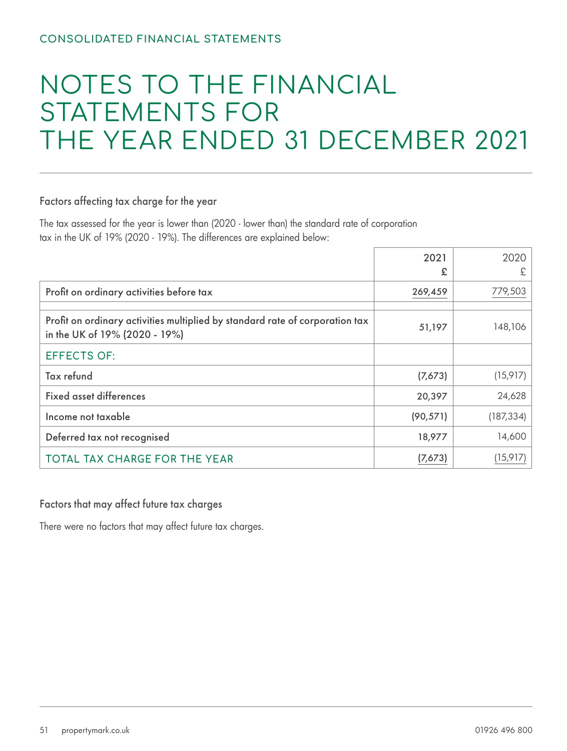# NOTES TO THE FINANCIAL STATEMENTS FOR THE YEAR ENDED 31 DECEMBER 2021

### Factors affecting tax charge for the year

The tax assessed for the year is lower than (2020 - lower than) the standard rate of corporation tax in the UK of 19% (2020 - 19%). The differences are explained below:

| | 2021<br>£ | 2020<br>£ |
|---|---|---|
| Profit on ordinary activities before tax | 269,459 | 779,503 |
| Profit on ordinary activities multiplied by standard rate of corporation tax in the UK of 19% (2020 - 19%) | 51,197 | 148,106 |
| EFFECTS OF: | | |
| Tax refund | (7,673) | (15,917) |
| Fixed asset differences | 20,397 | 24,628 |
| Income not taxable | (90,571) | (187,334) |
| Deferred tax not recognised | 18,977 | 14,600 |
| TOTAL TAX CHARGE FOR THE YEAR | (7,673) | (15,917) |

### Factors that may affect future tax charges

There were no factors that may affect future tax charges.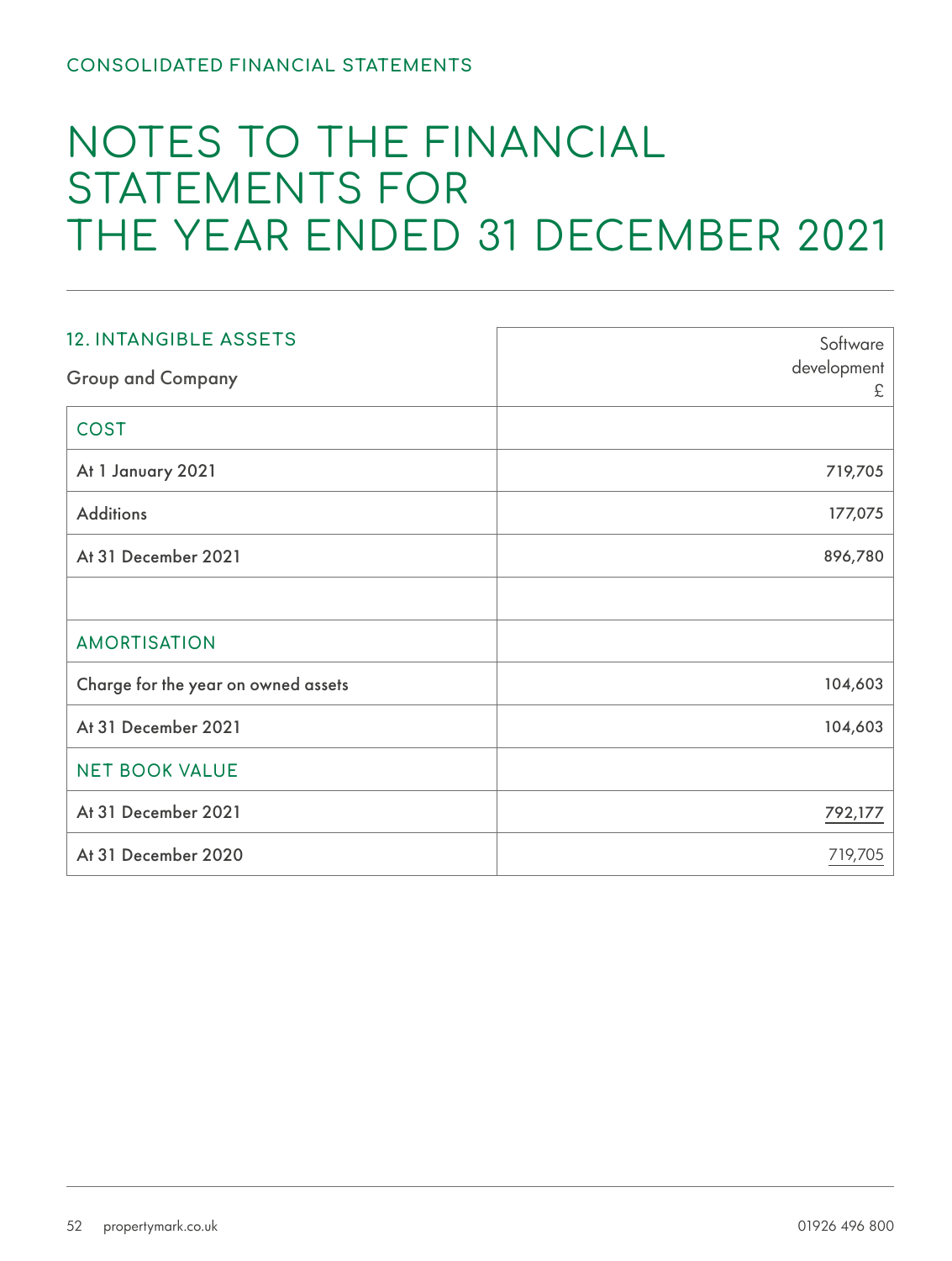CONSOLIDATED FINANCIAL STATEMENTS

# NOTES TO THE FINANCIAL STATEMENTS FOR THE YEAR ENDED 31 DECEMBER 2021

## 12. INTANGIBLE ASSETS

| Group and Company | Software development £ |
|---|---|
| **COST** | |
| At 1 January 2021 | 719,705 |
| Additions | 177,075 |
| At 31 December 2021 | 896,780 |
| | |
| **AMORTISATION** | |
| Charge for the year on owned assets | 104,603 |
| At 31 December 2021 | 104,603 |
| **NET BOOK VALUE** | |
| At 31 December 2021 | 792,177 |
| At 31 December 2020 | 719,705 |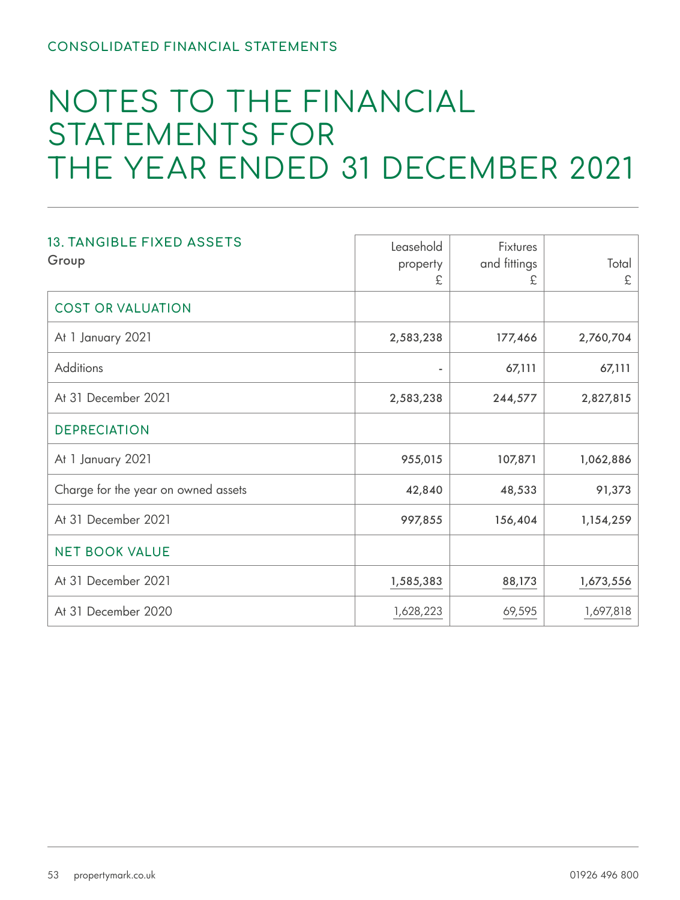# NOTES TO THE FINANCIAL STATEMENTS FOR THE YEAR ENDED 31 DECEMBER 2021

## 13. TANGIBLE FIXED ASSETS

**Group**

| | Leasehold property £ | Fixtures and fittings £ | Total £ |
|---|---|---|---|
| **COST OR VALUATION** | | | |
| At 1 January 2021 | 2,583,238 | 177,466 | 2,760,704 |
| Additions | - | 67,111 | 67,111 |
| At 31 December 2021 | 2,583,238 | 244,577 | 2,827,815 |
| **DEPRECIATION** | | | |
| At 1 January 2021 | 955,015 | 107,871 | 1,062,886 |
| Charge for the year on owned assets | 42,840 | 48,533 | 91,373 |
| At 31 December 2021 | 997,855 | 156,404 | 1,154,259 |
| **NET BOOK VALUE** | | | |
| At 31 December 2021 | 1,585,383 | 88,173 | 1,673,556 |
| At 31 December 2020 | 1,628,223 | 69,595 | 1,697,818 |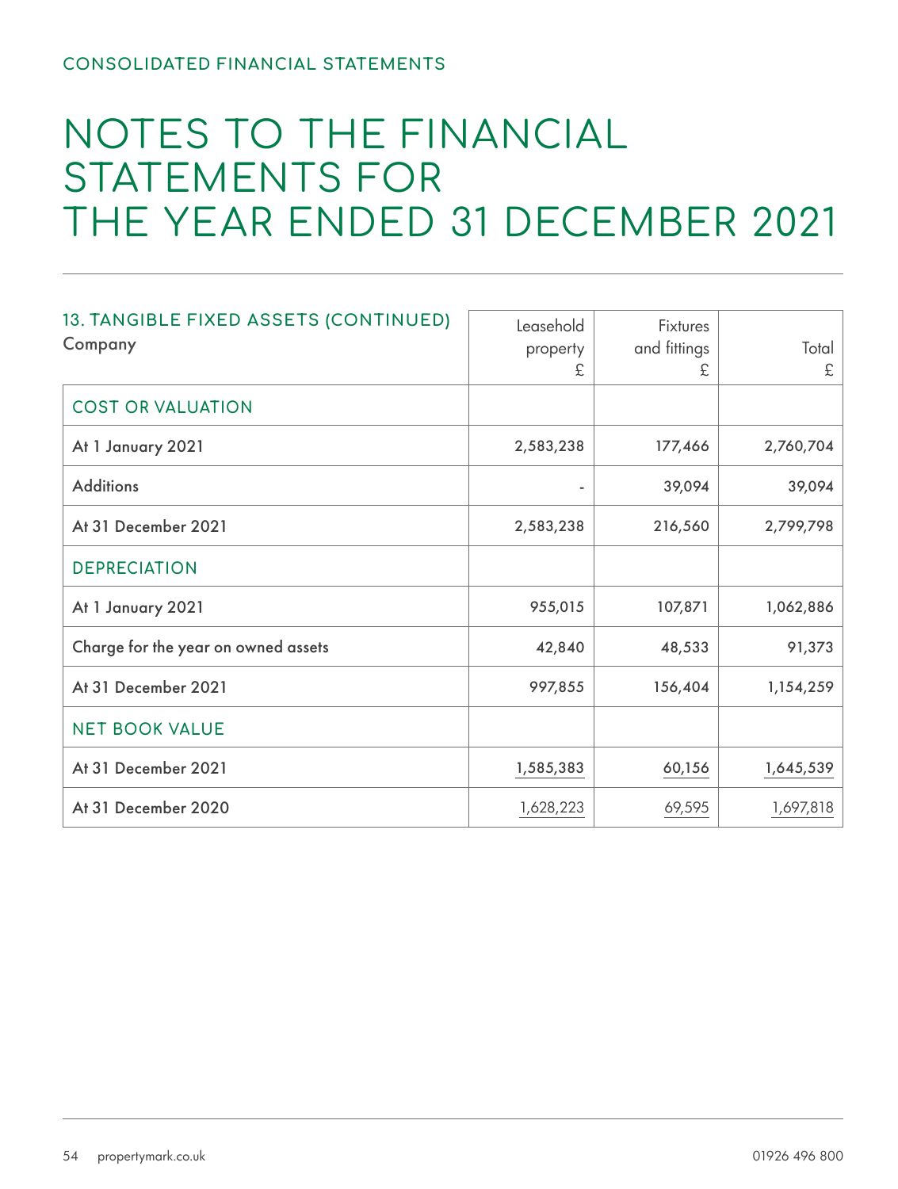# NOTES TO THE FINANCIAL STATEMENTS FOR THE YEAR ENDED 31 DECEMBER 2021

| 13. TANGIBLE FIXED ASSETS (CONTINUED)<br>Company | Leasehold property<br>£ | Fixtures and fittings<br>£ | Total<br>£ |
|---|---|---|---|
| COST OR VALUATION | | | |
| At 1 January 2021 | 2,583,238 | 177,466 | 2,760,704 |
| Additions | - | 39,094 | 39,094 |
| At 31 December 2021 | 2,583,238 | 216,560 | 2,799,798 |
| DEPRECIATION | | | |
| At 1 January 2021 | 955,015 | 107,871 | 1,062,886 |
| Charge for the year on owned assets | 42,840 | 48,533 | 91,373 |
| At 31 December 2021 | 997,855 | 156,404 | 1,154,259 |
| NET BOOK VALUE | | | |
| At 31 December 2021 | 1,585,383 | 60,156 | 1,645,539 |
| At 31 December 2020 | 1,628,223 | 69,595 | 1,697,818 |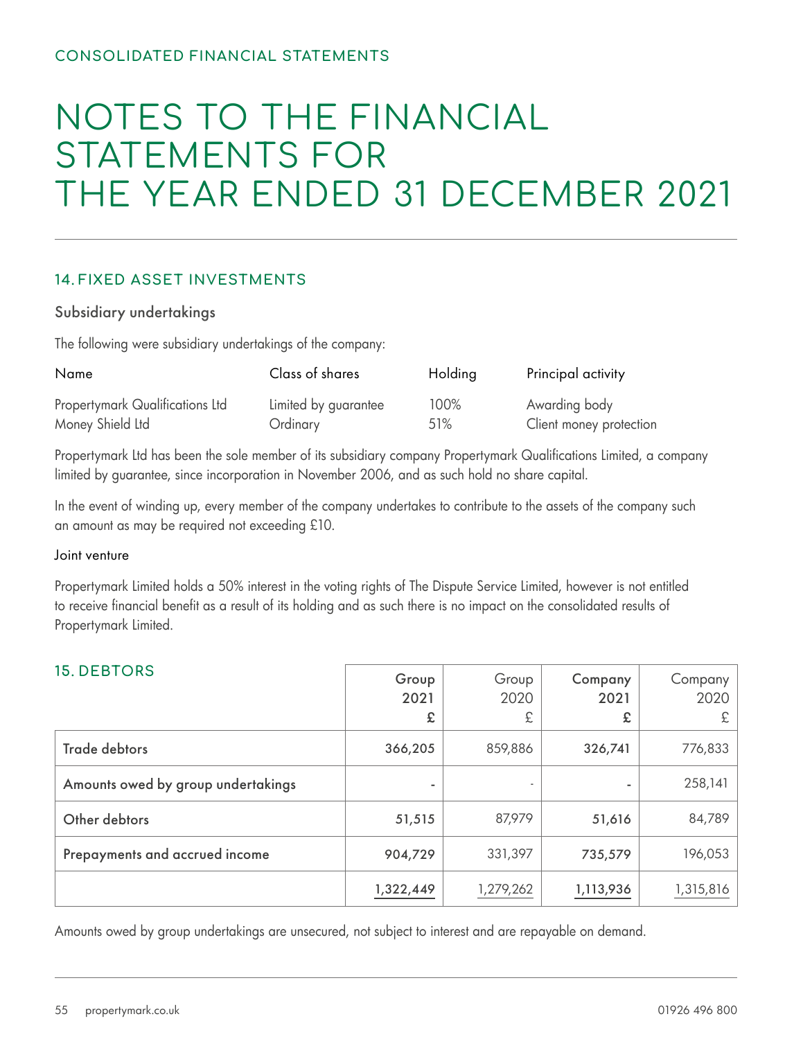# NOTES TO THE FINANCIAL STATEMENTS FOR THE YEAR ENDED 31 DECEMBER 2021

## 14. FIXED ASSET INVESTMENTS

### Subsidiary undertakings

The following were subsidiary undertakings of the company:

| Name | Class of shares | Holding | Principal activity |
|---|---|---|---|
| Propertymark Qualifications Ltd | Limited by guarantee | 100% | Awarding body |
| Money Shield Ltd | Ordinary | 51% | Client money protection |

Propertymark Ltd has been the sole member of its subsidiary company Propertymark Qualifications Limited, a company limited by guarantee, since incorporation in November 2006, and as such hold no share capital.

In the event of winding up, every member of the company undertakes to contribute to the assets of the company such an amount as may be required not exceeding £10.

### Joint venture

Propertymark Limited holds a 50% interest in the voting rights of The Dispute Service Limited, however is not entitled to receive financial benefit as a result of its holding and as such there is no impact on the consolidated results of Propertymark Limited.

## 15. DEBTORS

| | **Group 2021 £** | Group 2020 £ | **Company 2021 £** | Company 2020 £ |
|---|---|---|---|---|
| Trade debtors | **366,205** | 859,886 | **326,741** | 776,833 |
| Amounts owed by group undertakings | **-** | - | **-** | 258,141 |
| Other debtors | **51,515** | 87,979 | **51,616** | 84,789 |
| Prepayments and accrued income | **904,729** | 331,397 | **735,579** | 196,053 |
| | **1,322,449** | 1,279,262 | **1,113,936** | 1,315,816 |

Amounts owed by group undertakings are unsecured, not subject to interest and are repayable on demand.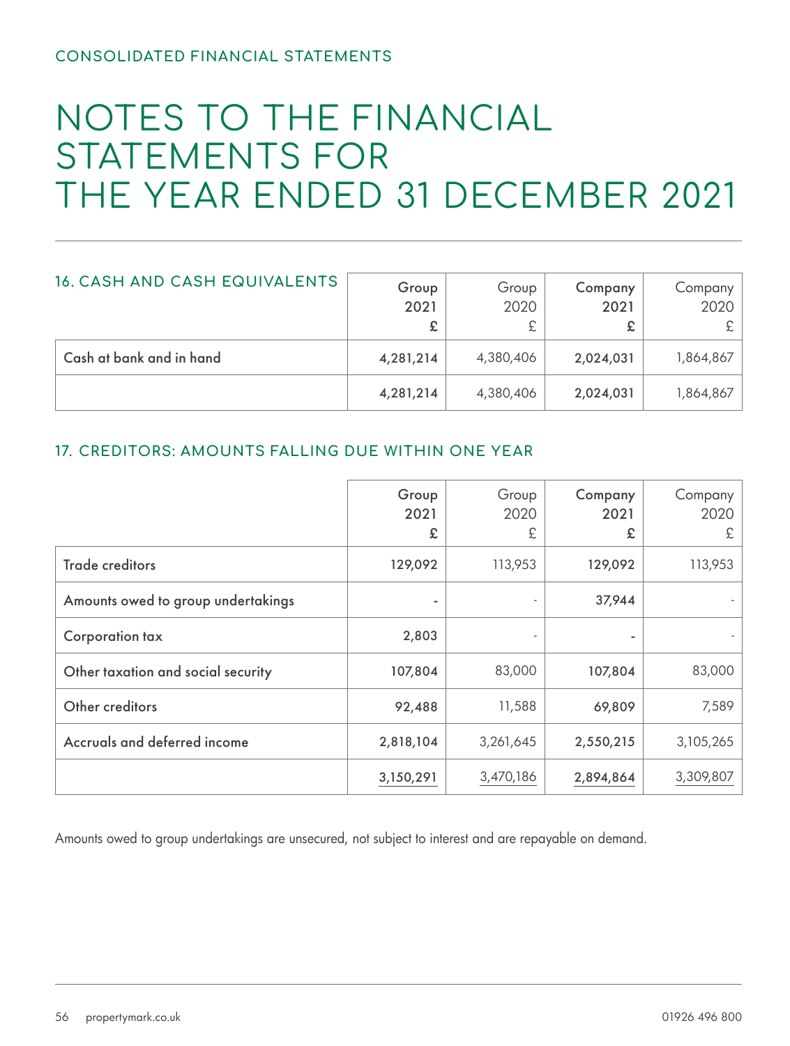CONSOLIDATED FINANCIAL STATEMENTS

# NOTES TO THE FINANCIAL STATEMENTS FOR THE YEAR ENDED 31 DECEMBER 2021

## 16. CASH AND CASH EQUIVALENTS

| | Group 2021 £ | Group 2020 £ | Company 2021 £ | Company 2020 £ |
|---|---|---|---|---|
| Cash at bank and in hand | 4,281,214 | 4,380,406 | 2,024,031 | 1,864,867 |
| | 4,281,214 | 4,380,406 | 2,024,031 | 1,864,867 |

## 17. CREDITORS: AMOUNTS FALLING DUE WITHIN ONE YEAR

| | Group 2021 £ | Group 2020 £ | Company 2021 £ | Company 2020 £ |
|---|---|---|---|---|
| Trade creditors | 129,092 | 113,953 | 129,092 | 113,953 |
| Amounts owed to group undertakings | - | - | 37,944 | - |
| Corporation tax | 2,803 | - | - | - |
| Other taxation and social security | 107,804 | 83,000 | 107,804 | 83,000 |
| Other creditors | 92,488 | 11,588 | 69,809 | 7,589 |
| Accruals and deferred income | 2,818,104 | 3,261,645 | 2,550,215 | 3,105,265 |
| | 3,150,291 | 3,470,186 | 2,894,864 | 3,309,807 |

Amounts owed to group undertakings are unsecured, not subject to interest and are repayable on demand.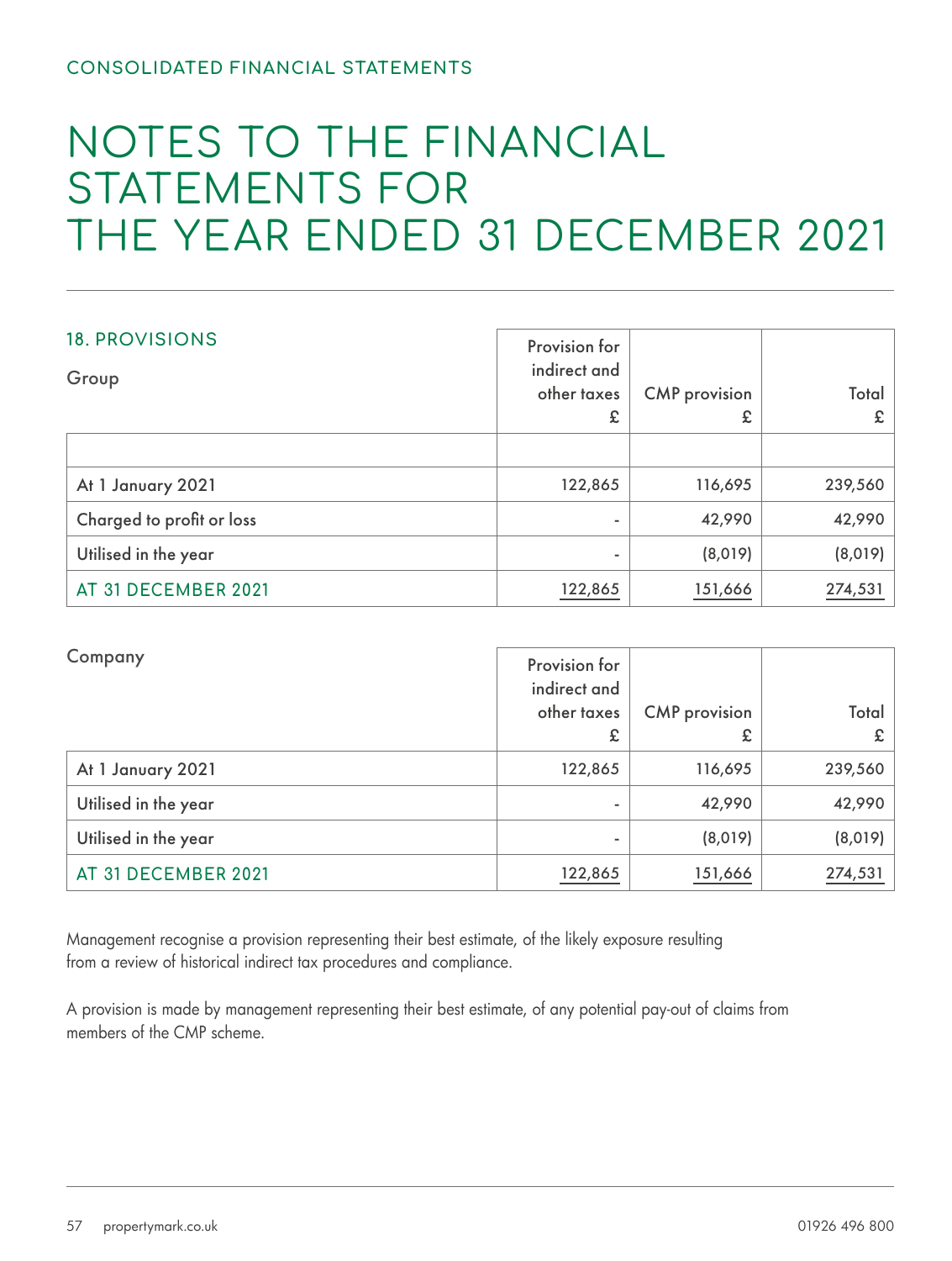CONSOLIDATED FINANCIAL STATEMENTS

# NOTES TO THE FINANCIAL STATEMENTS FOR THE YEAR ENDED 31 DECEMBER 2021

## 18. PROVISIONS

| Group | Provision for indirect and other taxes £ | CMP provision £ | Total £ |
|---|---|---|---|
| | | | |
| At 1 January 2021 | 122,865 | 116,695 | 239,560 |
| Charged to profit or loss | - | 42,990 | 42,990 |
| Utilised in the year | - | (8,019) | (8,019) |
| AT 31 DECEMBER 2021 | 122,865 | 151,666 | 274,531 |

| Company | Provision for indirect and other taxes £ | CMP provision £ | Total £ |
|---|---|---|---|
| At 1 January 2021 | 122,865 | 116,695 | 239,560 |
| Utilised in the year | - | 42,990 | 42,990 |
| Utilised in the year | - | (8,019) | (8,019) |
| AT 31 DECEMBER 2021 | 122,865 | 151,666 | 274,531 |

Management recognise a provision representing their best estimate, of the likely exposure resulting from a review of historical indirect tax procedures and compliance.

A provision is made by management representing their best estimate, of any potential pay-out of claims from members of the CMP scheme.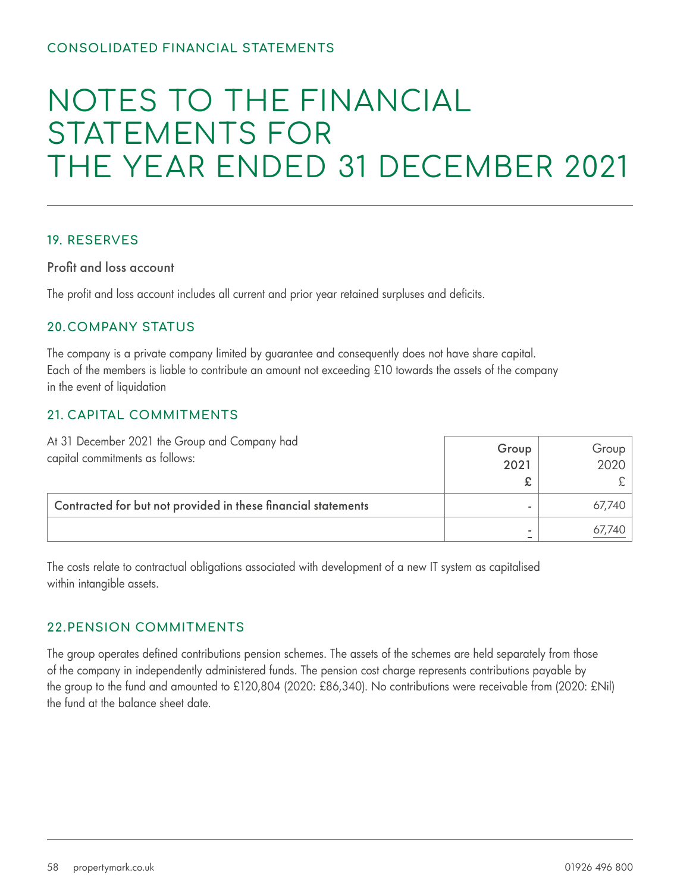# NOTES TO THE FINANCIAL STATEMENTS FOR THE YEAR ENDED 31 DECEMBER 2021

## 19. RESERVES

### Profit and loss account

The profit and loss account includes all current and prior year retained surpluses and deficits.

## 20. COMPANY STATUS

The company is a private company limited by guarantee and consequently does not have share capital. Each of the members is liable to contribute an amount not exceeding £10 towards the assets of the company in the event of liquidation

## 21. CAPITAL COMMITMENTS

| At 31 December 2021 the Group and Company had capital commitments as follows: | **Group 2021 £** | Group 2020 £ |
|---|---|---|
| **Contracted for but not provided in these financial statements** | - | 67,740 |
| | - | 67,740 |

The costs relate to contractual obligations associated with development of a new IT system as capitalised within intangible assets.

## 22. PENSION COMMITMENTS

The group operates defined contributions pension schemes. The assets of the schemes are held separately from those of the company in independently administered funds. The pension cost charge represents contributions payable by the group to the fund and amounted to £120,804 (2020: £86,340). No contributions were receivable from (2020: £Nil) the fund at the balance sheet date.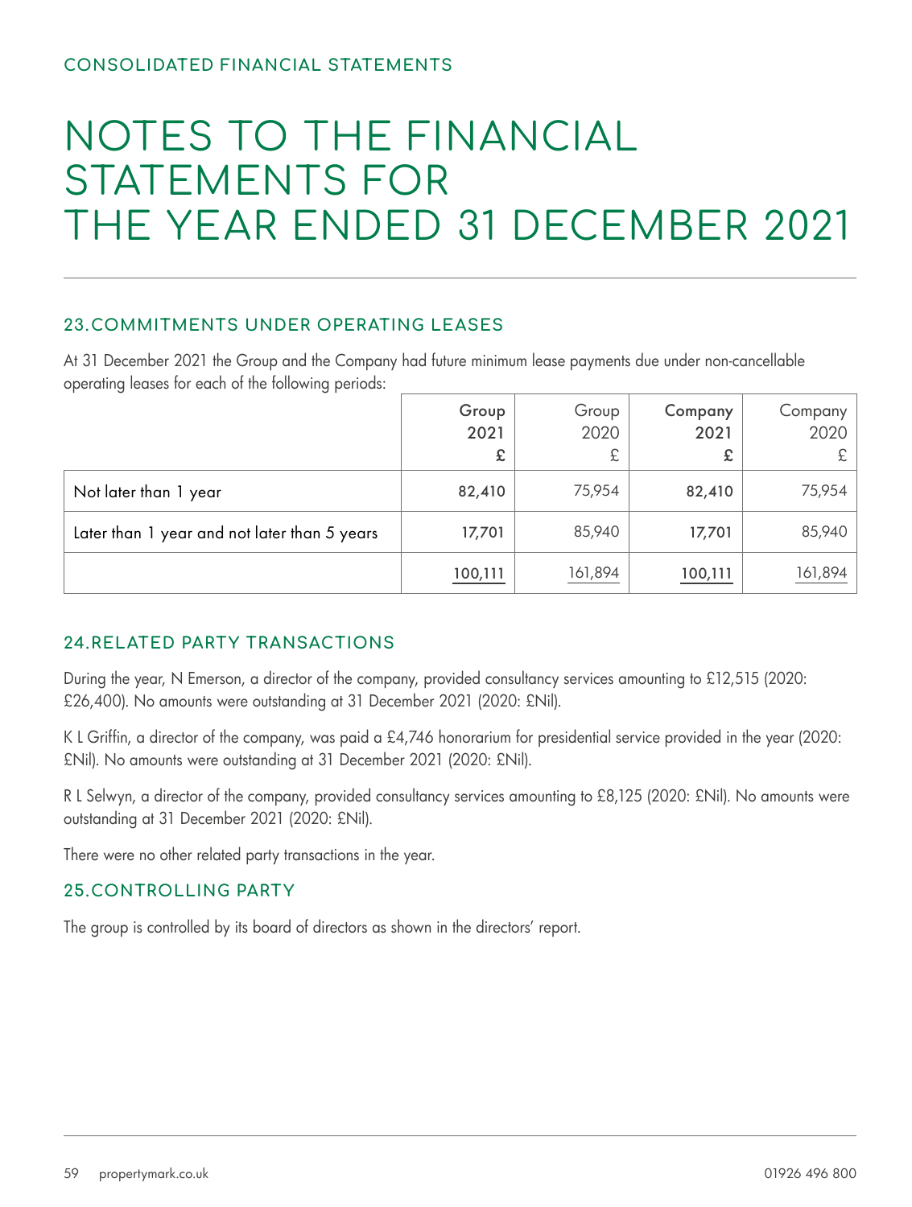# NOTES TO THE FINANCIAL STATEMENTS FOR THE YEAR ENDED 31 DECEMBER 2021

## 23. COMMITMENTS UNDER OPERATING LEASES

At 31 December 2021 the Group and the Company had future minimum lease payments due under non-cancellable operating leases for each of the following periods:

| | **Group 2021 £** | Group 2020 £ | **Company 2021 £** | Company 2020 £ |
|---|---|---|---|---|
| Not later than 1 year | **82,410** | 75,954 | **82,410** | 75,954 |
| Later than 1 year and not later than 5 years | **17,701** | 85,940 | **17,701** | 85,940 |
| | **100,111** | 161,894 | **100,111** | 161,894 |

## 24. RELATED PARTY TRANSACTIONS

During the year, N Emerson, a director of the company, provided consultancy services amounting to £12,515 (2020: £26,400). No amounts were outstanding at 31 December 2021 (2020: £Nil).

K L Griffin, a director of the company, was paid a £4,746 honorarium for presidential service provided in the year (2020: £Nil). No amounts were outstanding at 31 December 2021 (2020: £Nil).

R L Selwyn, a director of the company, provided consultancy services amounting to £8,125 (2020: £Nil). No amounts were outstanding at 31 December 2021 (2020: £Nil).

There were no other related party transactions in the year.

## 25. CONTROLLING PARTY

The group is controlled by its board of directors as shown in the directors' report.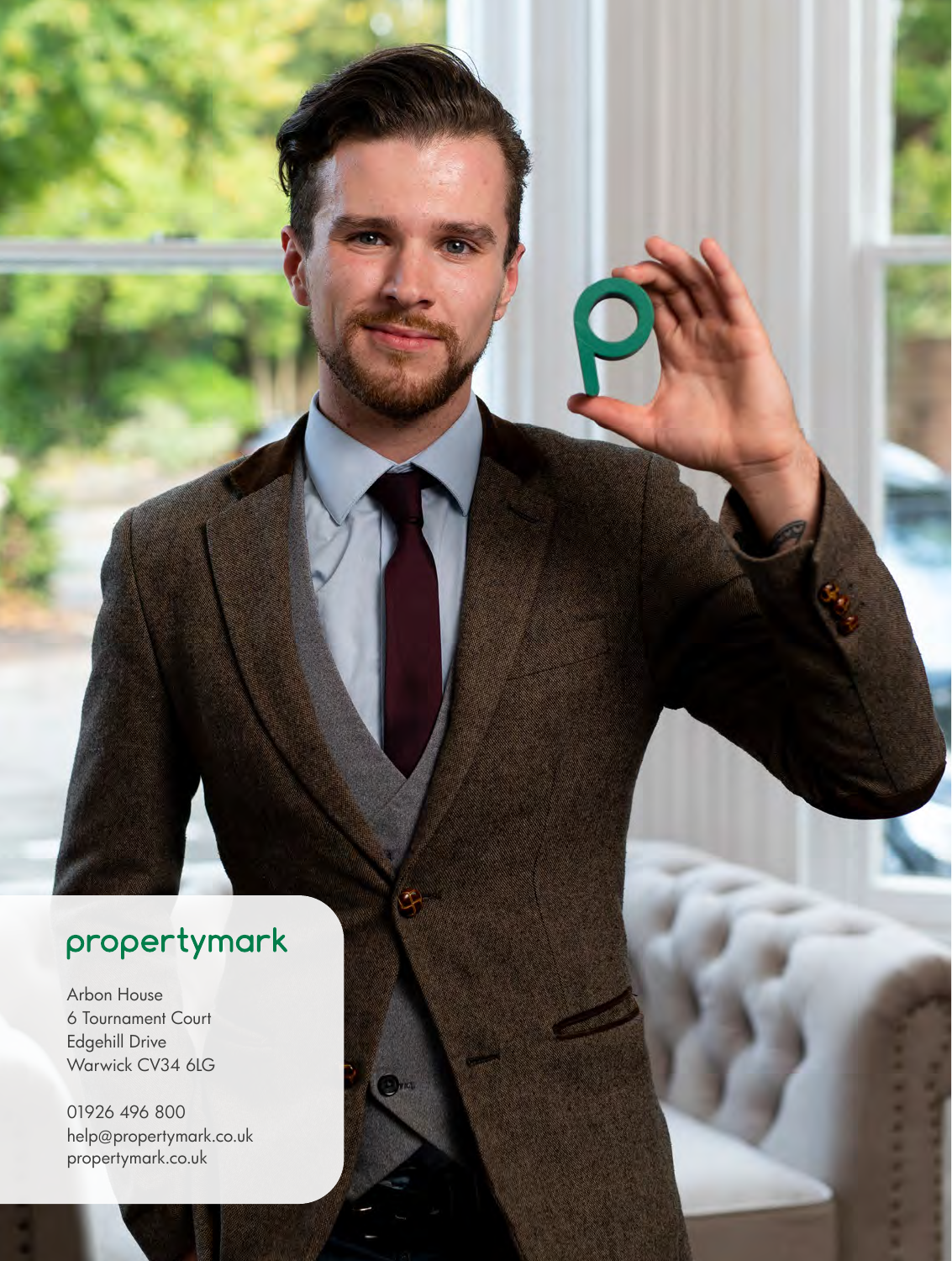propertymark

Arbon House
6 Tournament Court
Edgehill Drive
Warwick CV34 6LG

01926 496 800
help@propertymark.co.uk
propertymark.co.uk